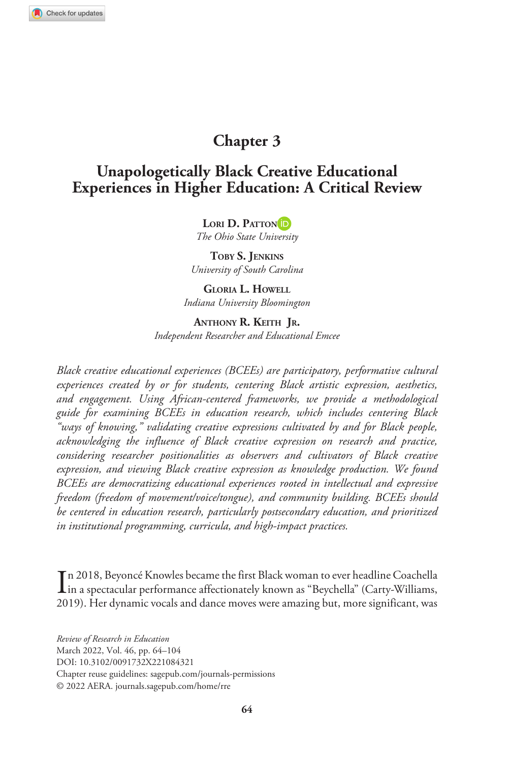# Chapter 3

## Unapologetically Black Creative Educational Experiences in Higher Education: A Critical Review

**Lori D. Patton**
*The Ohio State University*

**Toby S. Jenkins**
*University of South Carolina*

**Gloria L. Howell**
*Indiana University Bloomington*

**Anthony R. Keith Jr.**
*Independent Researcher and Educational Emcee*

*Black creative educational experiences (BCEEs) are participatory, performative cultural experiences created by or for students, centering Black artistic expression, aesthetics, and engagement. Using African-centered frameworks, we provide a methodological guide for examining BCEEs in education research, which includes centering Black "ways of knowing," validating creative expressions cultivated by and for Black people, acknowledging the influence of Black creative expression on research and practice, considering researcher positionalities as observers and cultivators of Black creative expression, and viewing Black creative expression as knowledge production. We found BCEEs are democratizing educational experiences rooted in intellectual and expressive freedom (freedom of movement/voice/tongue), and community building. BCEEs should be centered in education research, particularly postsecondary education, and prioritized in institutional programming, curricula, and high-impact practices.*

In 2018, Beyoncé Knowles became the first Black woman to ever headline Coachella in a spectacular performance affectionately known as "Beychella" (Carty-Williams, 2019). Her dynamic vocals and dance moves were amazing but, more significant, was

*Review of Research in Education*
March 2022, Vol. 46, pp. 64–104
DOI: 10.3102/0091732X221084321
Chapter reuse guidelines: sagepub.com/journals-permissions
© 2022 AERA. journals.sagepub.com/home/rre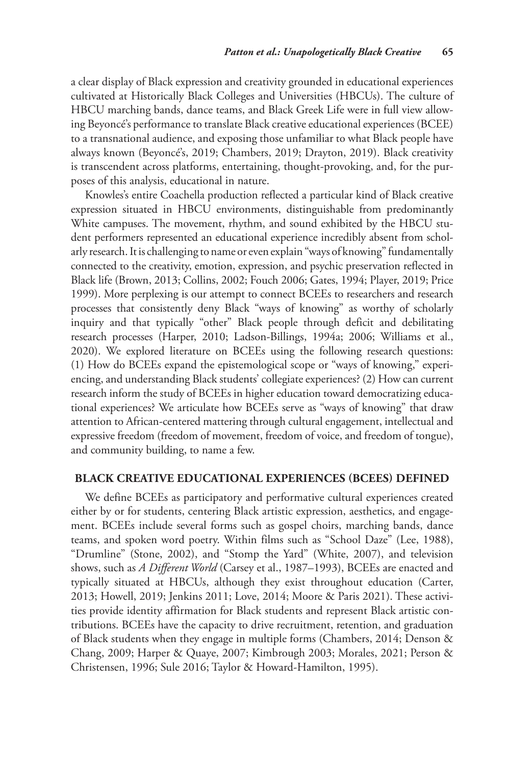a clear display of Black expression and creativity grounded in educational experiences cultivated at Historically Black Colleges and Universities (HBCUs). The culture of HBCU marching bands, dance teams, and Black Greek Life were in full view allowing Beyoncé's performance to translate Black creative educational experiences (BCEE) to a transnational audience, and exposing those unfamiliar to what Black people have always known (Beyoncé's, 2019; Chambers, 2019; Drayton, 2019). Black creativity is transcendent across platforms, entertaining, thought-provoking, and, for the purposes of this analysis, educational in nature.

Knowles's entire Coachella production reflected a particular kind of Black creative expression situated in HBCU environments, distinguishable from predominantly White campuses. The movement, rhythm, and sound exhibited by the HBCU student performers represented an educational experience incredibly absent from scholarly research. It is challenging to name or even explain "ways of knowing" fundamentally connected to the creativity, emotion, expression, and psychic preservation reflected in Black life (Brown, 2013; Collins, 2002; Fouch 2006; Gates, 1994; Player, 2019; Price 1999). More perplexing is our attempt to connect BCEEs to researchers and research processes that consistently deny Black "ways of knowing" as worthy of scholarly inquiry and that typically "other" Black people through deficit and debilitating research processes (Harper, 2010; Ladson-Billings, 1994a; 2006; Williams et al., 2020). We explored literature on BCEEs using the following research questions: (1) How do BCEEs expand the epistemological scope or "ways of knowing," experiencing, and understanding Black students' collegiate experiences? (2) How can current research inform the study of BCEEs in higher education toward democratizing educational experiences? We articulate how BCEEs serve as "ways of knowing" that draw attention to African-centered mattering through cultural engagement, intellectual and expressive freedom (freedom of movement, freedom of voice, and freedom of tongue), and community building, to name a few.

## BLACK CREATIVE EDUCATIONAL EXPERIENCES (BCEES) DEFINED

We define BCEEs as participatory and performative cultural experiences created either by or for students, centering Black artistic expression, aesthetics, and engagement. BCEEs include several forms such as gospel choirs, marching bands, dance teams, and spoken word poetry. Within films such as "School Daze" (Lee, 1988), "Drumline" (Stone, 2002), and "Stomp the Yard" (White, 2007), and television shows, such as *A Different World* (Carsey et al., 1987–1993), BCEEs are enacted and typically situated at HBCUs, although they exist throughout education (Carter, 2013; Howell, 2019; Jenkins 2011; Love, 2014; Moore & Paris 2021). These activities provide identity affirmation for Black students and represent Black artistic contributions. BCEEs have the capacity to drive recruitment, retention, and graduation of Black students when they engage in multiple forms (Chambers, 2014; Denson & Chang, 2009; Harper & Quaye, 2007; Kimbrough 2003; Morales, 2021; Person & Christensen, 1996; Sule 2016; Taylor & Howard-Hamilton, 1995).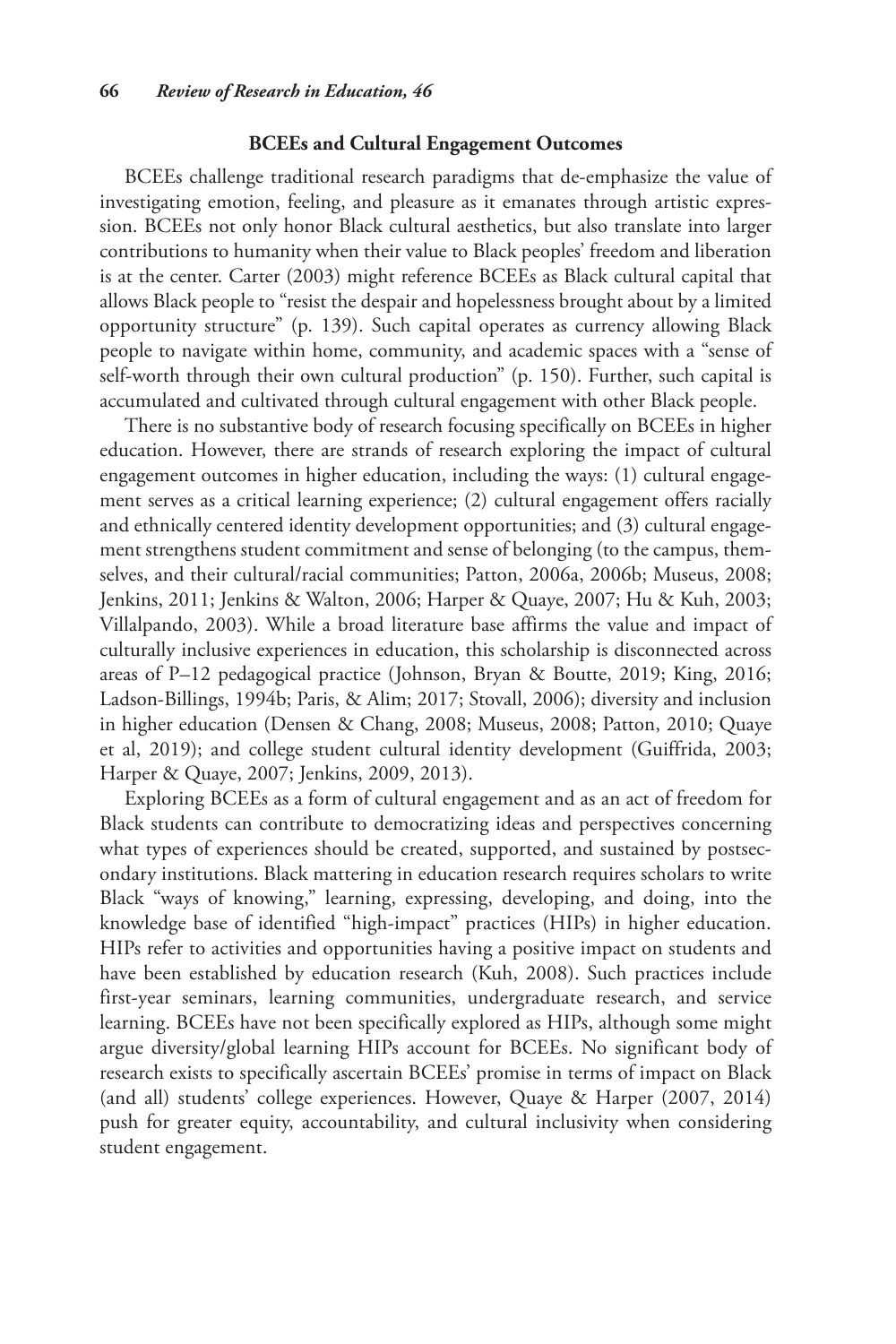### BCEEs and Cultural Engagement Outcomes

BCEEs challenge traditional research paradigms that de-emphasize the value of investigating emotion, feeling, and pleasure as it emanates through artistic expression. BCEEs not only honor Black cultural aesthetics, but also translate into larger contributions to humanity when their value to Black peoples' freedom and liberation is at the center. Carter (2003) might reference BCEEs as Black cultural capital that allows Black people to "resist the despair and hopelessness brought about by a limited opportunity structure" (p. 139). Such capital operates as currency allowing Black people to navigate within home, community, and academic spaces with a "sense of self-worth through their own cultural production" (p. 150). Further, such capital is accumulated and cultivated through cultural engagement with other Black people.

There is no substantive body of research focusing specifically on BCEEs in higher education. However, there are strands of research exploring the impact of cultural engagement outcomes in higher education, including the ways: (1) cultural engagement serves as a critical learning experience; (2) cultural engagement offers racially and ethnically centered identity development opportunities; and (3) cultural engagement strengthens student commitment and sense of belonging (to the campus, themselves, and their cultural/racial communities; Patton, 2006a, 2006b; Museus, 2008; Jenkins, 2011; Jenkins & Walton, 2006; Harper & Quaye, 2007; Hu & Kuh, 2003; Villalpando, 2003). While a broad literature base affirms the value and impact of culturally inclusive experiences in education, this scholarship is disconnected across areas of P–12 pedagogical practice (Johnson, Bryan & Boutte, 2019; King, 2016; Ladson-Billings, 1994b; Paris, & Alim; 2017; Stovall, 2006); diversity and inclusion in higher education (Densen & Chang, 2008; Museus, 2008; Patton, 2010; Quaye et al, 2019); and college student cultural identity development (Guiffrida, 2003; Harper & Quaye, 2007; Jenkins, 2009, 2013).

Exploring BCEEs as a form of cultural engagement and as an act of freedom for Black students can contribute to democratizing ideas and perspectives concerning what types of experiences should be created, supported, and sustained by postsecondary institutions. Black mattering in education research requires scholars to write Black "ways of knowing," learning, expressing, developing, and doing, into the knowledge base of identified "high-impact" practices (HIPs) in higher education. HIPs refer to activities and opportunities having a positive impact on students and have been established by education research (Kuh, 2008). Such practices include first-year seminars, learning communities, undergraduate research, and service learning. BCEEs have not been specifically explored as HIPs, although some might argue diversity/global learning HIPs account for BCEEs. No significant body of research exists to specifically ascertain BCEEs' promise in terms of impact on Black (and all) students' college experiences. However, Quaye & Harper (2007, 2014) push for greater equity, accountability, and cultural inclusivity when considering student engagement.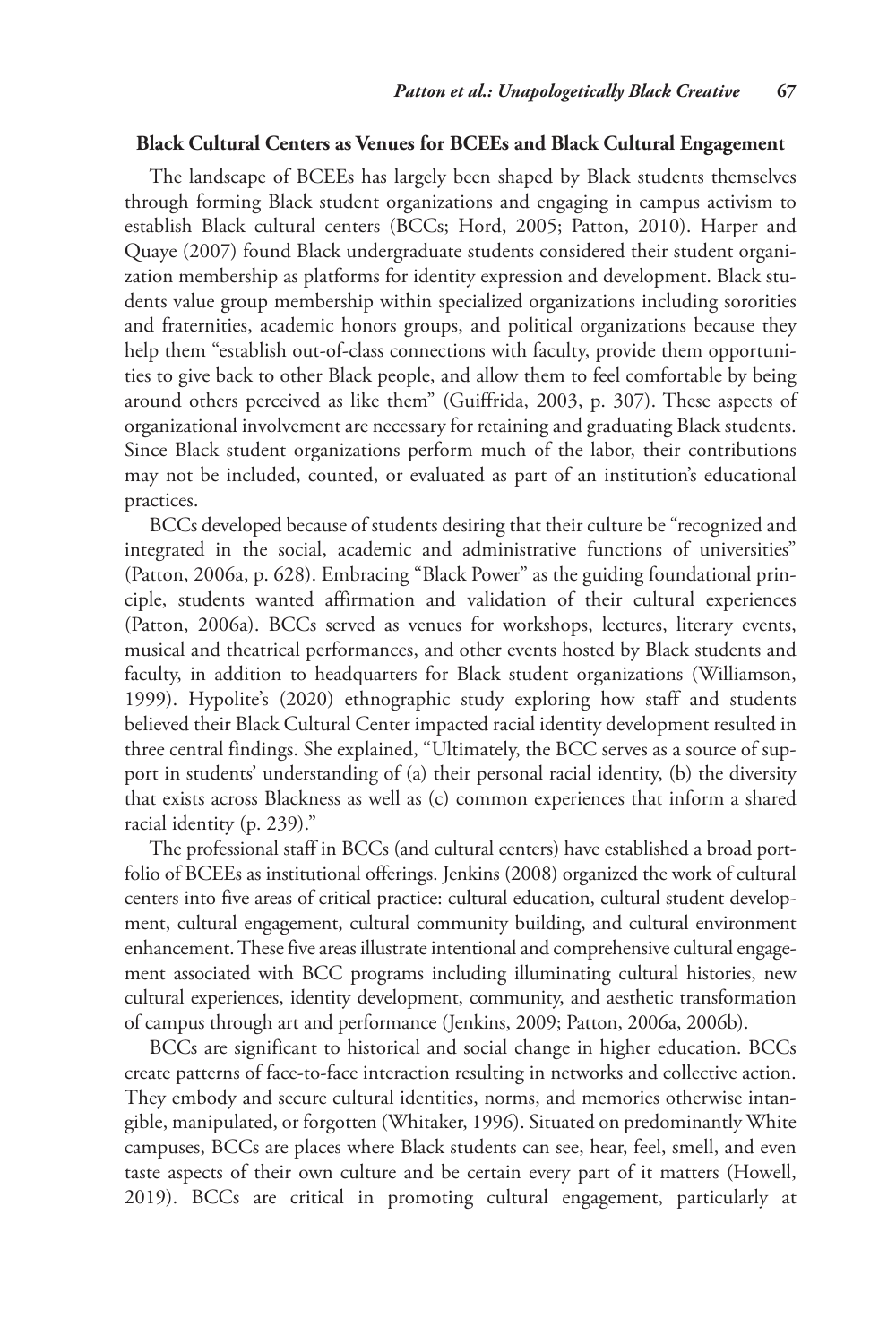### Black Cultural Centers as Venues for BCEEs and Black Cultural Engagement

The landscape of BCEEs has largely been shaped by Black students themselves through forming Black student organizations and engaging in campus activism to establish Black cultural centers (BCCs; Hord, 2005; Patton, 2010). Harper and Quaye (2007) found Black undergraduate students considered their student organization membership as platforms for identity expression and development. Black students value group membership within specialized organizations including sororities and fraternities, academic honors groups, and political organizations because they help them "establish out-of-class connections with faculty, provide them opportunities to give back to other Black people, and allow them to feel comfortable by being around others perceived as like them" (Guiffrida, 2003, p. 307). These aspects of organizational involvement are necessary for retaining and graduating Black students. Since Black student organizations perform much of the labor, their contributions may not be included, counted, or evaluated as part of an institution's educational practices.

BCCs developed because of students desiring that their culture be "recognized and integrated in the social, academic and administrative functions of universities" (Patton, 2006a, p. 628). Embracing "Black Power" as the guiding foundational principle, students wanted affirmation and validation of their cultural experiences (Patton, 2006a). BCCs served as venues for workshops, lectures, literary events, musical and theatrical performances, and other events hosted by Black students and faculty, in addition to headquarters for Black student organizations (Williamson, 1999). Hypolite's (2020) ethnographic study exploring how staff and students believed their Black Cultural Center impacted racial identity development resulted in three central findings. She explained, "Ultimately, the BCC serves as a source of support in students' understanding of (a) their personal racial identity, (b) the diversity that exists across Blackness as well as (c) common experiences that inform a shared racial identity (p. 239)."

The professional staff in BCCs (and cultural centers) have established a broad portfolio of BCEEs as institutional offerings. Jenkins (2008) organized the work of cultural centers into five areas of critical practice: cultural education, cultural student development, cultural engagement, cultural community building, and cultural environment enhancement. These five areas illustrate intentional and comprehensive cultural engagement associated with BCC programs including illuminating cultural histories, new cultural experiences, identity development, community, and aesthetic transformation of campus through art and performance (Jenkins, 2009; Patton, 2006a, 2006b).

BCCs are significant to historical and social change in higher education. BCCs create patterns of face-to-face interaction resulting in networks and collective action. They embody and secure cultural identities, norms, and memories otherwise intangible, manipulated, or forgotten (Whitaker, 1996). Situated on predominantly White campuses, BCCs are places where Black students can see, hear, feel, smell, and even taste aspects of their own culture and be certain every part of it matters (Howell, 2019). BCCs are critical in promoting cultural engagement, particularly at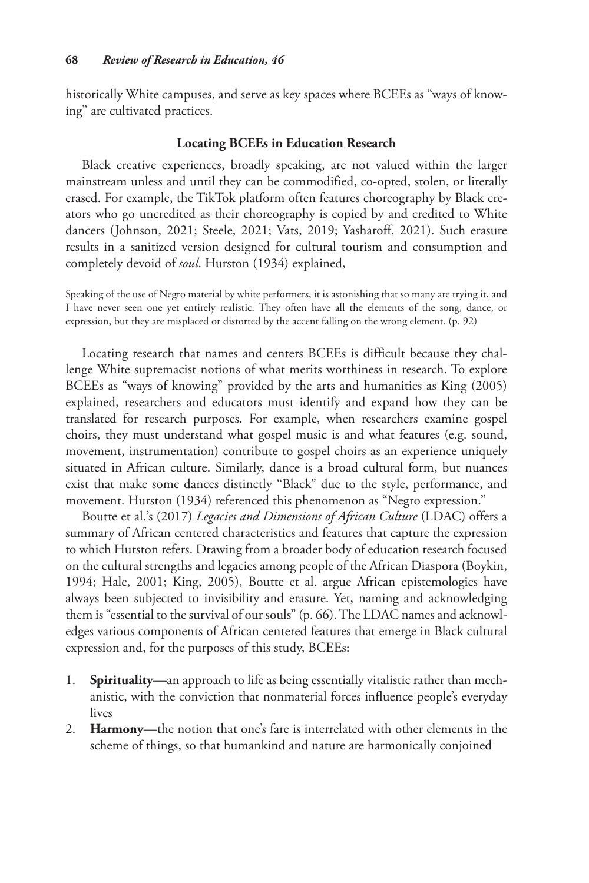historically White campuses, and serve as key spaces where BCEEs as "ways of knowing" are cultivated practices.

### Locating BCEEs in Education Research

Black creative experiences, broadly speaking, are not valued within the larger mainstream unless and until they can be commodified, co-opted, stolen, or literally erased. For example, the TikTok platform often features choreography by Black creators who go uncredited as their choreography is copied by and credited to White dancers (Johnson, 2021; Steele, 2021; Vats, 2019; Yasharoff, 2021). Such erasure results in a sanitized version designed for cultural tourism and consumption and completely devoid of *soul*. Hurston (1934) explained,

> Speaking of the use of Negro material by white performers, it is astonishing that so many are trying it, and I have never seen one yet entirely realistic. They often have all the elements of the song, dance, or expression, but they are misplaced or distorted by the accent falling on the wrong element. (p. 92)

Locating research that names and centers BCEEs is difficult because they challenge White supremacist notions of what merits worthiness in research. To explore BCEEs as "ways of knowing" provided by the arts and humanities as King (2005) explained, researchers and educators must identify and expand how they can be translated for research purposes. For example, when researchers examine gospel choirs, they must understand what gospel music is and what features (e.g. sound, movement, instrumentation) contribute to gospel choirs as an experience uniquely situated in African culture. Similarly, dance is a broad cultural form, but nuances exist that make some dances distinctly "Black" due to the style, performance, and movement. Hurston (1934) referenced this phenomenon as "Negro expression."

Boutte et al.'s (2017) *Legacies and Dimensions of African Culture* (LDAC) offers a summary of African centered characteristics and features that capture the expression to which Hurston refers. Drawing from a broader body of education research focused on the cultural strengths and legacies among people of the African Diaspora (Boykin, 1994; Hale, 2001; King, 2005), Boutte et al. argue African epistemologies have always been subjected to invisibility and erasure. Yet, naming and acknowledging them is "essential to the survival of our souls" (p. 66). The LDAC names and acknowledges various components of African centered features that emerge in Black cultural expression and, for the purposes of this study, BCEEs:

1. **Spirituality**—an approach to life as being essentially vitalistic rather than mechanistic, with the conviction that nonmaterial forces influence people's everyday lives
2. **Harmony**—the notion that one's fare is interrelated with other elements in the scheme of things, so that humankind and nature are harmonically conjoined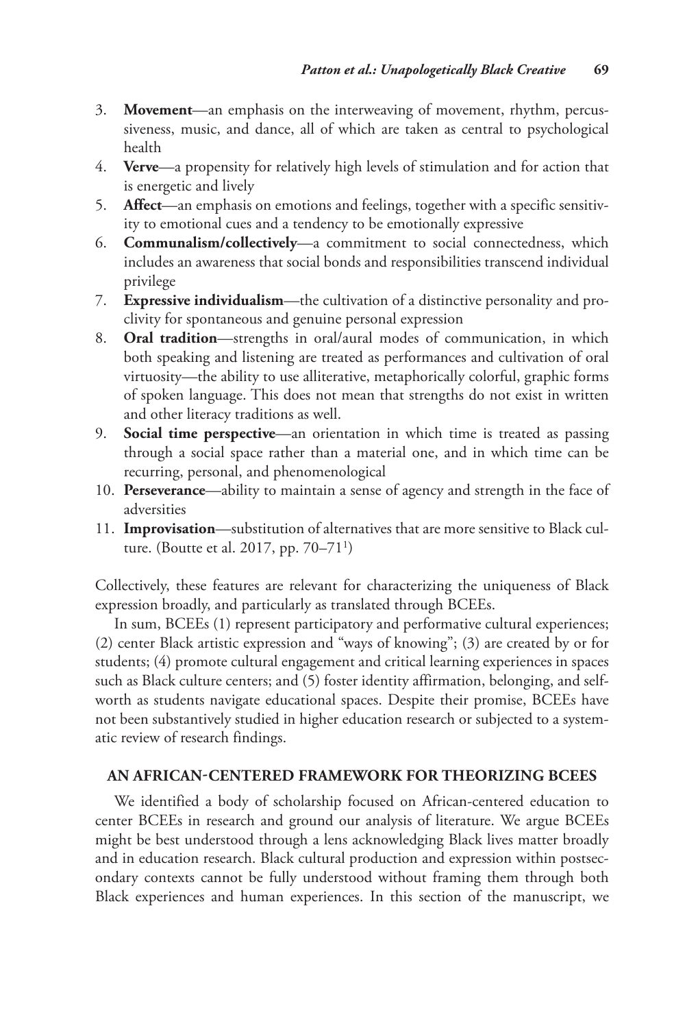3. **Movement**—an emphasis on the interweaving of movement, rhythm, percussiveness, music, and dance, all of which are taken as central to psychological health
4. **Verve**—a propensity for relatively high levels of stimulation and for action that is energetic and lively
5. **Affect**—an emphasis on emotions and feelings, together with a specific sensitivity to emotional cues and a tendency to be emotionally expressive
6. **Communalism/collectively**—a commitment to social connectedness, which includes an awareness that social bonds and responsibilities transcend individual privilege
7. **Expressive individualism**—the cultivation of a distinctive personality and proclivity for spontaneous and genuine personal expression
8. **Oral tradition**—strengths in oral/aural modes of communication, in which both speaking and listening are treated as performances and cultivation of oral virtuosity—the ability to use alliterative, metaphorically colorful, graphic forms of spoken language. This does not mean that strengths do not exist in written and other literacy traditions as well.
9. **Social time perspective**—an orientation in which time is treated as passing through a social space rather than a material one, and in which time can be recurring, personal, and phenomenological
10. **Perseverance**—ability to maintain a sense of agency and strength in the face of adversities
11. **Improvisation**—substitution of alternatives that are more sensitive to Black culture. (Boutte et al. 2017, pp. 70–71[1])

Collectively, these features are relevant for characterizing the uniqueness of Black expression broadly, and particularly as translated through BCEEs.

In sum, BCEEs (1) represent participatory and performative cultural experiences; (2) center Black artistic expression and "ways of knowing"; (3) are created by or for students; (4) promote cultural engagement and critical learning experiences in spaces such as Black culture centers; and (5) foster identity affirmation, belonging, and self-worth as students navigate educational spaces. Despite their promise, BCEEs have not been substantively studied in higher education research or subjected to a systematic review of research findings.

## AN AFRICAN-CENTERED FRAMEWORK FOR THEORIZING BCEES

We identified a body of scholarship focused on African-centered education to center BCEEs in research and ground our analysis of literature. We argue BCEEs might be best understood through a lens acknowledging Black lives matter broadly and in education research. Black cultural production and expression within postsecondary contexts cannot be fully understood without framing them through both Black experiences and human experiences. In this section of the manuscript, we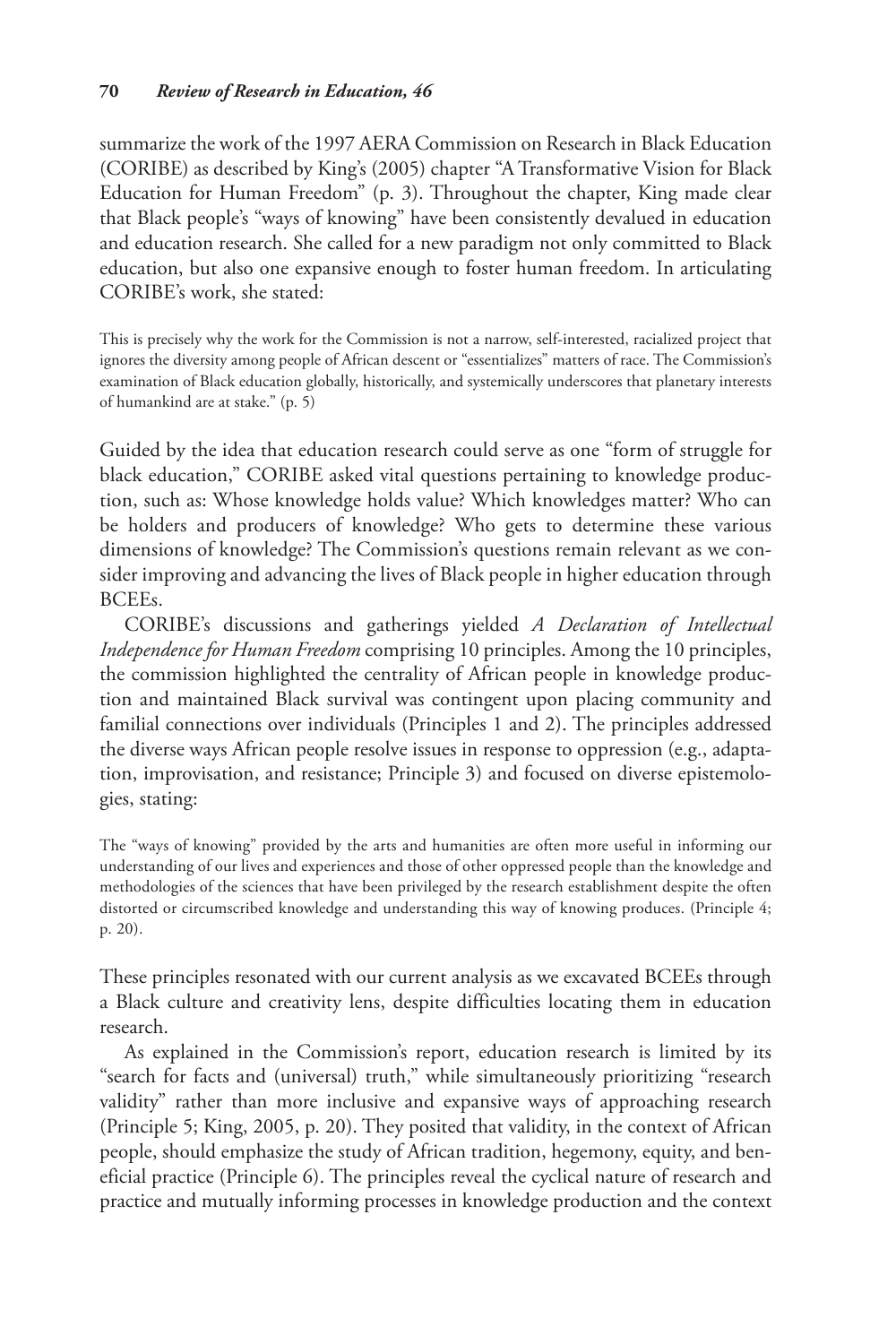summarize the work of the 1997 AERA Commission on Research in Black Education (CORIBE) as described by King's (2005) chapter "A Transformative Vision for Black Education for Human Freedom" (p. 3). Throughout the chapter, King made clear that Black people's "ways of knowing" have been consistently devalued in education and education research. She called for a new paradigm not only committed to Black education, but also one expansive enough to foster human freedom. In articulating CORIBE's work, she stated:

> This is precisely why the work for the Commission is not a narrow, self-interested, racialized project that ignores the diversity among people of African descent or "essentializes" matters of race. The Commission's examination of Black education globally, historically, and systemically underscores that planetary interests of humankind are at stake." (p. 5)

Guided by the idea that education research could serve as one "form of struggle for black education," CORIBE asked vital questions pertaining to knowledge production, such as: Whose knowledge holds value? Which knowledges matter? Who can be holders and producers of knowledge? Who gets to determine these various dimensions of knowledge? The Commission's questions remain relevant as we consider improving and advancing the lives of Black people in higher education through BCEEs.

CORIBE's discussions and gatherings yielded *A Declaration of Intellectual Independence for Human Freedom* comprising 10 principles. Among the 10 principles, the commission highlighted the centrality of African people in knowledge production and maintained Black survival was contingent upon placing community and familial connections over individuals (Principles 1 and 2). The principles addressed the diverse ways African people resolve issues in response to oppression (e.g., adaptation, improvisation, and resistance; Principle 3) and focused on diverse epistemologies, stating:

> The "ways of knowing" provided by the arts and humanities are often more useful in informing our understanding of our lives and experiences and those of other oppressed people than the knowledge and methodologies of the sciences that have been privileged by the research establishment despite the often distorted or circumscribed knowledge and understanding this way of knowing produces. (Principle 4; p. 20).

These principles resonated with our current analysis as we excavated BCEEs through a Black culture and creativity lens, despite difficulties locating them in education research.

As explained in the Commission's report, education research is limited by its "search for facts and (universal) truth," while simultaneously prioritizing "research validity" rather than more inclusive and expansive ways of approaching research (Principle 5; King, 2005, p. 20). They posited that validity, in the context of African people, should emphasize the study of African tradition, hegemony, equity, and beneficial practice (Principle 6). The principles reveal the cyclical nature of research and practice and mutually informing processes in knowledge production and the context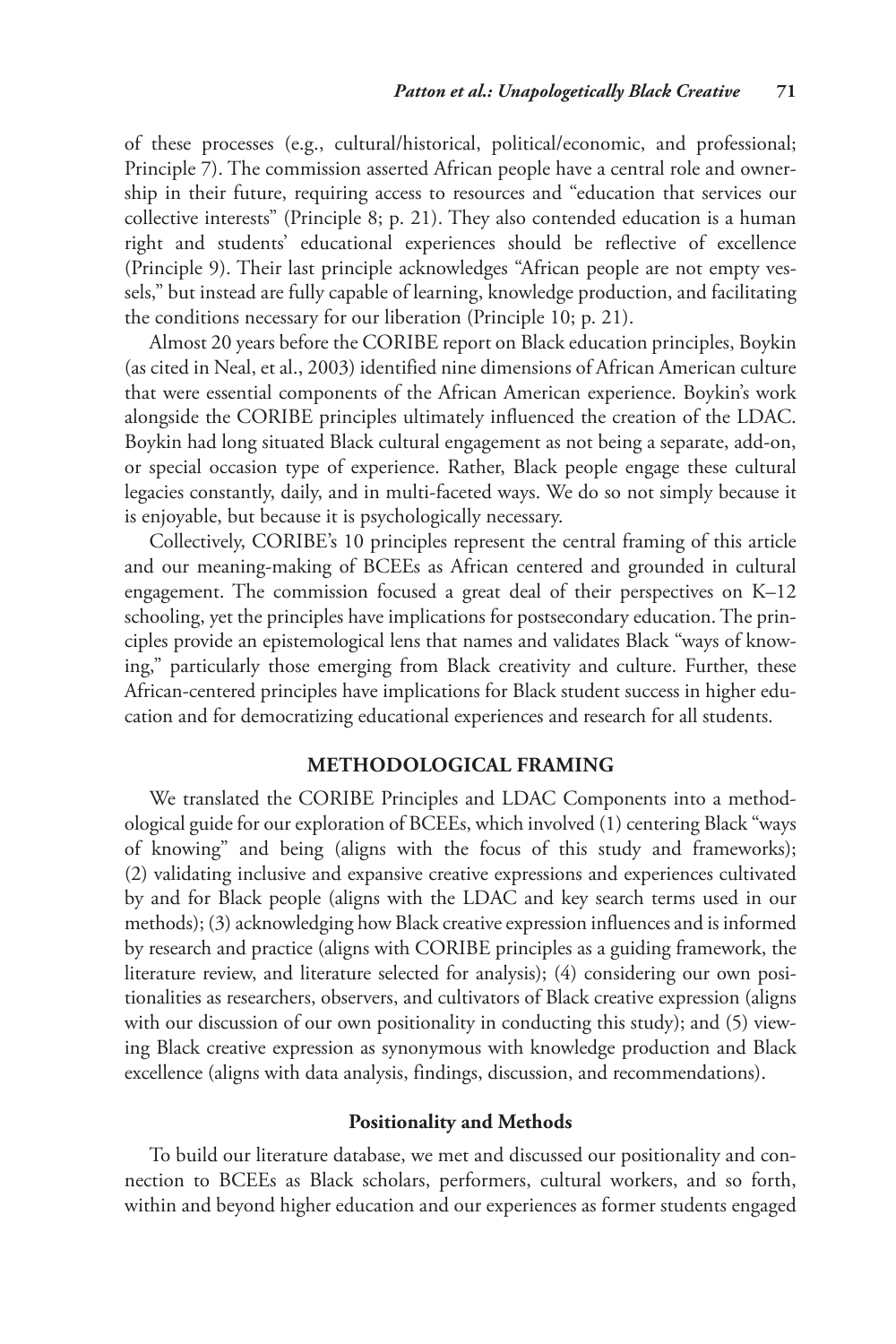of these processes (e.g., cultural/historical, political/economic, and professional; Principle 7). The commission asserted African people have a central role and ownership in their future, requiring access to resources and "education that services our collective interests" (Principle 8; p. 21). They also contended education is a human right and students' educational experiences should be reflective of excellence (Principle 9). Their last principle acknowledges "African people are not empty vessels," but instead are fully capable of learning, knowledge production, and facilitating the conditions necessary for our liberation (Principle 10; p. 21).

Almost 20 years before the CORIBE report on Black education principles, Boykin (as cited in Neal, et al., 2003) identified nine dimensions of African American culture that were essential components of the African American experience. Boykin's work alongside the CORIBE principles ultimately influenced the creation of the LDAC. Boykin had long situated Black cultural engagement as not being a separate, add-on, or special occasion type of experience. Rather, Black people engage these cultural legacies constantly, daily, and in multi-faceted ways. We do so not simply because it is enjoyable, but because it is psychologically necessary.

Collectively, CORIBE's 10 principles represent the central framing of this article and our meaning-making of BCEEs as African centered and grounded in cultural engagement. The commission focused a great deal of their perspectives on K–12 schooling, yet the principles have implications for postsecondary education. The principles provide an epistemological lens that names and validates Black "ways of knowing," particularly those emerging from Black creativity and culture. Further, these African-centered principles have implications for Black student success in higher education and for democratizing educational experiences and research for all students.

## METHODOLOGICAL FRAMING

We translated the CORIBE Principles and LDAC Components into a methodological guide for our exploration of BCEEs, which involved (1) centering Black "ways of knowing" and being (aligns with the focus of this study and frameworks); (2) validating inclusive and expansive creative expressions and experiences cultivated by and for Black people (aligns with the LDAC and key search terms used in our methods); (3) acknowledging how Black creative expression influences and is informed by research and practice (aligns with CORIBE principles as a guiding framework, the literature review, and literature selected for analysis); (4) considering our own positionalities as researchers, observers, and cultivators of Black creative expression (aligns with our discussion of our own positionality in conducting this study); and (5) viewing Black creative expression as synonymous with knowledge production and Black excellence (aligns with data analysis, findings, discussion, and recommendations).

### Positionality and Methods

To build our literature database, we met and discussed our positionality and connection to BCEEs as Black scholars, performers, cultural workers, and so forth, within and beyond higher education and our experiences as former students engaged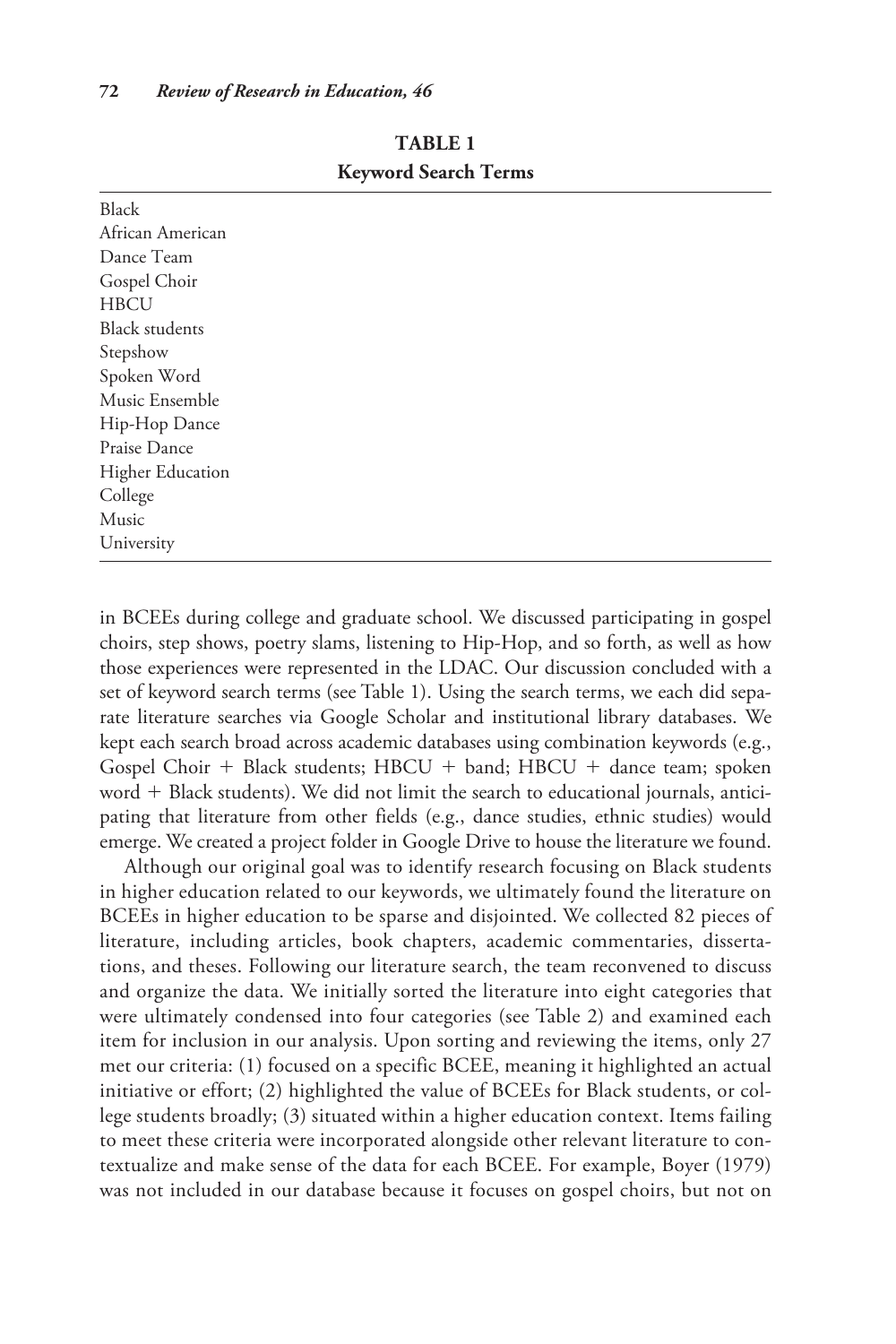**TABLE 1**
**Keyword Search Terms**

| |
|---|
| Black |
| African American |
| Dance Team |
| Gospel Choir |
| HBCU |
| Black students |
| Stepshow |
| Spoken Word |
| Music Ensemble |
| Hip-Hop Dance |
| Praise Dance |
| Higher Education |
| College |
| Music |
| University |

in BCEEs during college and graduate school. We discussed participating in gospel choirs, step shows, poetry slams, listening to Hip-Hop, and so forth, as well as how those experiences were represented in the LDAC. Our discussion concluded with a set of keyword search terms (see Table 1). Using the search terms, we each did separate literature searches via Google Scholar and institutional library databases. We kept each search broad across academic databases using combination keywords (e.g., Gospel Choir + Black students; HBCU + band; HBCU + dance team; spoken word + Black students). We did not limit the search to educational journals, anticipating that literature from other fields (e.g., dance studies, ethnic studies) would emerge. We created a project folder in Google Drive to house the literature we found.

Although our original goal was to identify research focusing on Black students in higher education related to our keywords, we ultimately found the literature on BCEEs in higher education to be sparse and disjointed. We collected 82 pieces of literature, including articles, book chapters, academic commentaries, dissertations, and theses. Following our literature search, the team reconvened to discuss and organize the data. We initially sorted the literature into eight categories that were ultimately condensed into four categories (see Table 2) and examined each item for inclusion in our analysis. Upon sorting and reviewing the items, only 27 met our criteria: (1) focused on a specific BCEE, meaning it highlighted an actual initiative or effort; (2) highlighted the value of BCEEs for Black students, or college students broadly; (3) situated within a higher education context. Items failing to meet these criteria were incorporated alongside other relevant literature to contextualize and make sense of the data for each BCEE. For example, Boyer (1979) was not included in our database because it focuses on gospel choirs, but not on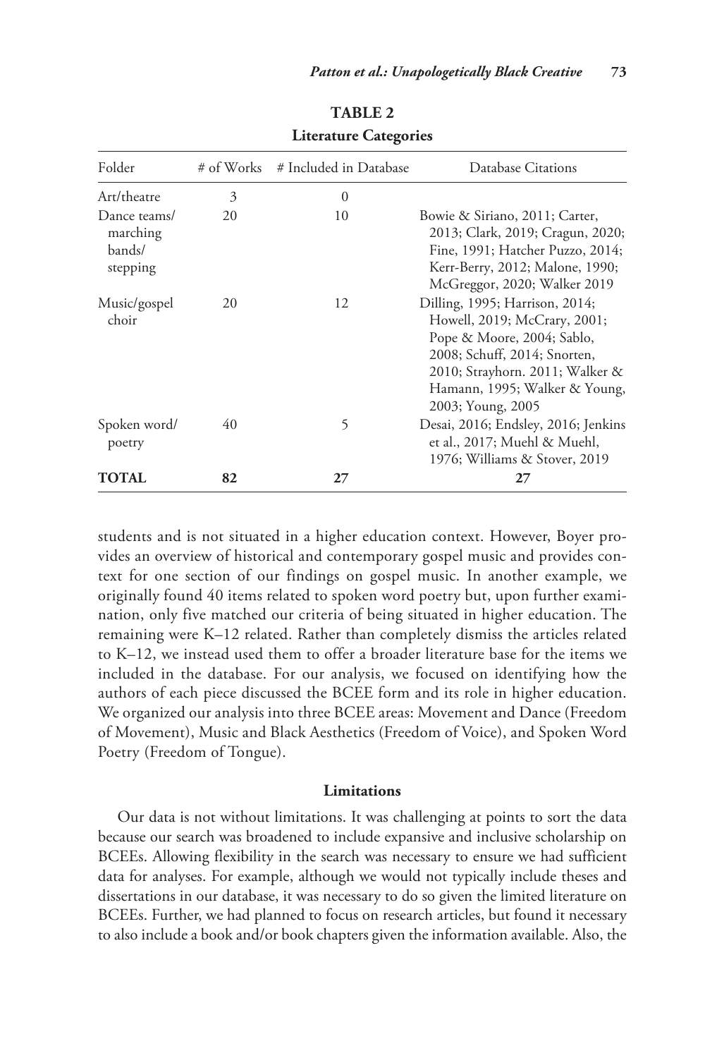**TABLE 2**

**Literature Categories**

| Folder | # of Works | # Included in Database | Database Citations |
|---|---|---|---|
| Art/theatre | 3 | 0 | |
| Dance teams/ marching bands/ stepping | 20 | 10 | Bowie & Siriano, 2011; Carter, 2013; Clark, 2019; Cragun, 2020; Fine, 1991; Hatcher Puzzo, 2014; Kerr-Berry, 2012; Malone, 1990; McGreggor, 2020; Walker 2019 |
| Music/gospel choir | 20 | 12 | Dilling, 1995; Harrison, 2014; Howell, 2019; McCrary, 2001; Pope & Moore, 2004; Sablo, 2008; Schuff, 2014; Snorten, 2010; Strayhorn. 2011; Walker & Hamann, 1995; Walker & Young, 2003; Young, 2005 |
| Spoken word/ poetry | 40 | 5 | Desai, 2016; Endsley, 2016; Jenkins et al., 2017; Muehl & Muehl, 1976; Williams & Stover, 2019 |
| **TOTAL** | **82** | **27** | **27** |

students and is not situated in a higher education context. However, Boyer provides an overview of historical and contemporary gospel music and provides context for one section of our findings on gospel music. In another example, we originally found 40 items related to spoken word poetry but, upon further examination, only five matched our criteria of being situated in higher education. The remaining were K–12 related. Rather than completely dismiss the articles related to K–12, we instead used them to offer a broader literature base for the items we included in the database. For our analysis, we focused on identifying how the authors of each piece discussed the BCEE form and its role in higher education. We organized our analysis into three BCEE areas: Movement and Dance (Freedom of Movement), Music and Black Aesthetics (Freedom of Voice), and Spoken Word Poetry (Freedom of Tongue).

### Limitations

Our data is not without limitations. It was challenging at points to sort the data because our search was broadened to include expansive and inclusive scholarship on BCEEs. Allowing flexibility in the search was necessary to ensure we had sufficient data for analyses. For example, although we would not typically include theses and dissertations in our database, it was necessary to do so given the limited literature on BCEEs. Further, we had planned to focus on research articles, but found it necessary to also include a book and/or book chapters given the information available. Also, the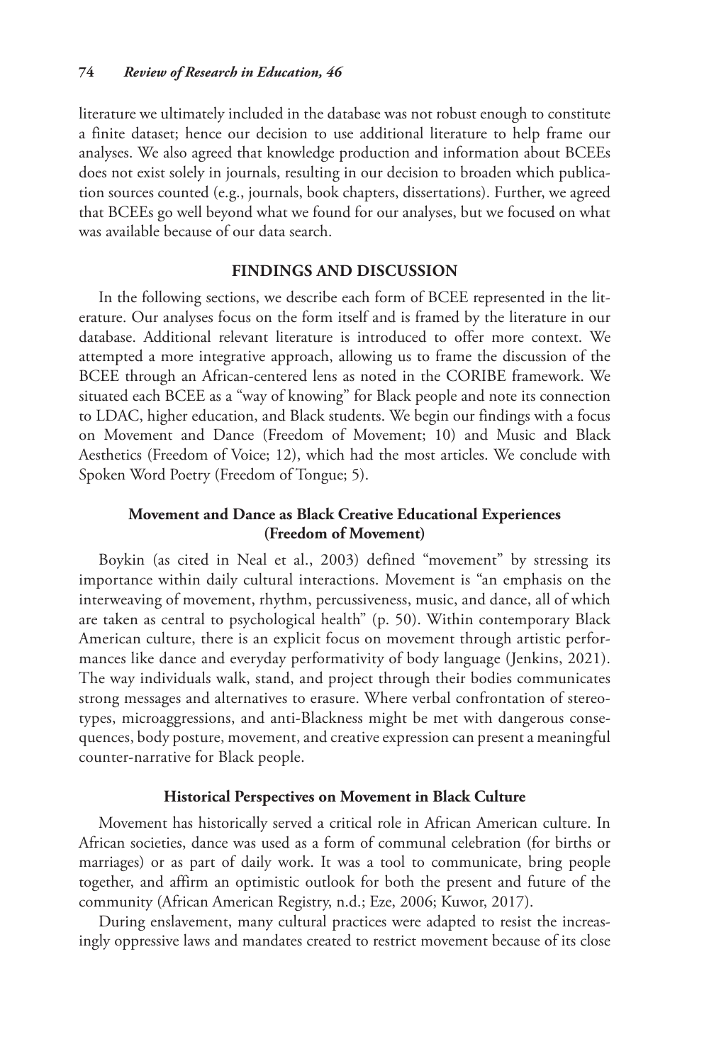literature we ultimately included in the database was not robust enough to constitute a finite dataset; hence our decision to use additional literature to help frame our analyses. We also agreed that knowledge production and information about BCEEs does not exist solely in journals, resulting in our decision to broaden which publication sources counted (e.g., journals, book chapters, dissertations). Further, we agreed that BCEEs go well beyond what we found for our analyses, but we focused on what was available because of our data search.

## FINDINGS AND DISCUSSION

In the following sections, we describe each form of BCEE represented in the literature. Our analyses focus on the form itself and is framed by the literature in our database. Additional relevant literature is introduced to offer more context. We attempted a more integrative approach, allowing us to frame the discussion of the BCEE through an African-centered lens as noted in the CORIBE framework. We situated each BCEE as a "way of knowing" for Black people and note its connection to LDAC, higher education, and Black students. We begin our findings with a focus on Movement and Dance (Freedom of Movement; 10) and Music and Black Aesthetics (Freedom of Voice; 12), which had the most articles. We conclude with Spoken Word Poetry (Freedom of Tongue; 5).

### Movement and Dance as Black Creative Educational Experiences (Freedom of Movement)

Boykin (as cited in Neal et al., 2003) defined "movement" by stressing its importance within daily cultural interactions. Movement is "an emphasis on the interweaving of movement, rhythm, percussiveness, music, and dance, all of which are taken as central to psychological health" (p. 50). Within contemporary Black American culture, there is an explicit focus on movement through artistic performances like dance and everyday performativity of body language (Jenkins, 2021). The way individuals walk, stand, and project through their bodies communicates strong messages and alternatives to erasure. Where verbal confrontation of stereotypes, microaggressions, and anti-Blackness might be met with dangerous consequences, body posture, movement, and creative expression can present a meaningful counter-narrative for Black people.

### Historical Perspectives on Movement in Black Culture

Movement has historically served a critical role in African American culture. In African societies, dance was used as a form of communal celebration (for births or marriages) or as part of daily work. It was a tool to communicate, bring people together, and affirm an optimistic outlook for both the present and future of the community (African American Registry, n.d.; Eze, 2006; Kuwor, 2017).

During enslavement, many cultural practices were adapted to resist the increasingly oppressive laws and mandates created to restrict movement because of its close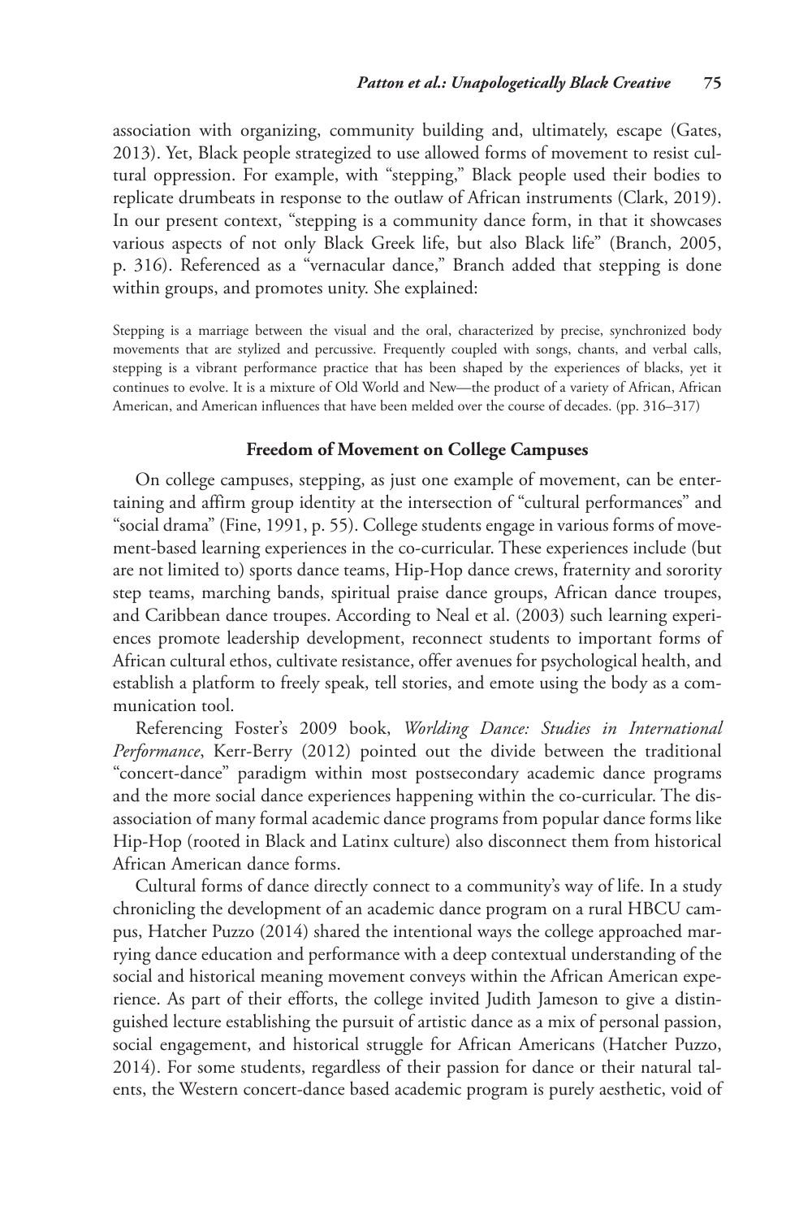association with organizing, community building and, ultimately, escape (Gates, 2013). Yet, Black people strategized to use allowed forms of movement to resist cultural oppression. For example, with "stepping," Black people used their bodies to replicate drumbeats in response to the outlaw of African instruments (Clark, 2019). In our present context, "stepping is a community dance form, in that it showcases various aspects of not only Black Greek life, but also Black life" (Branch, 2005, p. 316). Referenced as a "vernacular dance," Branch added that stepping is done within groups, and promotes unity. She explained:

> Stepping is a marriage between the visual and the oral, characterized by precise, synchronized body movements that are stylized and percussive. Frequently coupled with songs, chants, and verbal calls, stepping is a vibrant performance practice that has been shaped by the experiences of blacks, yet it continues to evolve. It is a mixture of Old World and New—the product of a variety of African, African American, and American influences that have been melded over the course of decades. (pp. 316–317)

## Freedom of Movement on College Campuses

On college campuses, stepping, as just one example of movement, can be entertaining and affirm group identity at the intersection of "cultural performances" and "social drama" (Fine, 1991, p. 55). College students engage in various forms of movement-based learning experiences in the co-curricular. These experiences include (but are not limited to) sports dance teams, Hip-Hop dance crews, fraternity and sorority step teams, marching bands, spiritual praise dance groups, African dance troupes, and Caribbean dance troupes. According to Neal et al. (2003) such learning experiences promote leadership development, reconnect students to important forms of African cultural ethos, cultivate resistance, offer avenues for psychological health, and establish a platform to freely speak, tell stories, and emote using the body as a communication tool.

Referencing Foster's 2009 book, *Worlding Dance: Studies in International Performance*, Kerr-Berry (2012) pointed out the divide between the traditional "concert-dance" paradigm within most postsecondary academic dance programs and the more social dance experiences happening within the co-curricular. The disassociation of many formal academic dance programs from popular dance forms like Hip-Hop (rooted in Black and Latinx culture) also disconnect them from historical African American dance forms.

Cultural forms of dance directly connect to a community's way of life. In a study chronicling the development of an academic dance program on a rural HBCU campus, Hatcher Puzzo (2014) shared the intentional ways the college approached marrying dance education and performance with a deep contextual understanding of the social and historical meaning movement conveys within the African American experience. As part of their efforts, the college invited Judith Jameson to give a distinguished lecture establishing the pursuit of artistic dance as a mix of personal passion, social engagement, and historical struggle for African Americans (Hatcher Puzzo, 2014). For some students, regardless of their passion for dance or their natural talents, the Western concert-dance based academic program is purely aesthetic, void of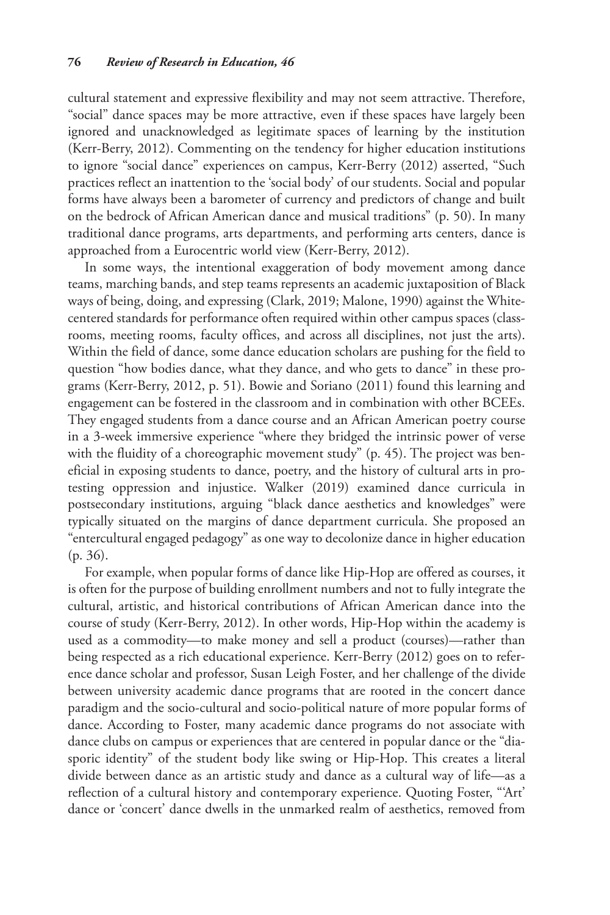cultural statement and expressive flexibility and may not seem attractive. Therefore, "social" dance spaces may be more attractive, even if these spaces have largely been ignored and unacknowledged as legitimate spaces of learning by the institution (Kerr-Berry, 2012). Commenting on the tendency for higher education institutions to ignore "social dance" experiences on campus, Kerr-Berry (2012) asserted, "Such practices reflect an inattention to the 'social body' of our students. Social and popular forms have always been a barometer of currency and predictors of change and built on the bedrock of African American dance and musical traditions" (p. 50). In many traditional dance programs, arts departments, and performing arts centers, dance is approached from a Eurocentric world view (Kerr-Berry, 2012).

In some ways, the intentional exaggeration of body movement among dance teams, marching bands, and step teams represents an academic juxtaposition of Black ways of being, doing, and expressing (Clark, 2019; Malone, 1990) against the White-centered standards for performance often required within other campus spaces (classrooms, meeting rooms, faculty offices, and across all disciplines, not just the arts). Within the field of dance, some dance education scholars are pushing for the field to question "how bodies dance, what they dance, and who gets to dance" in these programs (Kerr-Berry, 2012, p. 51). Bowie and Soriano (2011) found this learning and engagement can be fostered in the classroom and in combination with other BCEEs. They engaged students from a dance course and an African American poetry course in a 3-week immersive experience "where they bridged the intrinsic power of verse with the fluidity of a choreographic movement study" (p. 45). The project was beneficial in exposing students to dance, poetry, and the history of cultural arts in protesting oppression and injustice. Walker (2019) examined dance curricula in postsecondary institutions, arguing "black dance aesthetics and knowledges" were typically situated on the margins of dance department curricula. She proposed an "entercultural engaged pedagogy" as one way to decolonize dance in higher education (p. 36).

For example, when popular forms of dance like Hip-Hop are offered as courses, it is often for the purpose of building enrollment numbers and not to fully integrate the cultural, artistic, and historical contributions of African American dance into the course of study (Kerr-Berry, 2012). In other words, Hip-Hop within the academy is used as a commodity—to make money and sell a product (courses)—rather than being respected as a rich educational experience. Kerr-Berry (2012) goes on to reference dance scholar and professor, Susan Leigh Foster, and her challenge of the divide between university academic dance programs that are rooted in the concert dance paradigm and the socio-cultural and socio-political nature of more popular forms of dance. According to Foster, many academic dance programs do not associate with dance clubs on campus or experiences that are centered in popular dance or the "diasporic identity" of the student body like swing or Hip-Hop. This creates a literal divide between dance as an artistic study and dance as a cultural way of life—as a reflection of a cultural history and contemporary experience. Quoting Foster, "'Art' dance or 'concert' dance dwells in the unmarked realm of aesthetics, removed from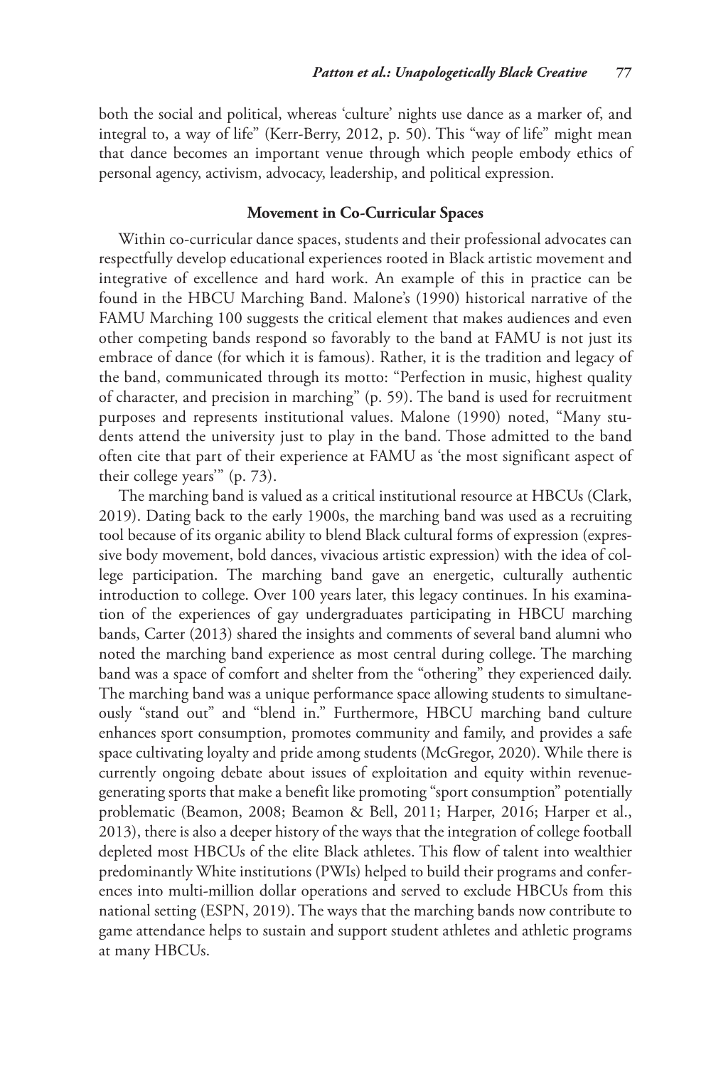both the social and political, whereas 'culture' nights use dance as a marker of, and integral to, a way of life" (Kerr-Berry, 2012, p. 50). This "way of life" might mean that dance becomes an important venue through which people embody ethics of personal agency, activism, advocacy, leadership, and political expression.

### Movement in Co-Curricular Spaces

Within co-curricular dance spaces, students and their professional advocates can respectfully develop educational experiences rooted in Black artistic movement and integrative of excellence and hard work. An example of this in practice can be found in the HBCU Marching Band. Malone's (1990) historical narrative of the FAMU Marching 100 suggests the critical element that makes audiences and even other competing bands respond so favorably to the band at FAMU is not just its embrace of dance (for which it is famous). Rather, it is the tradition and legacy of the band, communicated through its motto: "Perfection in music, highest quality of character, and precision in marching" (p. 59). The band is used for recruitment purposes and represents institutional values. Malone (1990) noted, "Many students attend the university just to play in the band. Those admitted to the band often cite that part of their experience at FAMU as 'the most significant aspect of their college years'" (p. 73).

The marching band is valued as a critical institutional resource at HBCUs (Clark, 2019). Dating back to the early 1900s, the marching band was used as a recruiting tool because of its organic ability to blend Black cultural forms of expression (expressive body movement, bold dances, vivacious artistic expression) with the idea of college participation. The marching band gave an energetic, culturally authentic introduction to college. Over 100 years later, this legacy continues. In his examination of the experiences of gay undergraduates participating in HBCU marching bands, Carter (2013) shared the insights and comments of several band alumni who noted the marching band experience as most central during college. The marching band was a space of comfort and shelter from the "othering" they experienced daily. The marching band was a unique performance space allowing students to simultaneously "stand out" and "blend in." Furthermore, HBCU marching band culture enhances sport consumption, promotes community and family, and provides a safe space cultivating loyalty and pride among students (McGregor, 2020). While there is currently ongoing debate about issues of exploitation and equity within revenue-generating sports that make a benefit like promoting "sport consumption" potentially problematic (Beamon, 2008; Beamon & Bell, 2011; Harper, 2016; Harper et al., 2013), there is also a deeper history of the ways that the integration of college football depleted most HBCUs of the elite Black athletes. This flow of talent into wealthier predominantly White institutions (PWIs) helped to build their programs and conferences into multi-million dollar operations and served to exclude HBCUs from this national setting (ESPN, 2019). The ways that the marching bands now contribute to game attendance helps to sustain and support student athletes and athletic programs at many HBCUs.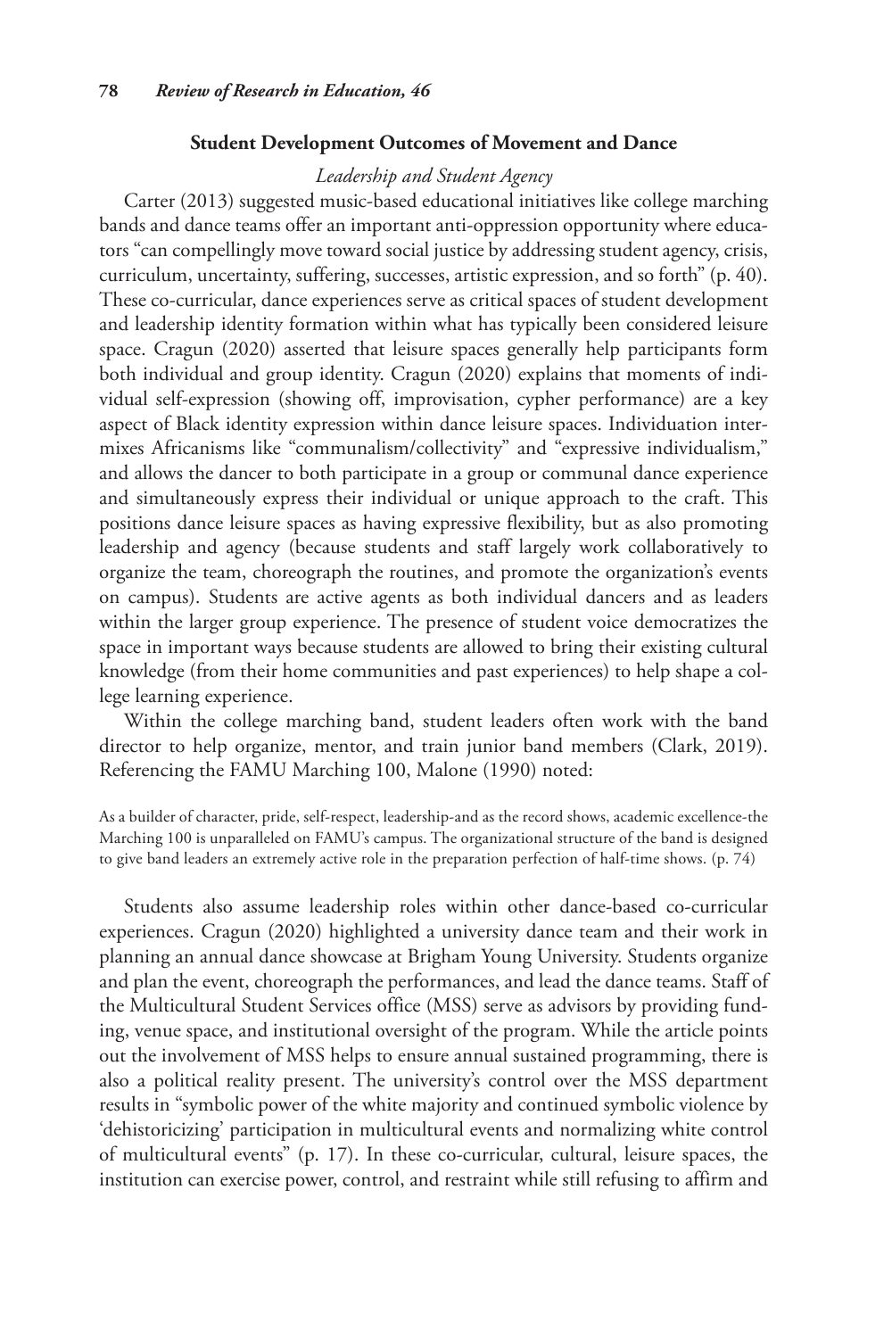## Student Development Outcomes of Movement and Dance

### *Leadership and Student Agency*

Carter (2013) suggested music-based educational initiatives like college marching bands and dance teams offer an important anti-oppression opportunity where educators "can compellingly move toward social justice by addressing student agency, crisis, curriculum, uncertainty, suffering, successes, artistic expression, and so forth" (p. 40). These co-curricular, dance experiences serve as critical spaces of student development and leadership identity formation within what has typically been considered leisure space. Cragun (2020) asserted that leisure spaces generally help participants form both individual and group identity. Cragun (2020) explains that moments of individual self-expression (showing off, improvisation, cypher performance) are a key aspect of Black identity expression within dance leisure spaces. Individuation intermixes Africanisms like "communalism/collectivity" and "expressive individualism," and allows the dancer to both participate in a group or communal dance experience and simultaneously express their individual or unique approach to the craft. This positions dance leisure spaces as having expressive flexibility, but as also promoting leadership and agency (because students and staff largely work collaboratively to organize the team, choreograph the routines, and promote the organization's events on campus). Students are active agents as both individual dancers and as leaders within the larger group experience. The presence of student voice democratizes the space in important ways because students are allowed to bring their existing cultural knowledge (from their home communities and past experiences) to help shape a college learning experience.

Within the college marching band, student leaders often work with the band director to help organize, mentor, and train junior band members (Clark, 2019). Referencing the FAMU Marching 100, Malone (1990) noted:

> As a builder of character, pride, self-respect, leadership-and as the record shows, academic excellence-the Marching 100 is unparalleled on FAMU's campus. The organizational structure of the band is designed to give band leaders an extremely active role in the preparation perfection of half-time shows. (p. 74)

Students also assume leadership roles within other dance-based co-curricular experiences. Cragun (2020) highlighted a university dance team and their work in planning an annual dance showcase at Brigham Young University. Students organize and plan the event, choreograph the performances, and lead the dance teams. Staff of the Multicultural Student Services office (MSS) serve as advisors by providing funding, venue space, and institutional oversight of the program. While the article points out the involvement of MSS helps to ensure annual sustained programming, there is also a political reality present. The university's control over the MSS department results in "symbolic power of the white majority and continued symbolic violence by 'dehistoricizing' participation in multicultural events and normalizing white control of multicultural events" (p. 17). In these co-curricular, cultural, leisure spaces, the institution can exercise power, control, and restraint while still refusing to affirm and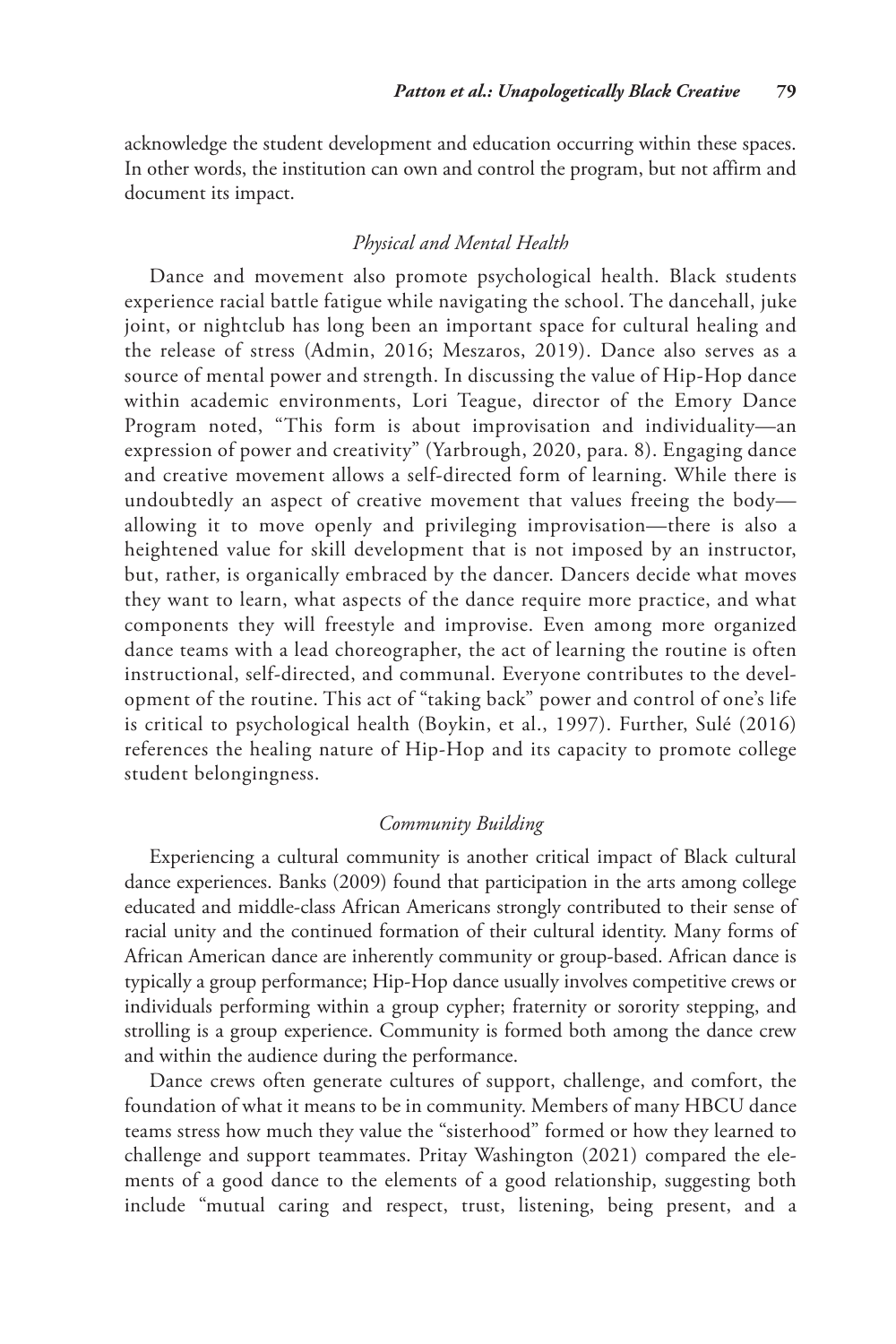acknowledge the student development and education occurring within these spaces. In other words, the institution can own and control the program, but not affirm and document its impact.

### *Physical and Mental Health*

Dance and movement also promote psychological health. Black students experience racial battle fatigue while navigating the school. The dancehall, juke joint, or nightclub has long been an important space for cultural healing and the release of stress (Admin, 2016; Meszaros, 2019). Dance also serves as a source of mental power and strength. In discussing the value of Hip-Hop dance within academic environments, Lori Teague, director of the Emory Dance Program noted, "This form is about improvisation and individuality—an expression of power and creativity" (Yarbrough, 2020, para. 8). Engaging dance and creative movement allows a self-directed form of learning. While there is undoubtedly an aspect of creative movement that values freeing the body—allowing it to move openly and privileging improvisation—there is also a heightened value for skill development that is not imposed by an instructor, but, rather, is organically embraced by the dancer. Dancers decide what moves they want to learn, what aspects of the dance require more practice, and what components they will freestyle and improvise. Even among more organized dance teams with a lead choreographer, the act of learning the routine is often instructional, self-directed, and communal. Everyone contributes to the development of the routine. This act of "taking back" power and control of one's life is critical to psychological health (Boykin, et al., 1997). Further, Sulé (2016) references the healing nature of Hip-Hop and its capacity to promote college student belongingness.

### *Community Building*

Experiencing a cultural community is another critical impact of Black cultural dance experiences. Banks (2009) found that participation in the arts among college educated and middle-class African Americans strongly contributed to their sense of racial unity and the continued formation of their cultural identity. Many forms of African American dance are inherently community or group-based. African dance is typically a group performance; Hip-Hop dance usually involves competitive crews or individuals performing within a group cypher; fraternity or sorority stepping, and strolling is a group experience. Community is formed both among the dance crew and within the audience during the performance.

Dance crews often generate cultures of support, challenge, and comfort, the foundation of what it means to be in community. Members of many HBCU dance teams stress how much they value the "sisterhood" formed or how they learned to challenge and support teammates. Pritay Washington (2021) compared the elements of a good dance to the elements of a good relationship, suggesting both include "mutual caring and respect, trust, listening, being present, and a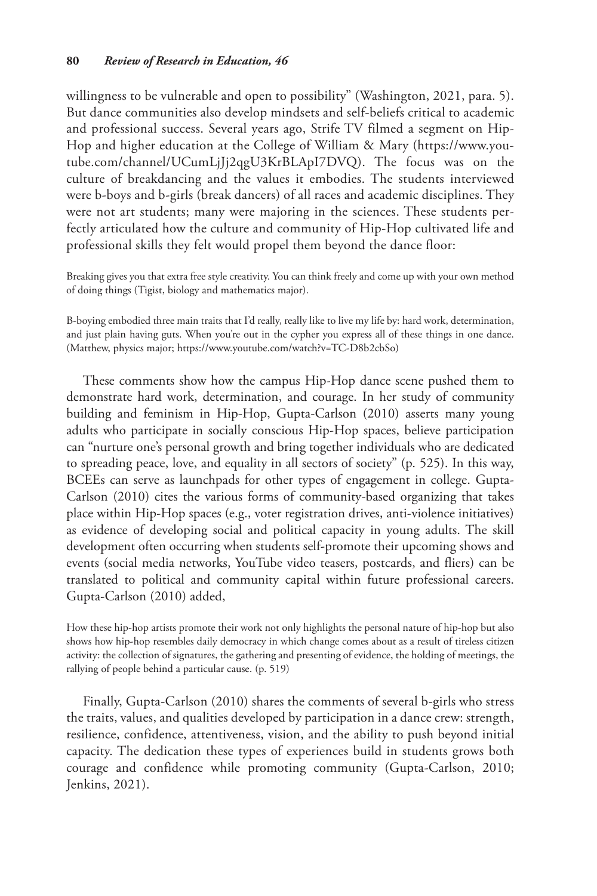willingness to be vulnerable and open to possibility" (Washington, 2021, para. 5). But dance communities also develop mindsets and self-beliefs critical to academic and professional success. Several years ago, Strife TV filmed a segment on Hip-Hop and higher education at the College of William & Mary (https://www.youtube.com/channel/UCumLjJj2qgU3KrBLApI7DVQ). The focus was on the culture of breakdancing and the values it embodies. The students interviewed were b-boys and b-girls (break dancers) of all races and academic disciplines. They were not art students; many were majoring in the sciences. These students perfectly articulated how the culture and community of Hip-Hop cultivated life and professional skills they felt would propel them beyond the dance floor:

> Breaking gives you that extra free style creativity. You can think freely and come up with your own method of doing things (Tigist, biology and mathematics major).

> B-boying embodied three main traits that I'd really, really like to live my life by: hard work, determination, and just plain having guts. When you're out in the cypher you express all of these things in one dance. (Matthew, physics major; https://www.youtube.com/watch?v=TC-D8b2cbSo)

These comments show how the campus Hip-Hop dance scene pushed them to demonstrate hard work, determination, and courage. In her study of community building and feminism in Hip-Hop, Gupta-Carlson (2010) asserts many young adults who participate in socially conscious Hip-Hop spaces, believe participation can "nurture one's personal growth and bring together individuals who are dedicated to spreading peace, love, and equality in all sectors of society" (p. 525). In this way, BCEEs can serve as launchpads for other types of engagement in college. Gupta-Carlson (2010) cites the various forms of community-based organizing that takes place within Hip-Hop spaces (e.g., voter registration drives, anti-violence initiatives) as evidence of developing social and political capacity in young adults. The skill development often occurring when students self-promote their upcoming shows and events (social media networks, YouTube video teasers, postcards, and fliers) can be translated to political and community capital within future professional careers. Gupta-Carlson (2010) added,

> How these hip-hop artists promote their work not only highlights the personal nature of hip-hop but also shows how hip-hop resembles daily democracy in which change comes about as a result of tireless citizen activity: the collection of signatures, the gathering and presenting of evidence, the holding of meetings, the rallying of people behind a particular cause. (p. 519)

Finally, Gupta-Carlson (2010) shares the comments of several b-girls who stress the traits, values, and qualities developed by participation in a dance crew: strength, resilience, confidence, attentiveness, vision, and the ability to push beyond initial capacity. The dedication these types of experiences build in students grows both courage and confidence while promoting community (Gupta-Carlson, 2010; Jenkins, 2021).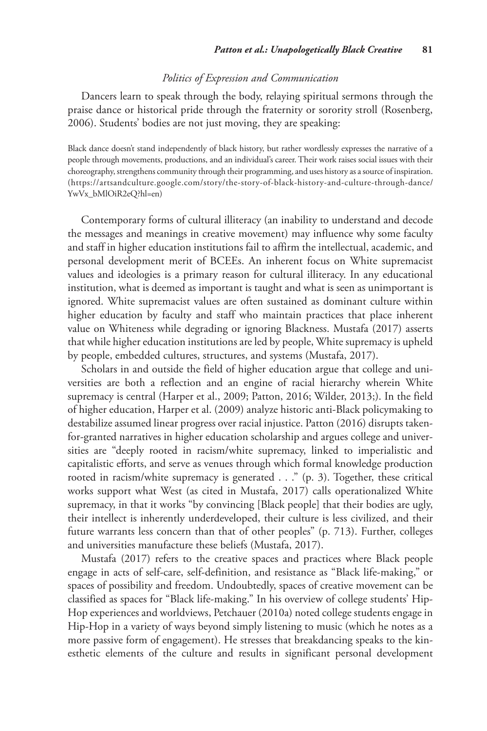### *Politics of Expression and Communication*

Dancers learn to speak through the body, relaying spiritual sermons through the praise dance or historical pride through the fraternity or sorority stroll (Rosenberg, 2006). Students' bodies are not just moving, they are speaking:

> Black dance doesn't stand independently of black history, but rather wordlessly expresses the narrative of a people through movements, productions, and an individual's career. Their work raises social issues with their choreography, strengthens community through their programming, and uses history as a source of inspiration. (https://artsandculture.google.com/story/the-story-of-black-history-and-culture-through-dance/YwVx_bMlOiR2eQ?hl=en)

Contemporary forms of cultural illiteracy (an inability to understand and decode the messages and meanings in creative movement) may influence why some faculty and staff in higher education institutions fail to affirm the intellectual, academic, and personal development merit of BCEEs. An inherent focus on White supremacist values and ideologies is a primary reason for cultural illiteracy. In any educational institution, what is deemed as important is taught and what is seen as unimportant is ignored. White supremacist values are often sustained as dominant culture within higher education by faculty and staff who maintain practices that place inherent value on Whiteness while degrading or ignoring Blackness. Mustafa (2017) asserts that while higher education institutions are led by people, White supremacy is upheld by people, embedded cultures, structures, and systems (Mustafa, 2017).

Scholars in and outside the field of higher education argue that college and universities are both a reflection and an engine of racial hierarchy wherein White supremacy is central (Harper et al., 2009; Patton, 2016; Wilder, 2013;). In the field of higher education, Harper et al. (2009) analyze historic anti-Black policymaking to destabilize assumed linear progress over racial injustice. Patton (2016) disrupts taken-for-granted narratives in higher education scholarship and argues college and universities are "deeply rooted in racism/white supremacy, linked to imperialistic and capitalistic efforts, and serve as venues through which formal knowledge production rooted in racism/white supremacy is generated . . ." (p. 3). Together, these critical works support what West (as cited in Mustafa, 2017) calls operationalized White supremacy, in that it works "by convincing [Black people] that their bodies are ugly, their intellect is inherently underdeveloped, their culture is less civilized, and their future warrants less concern than that of other peoples" (p. 713). Further, colleges and universities manufacture these beliefs (Mustafa, 2017).

Mustafa (2017) refers to the creative spaces and practices where Black people engage in acts of self-care, self-definition, and resistance as "Black life-making," or spaces of possibility and freedom. Undoubtedly, spaces of creative movement can be classified as spaces for "Black life-making." In his overview of college students' Hip-Hop experiences and worldviews, Petchauer (2010a) noted college students engage in Hip-Hop in a variety of ways beyond simply listening to music (which he notes as a more passive form of engagement). He stresses that breakdancing speaks to the kinesthetic elements of the culture and results in significant personal development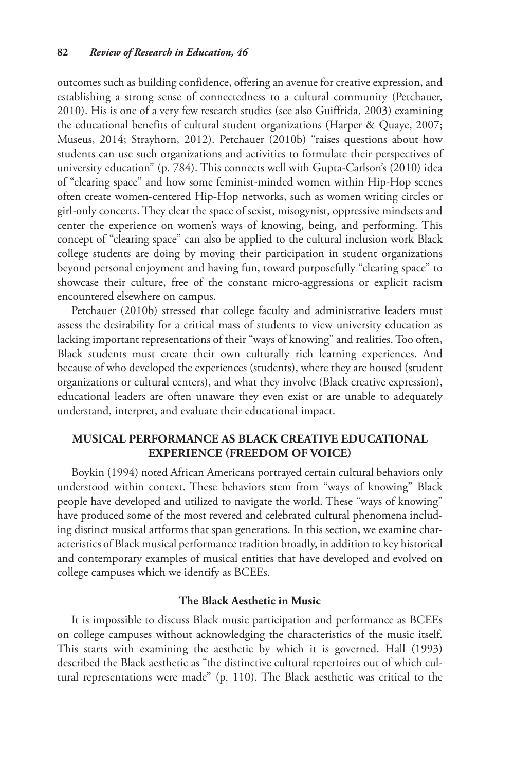outcomes such as building confidence, offering an avenue for creative expression, and establishing a strong sense of connectedness to a cultural community (Petchauer, 2010). His is one of a very few research studies (see also Guiffrida, 2003) examining the educational benefits of cultural student organizations (Harper & Quaye, 2007; Museus, 2014; Strayhorn, 2012). Petchauer (2010b) "raises questions about how students can use such organizations and activities to formulate their perspectives of university education" (p. 784). This connects well with Gupta-Carlson's (2010) idea of "clearing space" and how some feminist-minded women within Hip-Hop scenes often create women-centered Hip-Hop networks, such as women writing circles or girl-only concerts. They clear the space of sexist, misogynist, oppressive mindsets and center the experience on women's ways of knowing, being, and performing. This concept of "clearing space" can also be applied to the cultural inclusion work Black college students are doing by moving their participation in student organizations beyond personal enjoyment and having fun, toward purposefully "clearing space" to showcase their culture, free of the constant micro-aggressions or explicit racism encountered elsewhere on campus.

Petchauer (2010b) stressed that college faculty and administrative leaders must assess the desirability for a critical mass of students to view university education as lacking important representations of their "ways of knowing" and realities. Too often, Black students must create their own culturally rich learning experiences. And because of who developed the experiences (students), where they are housed (student organizations or cultural centers), and what they involve (Black creative expression), educational leaders are often unaware they even exist or are unable to adequately understand, interpret, and evaluate their educational impact.

## MUSICAL PERFORMANCE AS BLACK CREATIVE EDUCATIONAL EXPERIENCE (FREEDOM OF VOICE)

Boykin (1994) noted African Americans portrayed certain cultural behaviors only understood within context. These behaviors stem from "ways of knowing" Black people have developed and utilized to navigate the world. These "ways of knowing" have produced some of the most revered and celebrated cultural phenomena including distinct musical artforms that span generations. In this section, we examine characteristics of Black musical performance tradition broadly, in addition to key historical and contemporary examples of musical entities that have developed and evolved on college campuses which we identify as BCEEs.

### The Black Aesthetic in Music

It is impossible to discuss Black music participation and performance as BCEEs on college campuses without acknowledging the characteristics of the music itself. This starts with examining the aesthetic by which it is governed. Hall (1993) described the Black aesthetic as "the distinctive cultural repertoires out of which cultural representations were made" (p. 110). The Black aesthetic was critical to the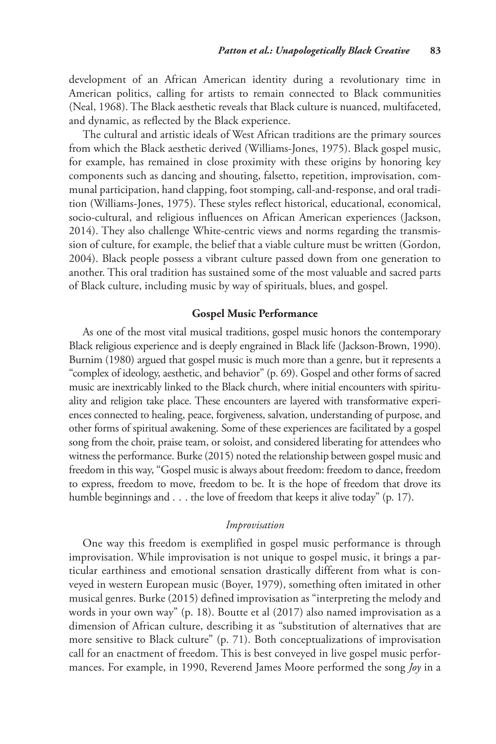development of an African American identity during a revolutionary time in American politics, calling for artists to remain connected to Black communities (Neal, 1968). The Black aesthetic reveals that Black culture is nuanced, multifaceted, and dynamic, as reflected by the Black experience.

The cultural and artistic ideals of West African traditions are the primary sources from which the Black aesthetic derived (Williams-Jones, 1975). Black gospel music, for example, has remained in close proximity with these origins by honoring key components such as dancing and shouting, falsetto, repetition, improvisation, communal participation, hand clapping, foot stomping, call-and-response, and oral tradition (Williams-Jones, 1975). These styles reflect historical, educational, economical, socio-cultural, and religious influences on African American experiences (Jackson, 2014). They also challenge White-centric views and norms regarding the transmission of culture, for example, the belief that a viable culture must be written (Gordon, 2004). Black people possess a vibrant culture passed down from one generation to another. This oral tradition has sustained some of the most valuable and sacred parts of Black culture, including music by way of spirituals, blues, and gospel.

## Gospel Music Performance

As one of the most vital musical traditions, gospel music honors the contemporary Black religious experience and is deeply engrained in Black life (Jackson-Brown, 1990). Burnim (1980) argued that gospel music is much more than a genre, but it represents a "complex of ideology, aesthetic, and behavior" (p. 69). Gospel and other forms of sacred music are inextricably linked to the Black church, where initial encounters with spirituality and religion take place. These encounters are layered with transformative experiences connected to healing, peace, forgiveness, salvation, understanding of purpose, and other forms of spiritual awakening. Some of these experiences are facilitated by a gospel song from the choir, praise team, or soloist, and considered liberating for attendees who witness the performance. Burke (2015) noted the relationship between gospel music and freedom in this way, "Gospel music is always about freedom: freedom to dance, freedom to express, freedom to move, freedom to be. It is the hope of freedom that drove its humble beginnings and . . . the love of freedom that keeps it alive today" (p. 17).

### *Improvisation*

One way this freedom is exemplified in gospel music performance is through improvisation. While improvisation is not unique to gospel music, it brings a particular earthiness and emotional sensation drastically different from what is conveyed in western European music (Boyer, 1979), something often imitated in other musical genres. Burke (2015) defined improvisation as "interpreting the melody and words in your own way" (p. 18). Boutte et al (2017) also named improvisation as a dimension of African culture, describing it as "substitution of alternatives that are more sensitive to Black culture" (p. 71). Both conceptualizations of improvisation call for an enactment of freedom. This is best conveyed in live gospel music performances. For example, in 1990, Reverend James Moore performed the song *Joy* in a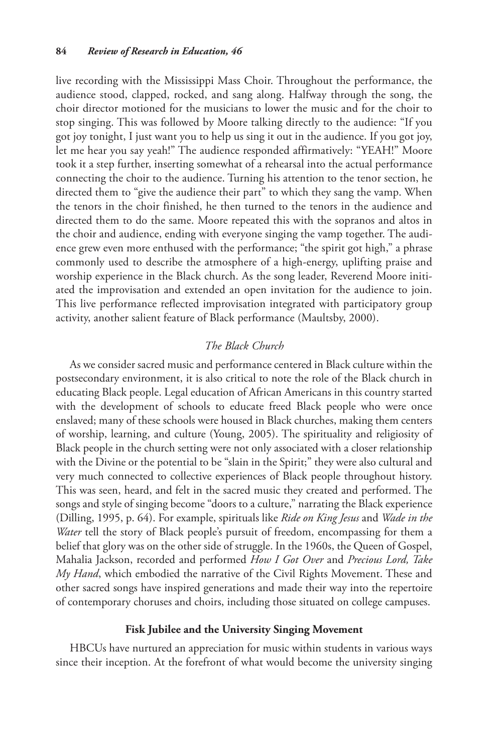live recording with the Mississippi Mass Choir. Throughout the performance, the audience stood, clapped, rocked, and sang along. Halfway through the song, the choir director motioned for the musicians to lower the music and for the choir to stop singing. This was followed by Moore talking directly to the audience: "If you got joy tonight, I just want you to help us sing it out in the audience. If you got joy, let me hear you say yeah!" The audience responded affirmatively: "YEAH!" Moore took it a step further, inserting somewhat of a rehearsal into the actual performance connecting the choir to the audience. Turning his attention to the tenor section, he directed them to "give the audience their part" to which they sang the vamp. When the tenors in the choir finished, he then turned to the tenors in the audience and directed them to do the same. Moore repeated this with the sopranos and altos in the choir and audience, ending with everyone singing the vamp together. The audience grew even more enthused with the performance; "the spirit got high," a phrase commonly used to describe the atmosphere of a high-energy, uplifting praise and worship experience in the Black church. As the song leader, Reverend Moore initiated the improvisation and extended an open invitation for the audience to join. This live performance reflected improvisation integrated with participatory group activity, another salient feature of Black performance (Maultsby, 2000).

### *The Black Church*

As we consider sacred music and performance centered in Black culture within the postsecondary environment, it is also critical to note the role of the Black church in educating Black people. Legal education of African Americans in this country started with the development of schools to educate freed Black people who were once enslaved; many of these schools were housed in Black churches, making them centers of worship, learning, and culture (Young, 2005). The spirituality and religiosity of Black people in the church setting were not only associated with a closer relationship with the Divine or the potential to be "slain in the Spirit;" they were also cultural and very much connected to collective experiences of Black people throughout history. This was seen, heard, and felt in the sacred music they created and performed. The songs and style of singing become "doors to a culture," narrating the Black experience (Dilling, 1995, p. 64). For example, spirituals like *Ride on King Jesus* and *Wade in the Water* tell the story of Black people's pursuit of freedom, encompassing for them a belief that glory was on the other side of struggle. In the 1960s, the Queen of Gospel, Mahalia Jackson, recorded and performed *How I Got Over* and *Precious Lord, Take My Hand*, which embodied the narrative of the Civil Rights Movement. These and other sacred songs have inspired generations and made their way into the repertoire of contemporary choruses and choirs, including those situated on college campuses.

## **Fisk Jubilee and the University Singing Movement**

HBCUs have nurtured an appreciation for music within students in various ways since their inception. At the forefront of what would become the university singing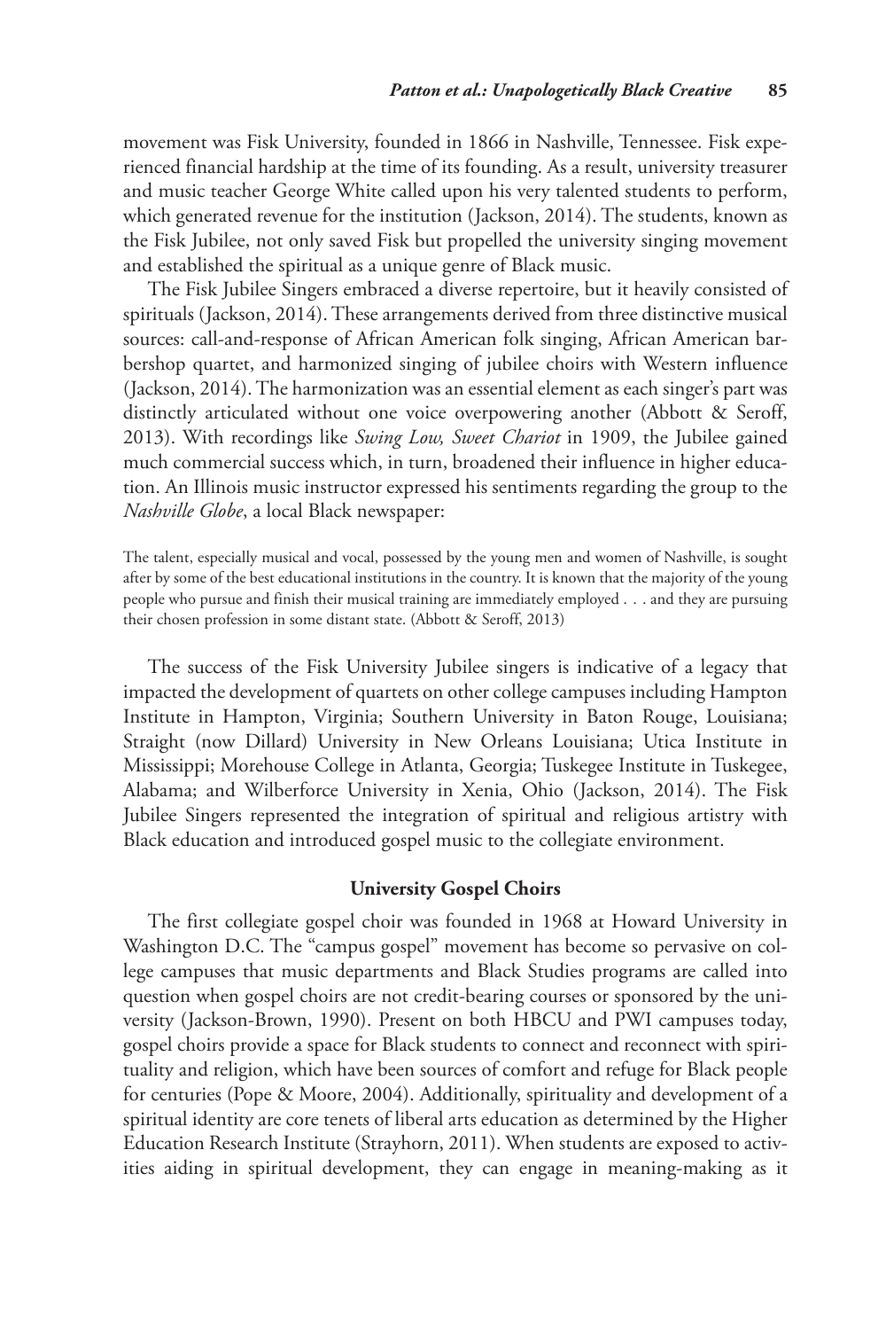movement was Fisk University, founded in 1866 in Nashville, Tennessee. Fisk experienced financial hardship at the time of its founding. As a result, university treasurer and music teacher George White called upon his very talented students to perform, which generated revenue for the institution (Jackson, 2014). The students, known as the Fisk Jubilee, not only saved Fisk but propelled the university singing movement and established the spiritual as a unique genre of Black music.

The Fisk Jubilee Singers embraced a diverse repertoire, but it heavily consisted of spirituals (Jackson, 2014). These arrangements derived from three distinctive musical sources: call-and-response of African American folk singing, African American barbershop quartet, and harmonized singing of jubilee choirs with Western influence (Jackson, 2014). The harmonization was an essential element as each singer's part was distinctly articulated without one voice overpowering another (Abbott & Seroff, 2013). With recordings like *Swing Low, Sweet Chariot* in 1909, the Jubilee gained much commercial success which, in turn, broadened their influence in higher education. An Illinois music instructor expressed his sentiments regarding the group to the *Nashville Globe*, a local Black newspaper:

> The talent, especially musical and vocal, possessed by the young men and women of Nashville, is sought after by some of the best educational institutions in the country. It is known that the majority of the young people who pursue and finish their musical training are immediately employed . . . and they are pursuing their chosen profession in some distant state. (Abbott & Seroff, 2013)

The success of the Fisk University Jubilee singers is indicative of a legacy that impacted the development of quartets on other college campuses including Hampton Institute in Hampton, Virginia; Southern University in Baton Rouge, Louisiana; Straight (now Dillard) University in New Orleans Louisiana; Utica Institute in Mississippi; Morehouse College in Atlanta, Georgia; Tuskegee Institute in Tuskegee, Alabama; and Wilberforce University in Xenia, Ohio (Jackson, 2014). The Fisk Jubilee Singers represented the integration of spiritual and religious artistry with Black education and introduced gospel music to the collegiate environment.

## University Gospel Choirs

The first collegiate gospel choir was founded in 1968 at Howard University in Washington D.C. The "campus gospel" movement has become so pervasive on college campuses that music departments and Black Studies programs are called into question when gospel choirs are not credit-bearing courses or sponsored by the university (Jackson-Brown, 1990). Present on both HBCU and PWI campuses today, gospel choirs provide a space for Black students to connect and reconnect with spirituality and religion, which have been sources of comfort and refuge for Black people for centuries (Pope & Moore, 2004). Additionally, spirituality and development of a spiritual identity are core tenets of liberal arts education as determined by the Higher Education Research Institute (Strayhorn, 2011). When students are exposed to activities aiding in spiritual development, they can engage in meaning-making as it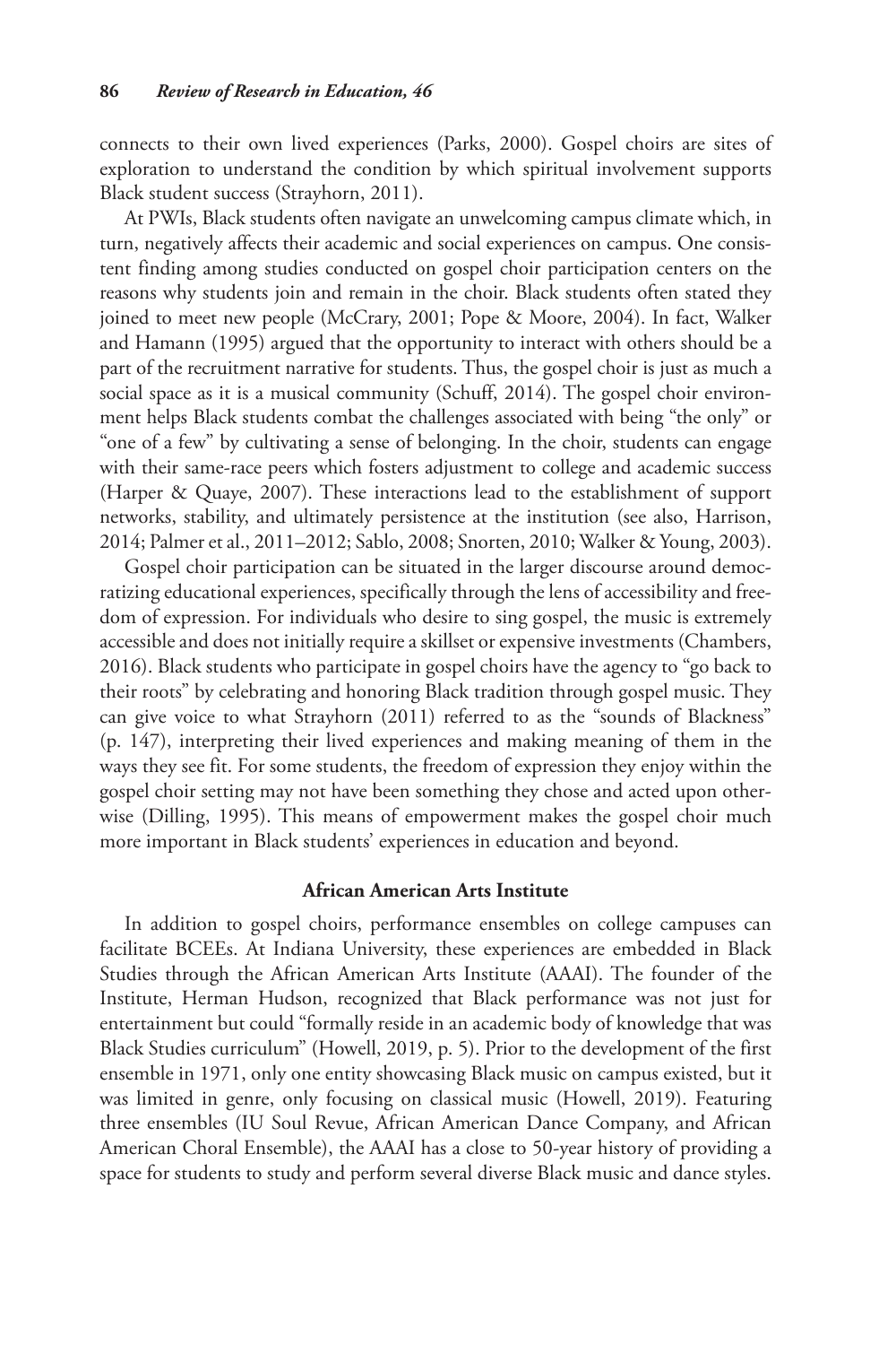connects to their own lived experiences (Parks, 2000). Gospel choirs are sites of exploration to understand the condition by which spiritual involvement supports Black student success (Strayhorn, 2011).

At PWIs, Black students often navigate an unwelcoming campus climate which, in turn, negatively affects their academic and social experiences on campus. One consistent finding among studies conducted on gospel choir participation centers on the reasons why students join and remain in the choir. Black students often stated they joined to meet new people (McCrary, 2001; Pope & Moore, 2004). In fact, Walker and Hamann (1995) argued that the opportunity to interact with others should be a part of the recruitment narrative for students. Thus, the gospel choir is just as much a social space as it is a musical community (Schuff, 2014). The gospel choir environment helps Black students combat the challenges associated with being "the only" or "one of a few" by cultivating a sense of belonging. In the choir, students can engage with their same-race peers which fosters adjustment to college and academic success (Harper & Quaye, 2007). These interactions lead to the establishment of support networks, stability, and ultimately persistence at the institution (see also, Harrison, 2014; Palmer et al., 2011–2012; Sablo, 2008; Snorten, 2010; Walker & Young, 2003).

Gospel choir participation can be situated in the larger discourse around democratizing educational experiences, specifically through the lens of accessibility and freedom of expression. For individuals who desire to sing gospel, the music is extremely accessible and does not initially require a skillset or expensive investments (Chambers, 2016). Black students who participate in gospel choirs have the agency to "go back to their roots" by celebrating and honoring Black tradition through gospel music. They can give voice to what Strayhorn (2011) referred to as the "sounds of Blackness" (p. 147), interpreting their lived experiences and making meaning of them in the ways they see fit. For some students, the freedom of expression they enjoy within the gospel choir setting may not have been something they chose and acted upon otherwise (Dilling, 1995). This means of empowerment makes the gospel choir much more important in Black students' experiences in education and beyond.

## African American Arts Institute

In addition to gospel choirs, performance ensembles on college campuses can facilitate BCEEs. At Indiana University, these experiences are embedded in Black Studies through the African American Arts Institute (AAAI). The founder of the Institute, Herman Hudson, recognized that Black performance was not just for entertainment but could "formally reside in an academic body of knowledge that was Black Studies curriculum" (Howell, 2019, p. 5). Prior to the development of the first ensemble in 1971, only one entity showcasing Black music on campus existed, but it was limited in genre, only focusing on classical music (Howell, 2019). Featuring three ensembles (IU Soul Revue, African American Dance Company, and African American Choral Ensemble), the AAAI has a close to 50-year history of providing a space for students to study and perform several diverse Black music and dance styles.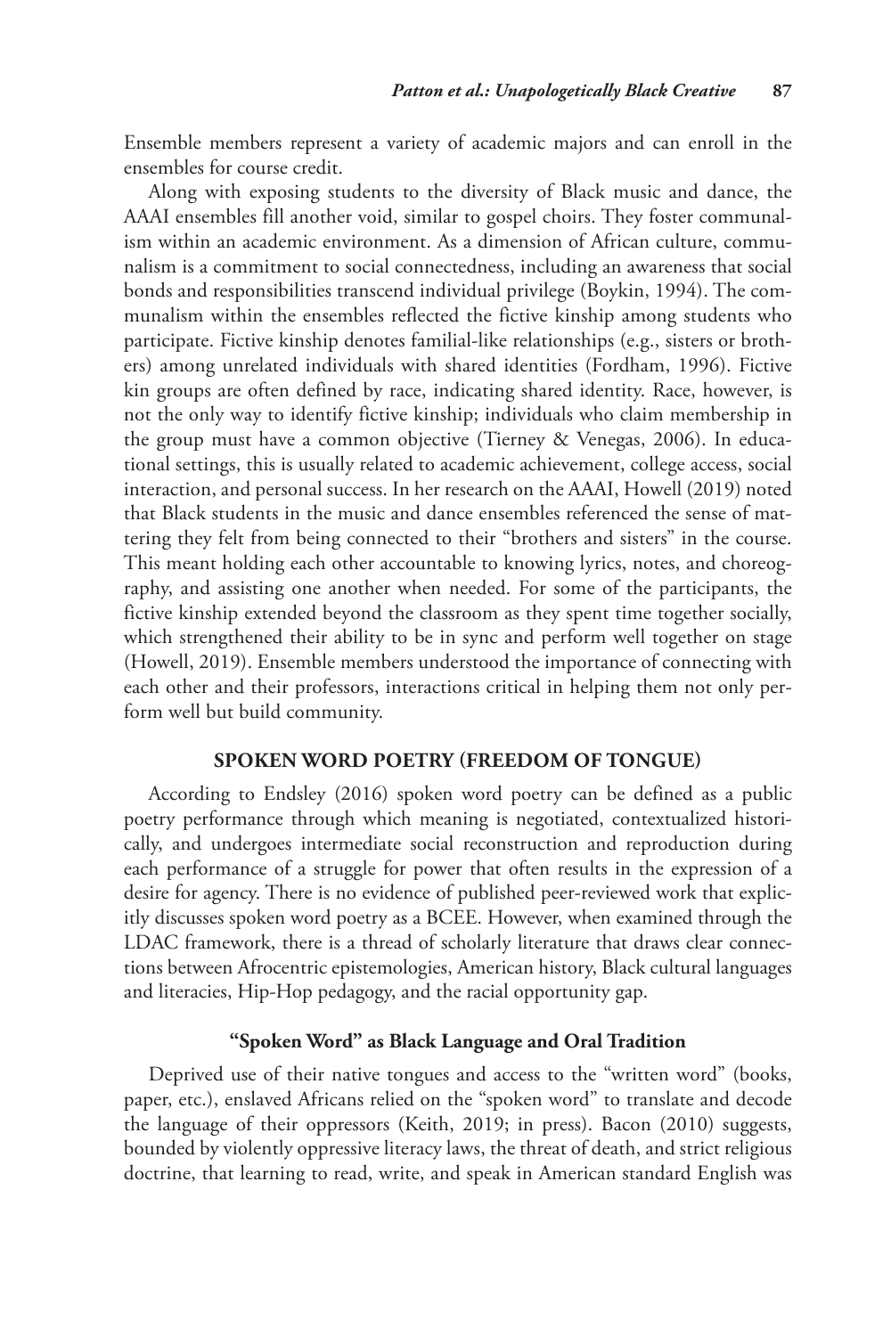Ensemble members represent a variety of academic majors and can enroll in the ensembles for course credit.

Along with exposing students to the diversity of Black music and dance, the AAAI ensembles fill another void, similar to gospel choirs. They foster communalism within an academic environment. As a dimension of African culture, communalism is a commitment to social connectedness, including an awareness that social bonds and responsibilities transcend individual privilege (Boykin, 1994). The communalism within the ensembles reflected the fictive kinship among students who participate. Fictive kinship denotes familial-like relationships (e.g., sisters or brothers) among unrelated individuals with shared identities (Fordham, 1996). Fictive kin groups are often defined by race, indicating shared identity. Race, however, is not the only way to identify fictive kinship; individuals who claim membership in the group must have a common objective (Tierney & Venegas, 2006). In educational settings, this is usually related to academic achievement, college access, social interaction, and personal success. In her research on the AAAI, Howell (2019) noted that Black students in the music and dance ensembles referenced the sense of mattering they felt from being connected to their "brothers and sisters" in the course. This meant holding each other accountable to knowing lyrics, notes, and choreography, and assisting one another when needed. For some of the participants, the fictive kinship extended beyond the classroom as they spent time together socially, which strengthened their ability to be in sync and perform well together on stage (Howell, 2019). Ensemble members understood the importance of connecting with each other and their professors, interactions critical in helping them not only perform well but build community.

## SPOKEN WORD POETRY (FREEDOM OF TONGUE)

According to Endsley (2016) spoken word poetry can be defined as a public poetry performance through which meaning is negotiated, contextualized historically, and undergoes intermediate social reconstruction and reproduction during each performance of a struggle for power that often results in the expression of a desire for agency. There is no evidence of published peer-reviewed work that explicitly discusses spoken word poetry as a BCEE. However, when examined through the LDAC framework, there is a thread of scholarly literature that draws clear connections between Afrocentric epistemologies, American history, Black cultural languages and literacies, Hip-Hop pedagogy, and the racial opportunity gap.

### "Spoken Word" as Black Language and Oral Tradition

Deprived use of their native tongues and access to the "written word" (books, paper, etc.), enslaved Africans relied on the "spoken word" to translate and decode the language of their oppressors (Keith, 2019; in press). Bacon (2010) suggests, bounded by violently oppressive literacy laws, the threat of death, and strict religious doctrine, that learning to read, write, and speak in American standard English was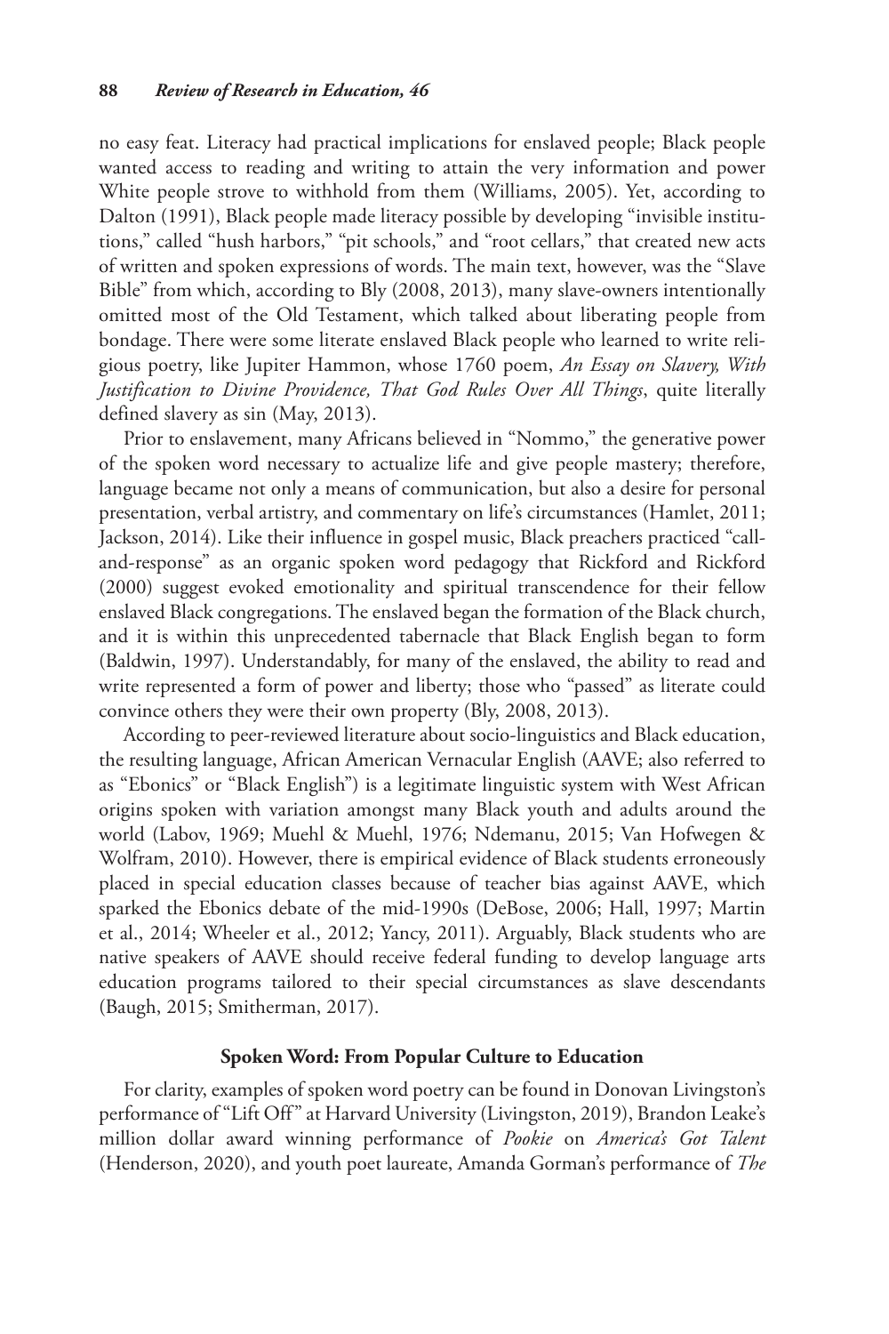no easy feat. Literacy had practical implications for enslaved people; Black people wanted access to reading and writing to attain the very information and power White people strove to withhold from them (Williams, 2005). Yet, according to Dalton (1991), Black people made literacy possible by developing "invisible institutions," called "hush harbors," "pit schools," and "root cellars," that created new acts of written and spoken expressions of words. The main text, however, was the "Slave Bible" from which, according to Bly (2008, 2013), many slave-owners intentionally omitted most of the Old Testament, which talked about liberating people from bondage. There were some literate enslaved Black people who learned to write religious poetry, like Jupiter Hammon, whose 1760 poem, *An Essay on Slavery, With Justification to Divine Providence, That God Rules Over All Things*, quite literally defined slavery as sin (May, 2013).

Prior to enslavement, many Africans believed in "Nommo," the generative power of the spoken word necessary to actualize life and give people mastery; therefore, language became not only a means of communication, but also a desire for personal presentation, verbal artistry, and commentary on life's circumstances (Hamlet, 2011; Jackson, 2014). Like their influence in gospel music, Black preachers practiced "call-and-response" as an organic spoken word pedagogy that Rickford and Rickford (2000) suggest evoked emotionality and spiritual transcendence for their fellow enslaved Black congregations. The enslaved began the formation of the Black church, and it is within this unprecedented tabernacle that Black English began to form (Baldwin, 1997). Understandably, for many of the enslaved, the ability to read and write represented a form of power and liberty; those who "passed" as literate could convince others they were their own property (Bly, 2008, 2013).

According to peer-reviewed literature about socio-linguistics and Black education, the resulting language, African American Vernacular English (AAVE; also referred to as "Ebonics" or "Black English") is a legitimate linguistic system with West African origins spoken with variation amongst many Black youth and adults around the world (Labov, 1969; Muehl & Muehl, 1976; Ndemanu, 2015; Van Hofwegen & Wolfram, 2010). However, there is empirical evidence of Black students erroneously placed in special education classes because of teacher bias against AAVE, which sparked the Ebonics debate of the mid-1990s (DeBose, 2006; Hall, 1997; Martin et al., 2014; Wheeler et al., 2012; Yancy, 2011). Arguably, Black students who are native speakers of AAVE should receive federal funding to develop language arts education programs tailored to their special circumstances as slave descendants (Baugh, 2015; Smitherman, 2017).

## Spoken Word: From Popular Culture to Education

For clarity, examples of spoken word poetry can be found in Donovan Livingston's performance of "Lift Off" at Harvard University (Livingston, 2019), Brandon Leake's million dollar award winning performance of *Pookie* on *America's Got Talent* (Henderson, 2020), and youth poet laureate, Amanda Gorman's performance of *The*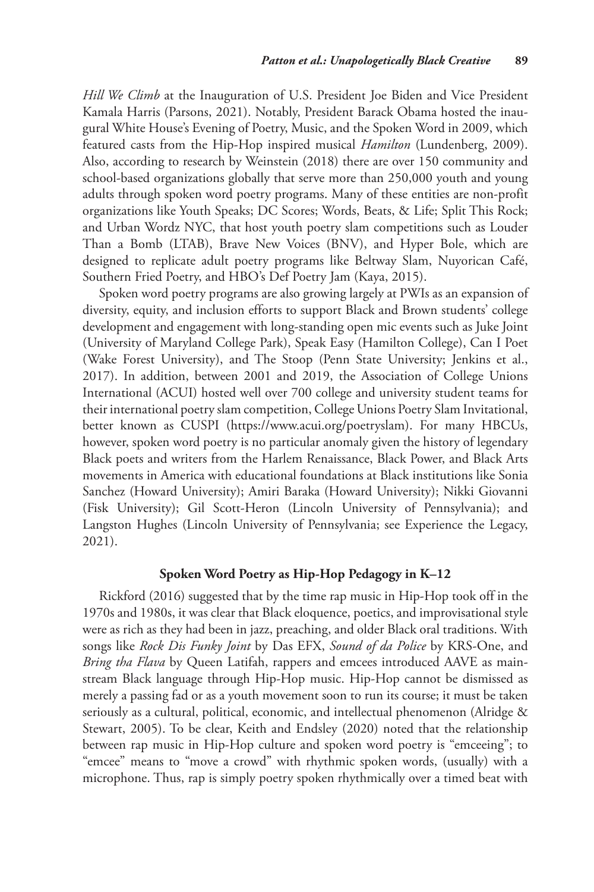*Hill We Climb* at the Inauguration of U.S. President Joe Biden and Vice President Kamala Harris (Parsons, 2021). Notably, President Barack Obama hosted the inaugural White House's Evening of Poetry, Music, and the Spoken Word in 2009, which featured casts from the Hip-Hop inspired musical *Hamilton* (Lundenberg, 2009). Also, according to research by Weinstein (2018) there are over 150 community and school-based organizations globally that serve more than 250,000 youth and young adults through spoken word poetry programs. Many of these entities are non-profit organizations like Youth Speaks; DC Scores; Words, Beats, & Life; Split This Rock; and Urban Wordz NYC, that host youth poetry slam competitions such as Louder Than a Bomb (LTAB), Brave New Voices (BNV), and Hyper Bole, which are designed to replicate adult poetry programs like Beltway Slam, Nuyorican Café, Southern Fried Poetry, and HBO's Def Poetry Jam (Kaya, 2015).

Spoken word poetry programs are also growing largely at PWIs as an expansion of diversity, equity, and inclusion efforts to support Black and Brown students' college development and engagement with long-standing open mic events such as Juke Joint (University of Maryland College Park), Speak Easy (Hamilton College), Can I Poet (Wake Forest University), and The Stoop (Penn State University; Jenkins et al., 2017). In addition, between 2001 and 2019, the Association of College Unions International (ACUI) hosted well over 700 college and university student teams for their international poetry slam competition, College Unions Poetry Slam Invitational, better known as CUSPI (https://www.acui.org/poetryslam). For many HBCUs, however, spoken word poetry is no particular anomaly given the history of legendary Black poets and writers from the Harlem Renaissance, Black Power, and Black Arts movements in America with educational foundations at Black institutions like Sonia Sanchez (Howard University); Amiri Baraka (Howard University); Nikki Giovanni (Fisk University); Gil Scott-Heron (Lincoln University of Pennsylvania); and Langston Hughes (Lincoln University of Pennsylvania; see Experience the Legacy, 2021).

## Spoken Word Poetry as Hip-Hop Pedagogy in K–12

Rickford (2016) suggested that by the time rap music in Hip-Hop took off in the 1970s and 1980s, it was clear that Black eloquence, poetics, and improvisational style were as rich as they had been in jazz, preaching, and older Black oral traditions. With songs like *Rock Dis Funky Joint* by Das EFX, *Sound of da Police* by KRS-One, and *Bring tha Flava* by Queen Latifah, rappers and emcees introduced AAVE as mainstream Black language through Hip-Hop music. Hip-Hop cannot be dismissed as merely a passing fad or as a youth movement soon to run its course; it must be taken seriously as a cultural, political, economic, and intellectual phenomenon (Alridge & Stewart, 2005). To be clear, Keith and Endsley (2020) noted that the relationship between rap music in Hip-Hop culture and spoken word poetry is "emceeing"; to "emcee" means to "move a crowd" with rhythmic spoken words, (usually) with a microphone. Thus, rap is simply poetry spoken rhythmically over a timed beat with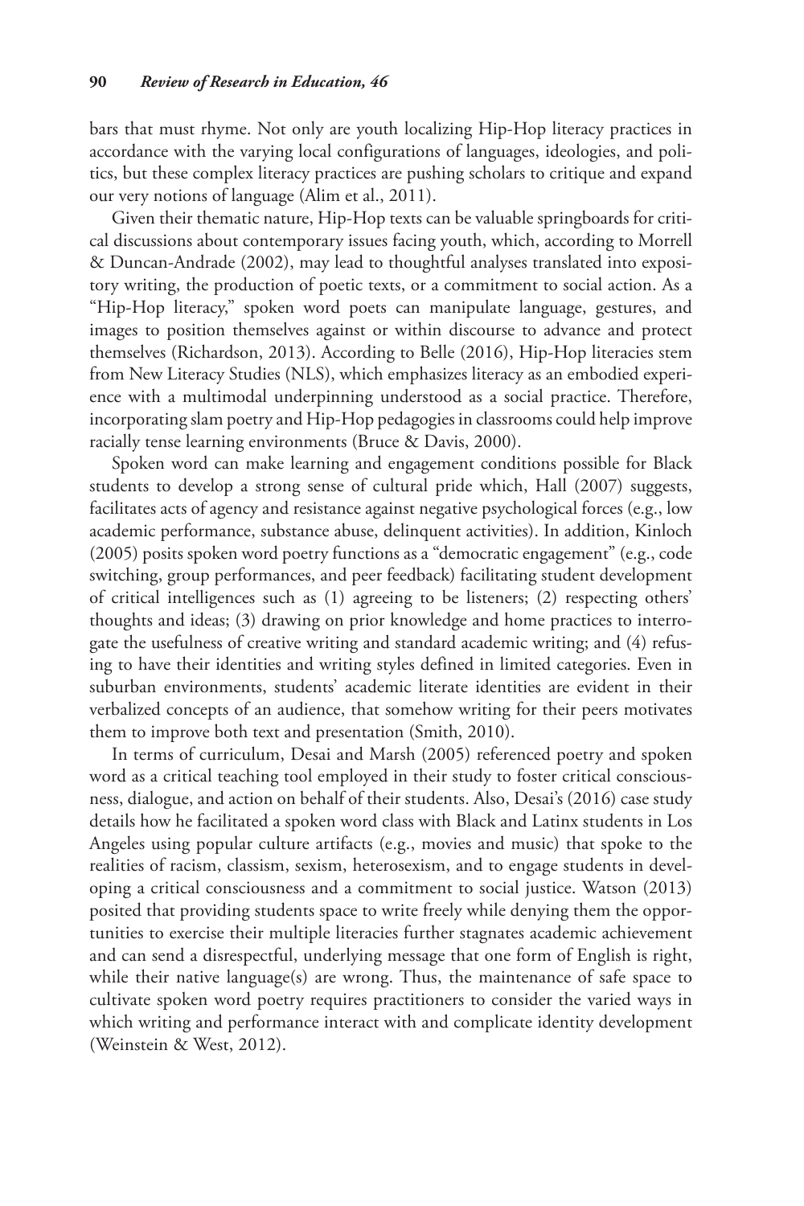bars that must rhyme. Not only are youth localizing Hip-Hop literacy practices in accordance with the varying local configurations of languages, ideologies, and politics, but these complex literacy practices are pushing scholars to critique and expand our very notions of language (Alim et al., 2011).

Given their thematic nature, Hip-Hop texts can be valuable springboards for critical discussions about contemporary issues facing youth, which, according to Morrell & Duncan-Andrade (2002), may lead to thoughtful analyses translated into expository writing, the production of poetic texts, or a commitment to social action. As a "Hip-Hop literacy," spoken word poets can manipulate language, gestures, and images to position themselves against or within discourse to advance and protect themselves (Richardson, 2013). According to Belle (2016), Hip-Hop literacies stem from New Literacy Studies (NLS), which emphasizes literacy as an embodied experience with a multimodal underpinning understood as a social practice. Therefore, incorporating slam poetry and Hip-Hop pedagogies in classrooms could help improve racially tense learning environments (Bruce & Davis, 2000).

Spoken word can make learning and engagement conditions possible for Black students to develop a strong sense of cultural pride which, Hall (2007) suggests, facilitates acts of agency and resistance against negative psychological forces (e.g., low academic performance, substance abuse, delinquent activities). In addition, Kinloch (2005) posits spoken word poetry functions as a "democratic engagement" (e.g., code switching, group performances, and peer feedback) facilitating student development of critical intelligences such as (1) agreeing to be listeners; (2) respecting others' thoughts and ideas; (3) drawing on prior knowledge and home practices to interrogate the usefulness of creative writing and standard academic writing; and (4) refusing to have their identities and writing styles defined in limited categories. Even in suburban environments, students' academic literate identities are evident in their verbalized concepts of an audience, that somehow writing for their peers motivates them to improve both text and presentation (Smith, 2010).

In terms of curriculum, Desai and Marsh (2005) referenced poetry and spoken word as a critical teaching tool employed in their study to foster critical consciousness, dialogue, and action on behalf of their students. Also, Desai's (2016) case study details how he facilitated a spoken word class with Black and Latinx students in Los Angeles using popular culture artifacts (e.g., movies and music) that spoke to the realities of racism, classism, sexism, heterosexism, and to engage students in developing a critical consciousness and a commitment to social justice. Watson (2013) posited that providing students space to write freely while denying them the opportunities to exercise their multiple literacies further stagnates academic achievement and can send a disrespectful, underlying message that one form of English is right, while their native language(s) are wrong. Thus, the maintenance of safe space to cultivate spoken word poetry requires practitioners to consider the varied ways in which writing and performance interact with and complicate identity development (Weinstein & West, 2012).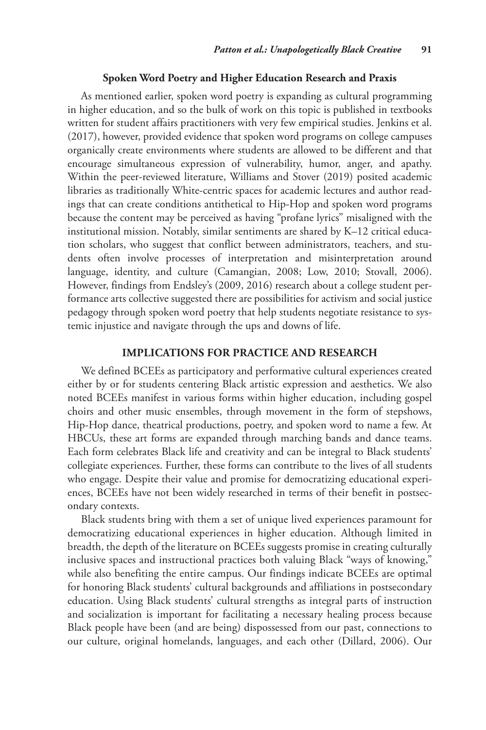### Spoken Word Poetry and Higher Education Research and Praxis

As mentioned earlier, spoken word poetry is expanding as cultural programming in higher education, and so the bulk of work on this topic is published in textbooks written for student affairs practitioners with very few empirical studies. Jenkins et al. (2017), however, provided evidence that spoken word programs on college campuses organically create environments where students are allowed to be different and that encourage simultaneous expression of vulnerability, humor, anger, and apathy. Within the peer-reviewed literature, Williams and Stover (2019) posited academic libraries as traditionally White-centric spaces for academic lectures and author readings that can create conditions antithetical to Hip-Hop and spoken word programs because the content may be perceived as having "profane lyrics" misaligned with the institutional mission. Notably, similar sentiments are shared by K–12 critical education scholars, who suggest that conflict between administrators, teachers, and students often involve processes of interpretation and misinterpretation around language, identity, and culture (Camangian, 2008; Low, 2010; Stovall, 2006). However, findings from Endsley's (2009, 2016) research about a college student performance arts collective suggested there are possibilities for activism and social justice pedagogy through spoken word poetry that help students negotiate resistance to systemic injustice and navigate through the ups and downs of life.

## IMPLICATIONS FOR PRACTICE AND RESEARCH

We defined BCEEs as participatory and performative cultural experiences created either by or for students centering Black artistic expression and aesthetics. We also noted BCEEs manifest in various forms within higher education, including gospel choirs and other music ensembles, through movement in the form of stepshows, Hip-Hop dance, theatrical productions, poetry, and spoken word to name a few. At HBCUs, these art forms are expanded through marching bands and dance teams. Each form celebrates Black life and creativity and can be integral to Black students' collegiate experiences. Further, these forms can contribute to the lives of all students who engage. Despite their value and promise for democratizing educational experiences, BCEEs have not been widely researched in terms of their benefit in postsecondary contexts.

Black students bring with them a set of unique lived experiences paramount for democratizing educational experiences in higher education. Although limited in breadth, the depth of the literature on BCEEs suggests promise in creating culturally inclusive spaces and instructional practices both valuing Black "ways of knowing," while also benefiting the entire campus. Our findings indicate BCEEs are optimal for honoring Black students' cultural backgrounds and affiliations in postsecondary education. Using Black students' cultural strengths as integral parts of instruction and socialization is important for facilitating a necessary healing process because Black people have been (and are being) dispossessed from our past, connections to our culture, original homelands, languages, and each other (Dillard, 2006). Our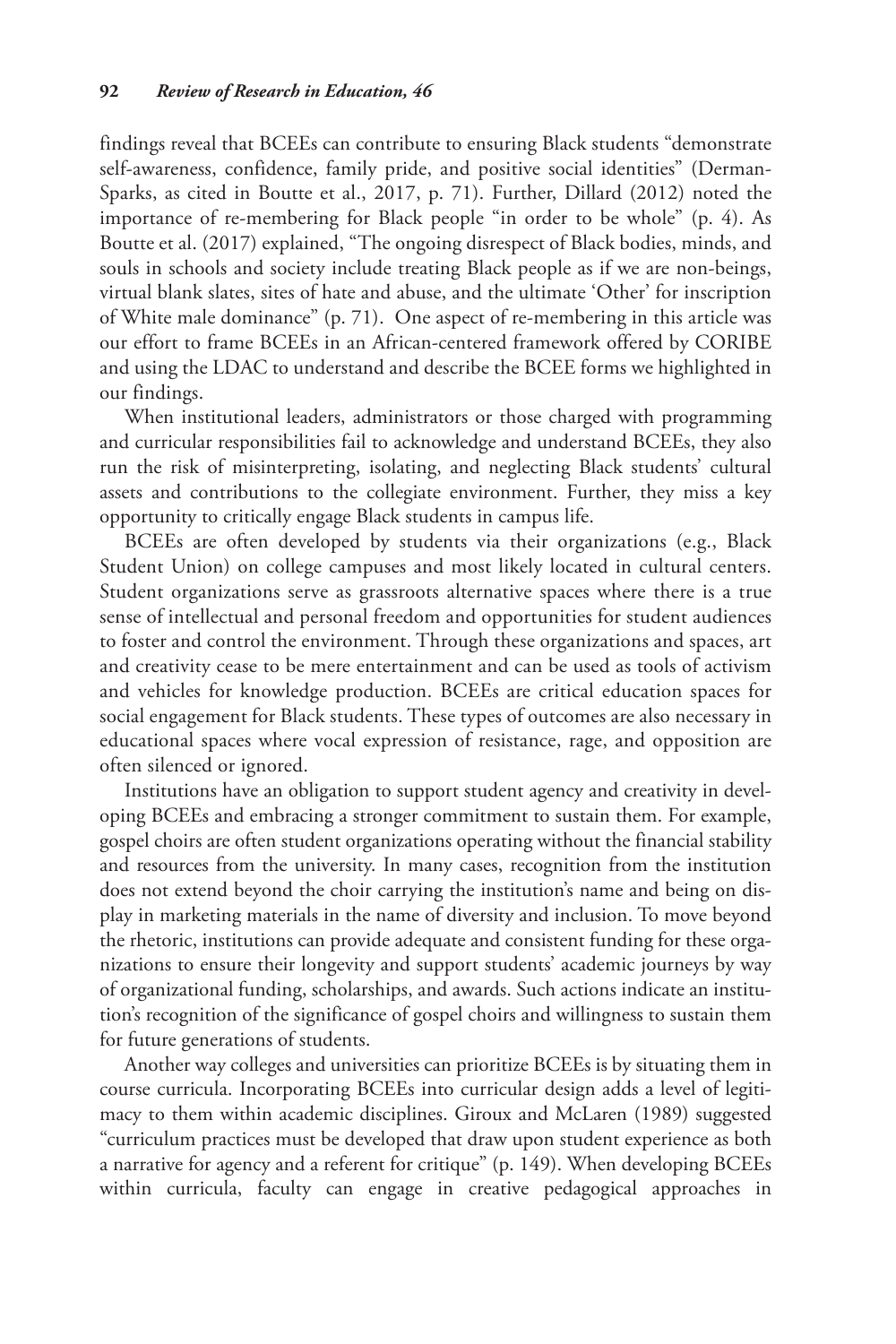findings reveal that BCEEs can contribute to ensuring Black students "demonstrate self-awareness, confidence, family pride, and positive social identities" (Derman-Sparks, as cited in Boutte et al., 2017, p. 71). Further, Dillard (2012) noted the importance of re-membering for Black people "in order to be whole" (p. 4). As Boutte et al. (2017) explained, "The ongoing disrespect of Black bodies, minds, and souls in schools and society include treating Black people as if we are non-beings, virtual blank slates, sites of hate and abuse, and the ultimate 'Other' for inscription of White male dominance" (p. 71). One aspect of re-membering in this article was our effort to frame BCEEs in an African-centered framework offered by CORIBE and using the LDAC to understand and describe the BCEE forms we highlighted in our findings.

When institutional leaders, administrators or those charged with programming and curricular responsibilities fail to acknowledge and understand BCEEs, they also run the risk of misinterpreting, isolating, and neglecting Black students' cultural assets and contributions to the collegiate environment. Further, they miss a key opportunity to critically engage Black students in campus life.

BCEEs are often developed by students via their organizations (e.g., Black Student Union) on college campuses and most likely located in cultural centers. Student organizations serve as grassroots alternative spaces where there is a true sense of intellectual and personal freedom and opportunities for student audiences to foster and control the environment. Through these organizations and spaces, art and creativity cease to be mere entertainment and can be used as tools of activism and vehicles for knowledge production. BCEEs are critical education spaces for social engagement for Black students. These types of outcomes are also necessary in educational spaces where vocal expression of resistance, rage, and opposition are often silenced or ignored.

Institutions have an obligation to support student agency and creativity in developing BCEEs and embracing a stronger commitment to sustain them. For example, gospel choirs are often student organizations operating without the financial stability and resources from the university. In many cases, recognition from the institution does not extend beyond the choir carrying the institution's name and being on display in marketing materials in the name of diversity and inclusion. To move beyond the rhetoric, institutions can provide adequate and consistent funding for these organizations to ensure their longevity and support students' academic journeys by way of organizational funding, scholarships, and awards. Such actions indicate an institution's recognition of the significance of gospel choirs and willingness to sustain them for future generations of students.

Another way colleges and universities can prioritize BCEEs is by situating them in course curricula. Incorporating BCEEs into curricular design adds a level of legitimacy to them within academic disciplines. Giroux and McLaren (1989) suggested "curriculum practices must be developed that draw upon student experience as both a narrative for agency and a referent for critique" (p. 149). When developing BCEEs within curricula, faculty can engage in creative pedagogical approaches in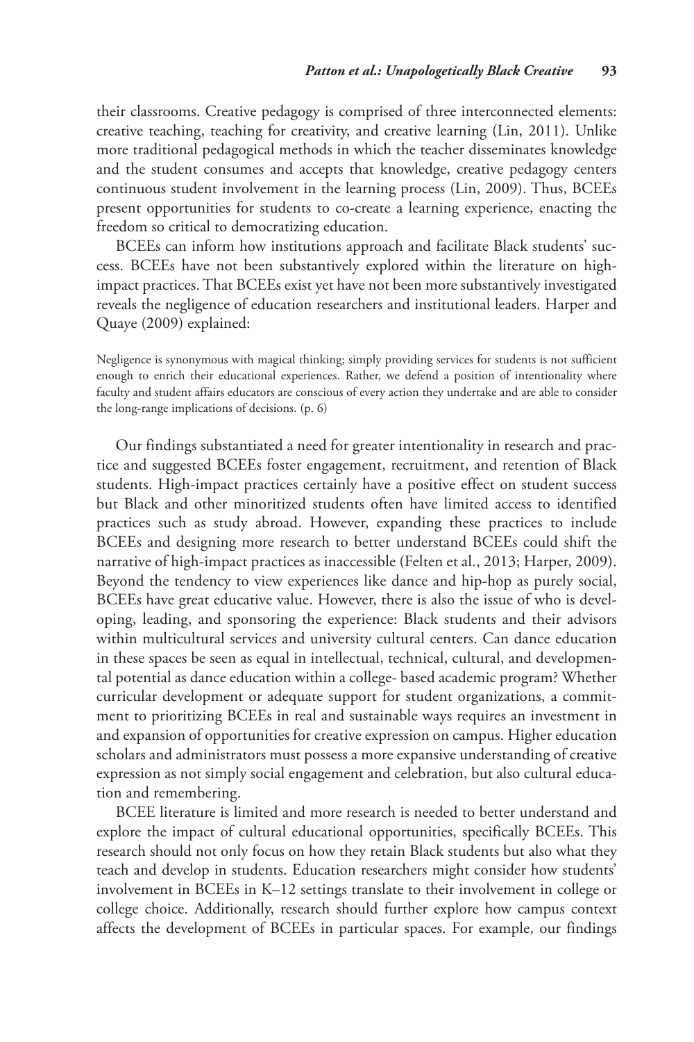their classrooms. Creative pedagogy is comprised of three interconnected elements: creative teaching, teaching for creativity, and creative learning (Lin, 2011). Unlike more traditional pedagogical methods in which the teacher disseminates knowledge and the student consumes and accepts that knowledge, creative pedagogy centers continuous student involvement in the learning process (Lin, 2009). Thus, BCEEs present opportunities for students to co-create a learning experience, enacting the freedom so critical to democratizing education.

BCEEs can inform how institutions approach and facilitate Black students' success. BCEEs have not been substantively explored within the literature on high-impact practices. That BCEEs exist yet have not been more substantively investigated reveals the negligence of education researchers and institutional leaders. Harper and Quaye (2009) explained:

> Negligence is synonymous with magical thinking; simply providing services for students is not sufficient enough to enrich their educational experiences. Rather, we defend a position of intentionality where faculty and student affairs educators are conscious of every action they undertake and are able to consider the long-range implications of decisions. (p. 6)

Our findings substantiated a need for greater intentionality in research and practice and suggested BCEEs foster engagement, recruitment, and retention of Black students. High-impact practices certainly have a positive effect on student success but Black and other minoritized students often have limited access to identified practices such as study abroad. However, expanding these practices to include BCEEs and designing more research to better understand BCEEs could shift the narrative of high-impact practices as inaccessible (Felten et al., 2013; Harper, 2009). Beyond the tendency to view experiences like dance and hip-hop as purely social, BCEEs have great educative value. However, there is also the issue of who is developing, leading, and sponsoring the experience: Black students and their advisors within multicultural services and university cultural centers. Can dance education in these spaces be seen as equal in intellectual, technical, cultural, and developmental potential as dance education within a college- based academic program? Whether curricular development or adequate support for student organizations, a commitment to prioritizing BCEEs in real and sustainable ways requires an investment in and expansion of opportunities for creative expression on campus. Higher education scholars and administrators must possess a more expansive understanding of creative expression as not simply social engagement and celebration, but also cultural education and remembering.

BCEE literature is limited and more research is needed to better understand and explore the impact of cultural educational opportunities, specifically BCEEs. This research should not only focus on how they retain Black students but also what they teach and develop in students. Education researchers might consider how students' involvement in BCEEs in K–12 settings translate to their involvement in college or college choice. Additionally, research should further explore how campus context affects the development of BCEEs in particular spaces. For example, our findings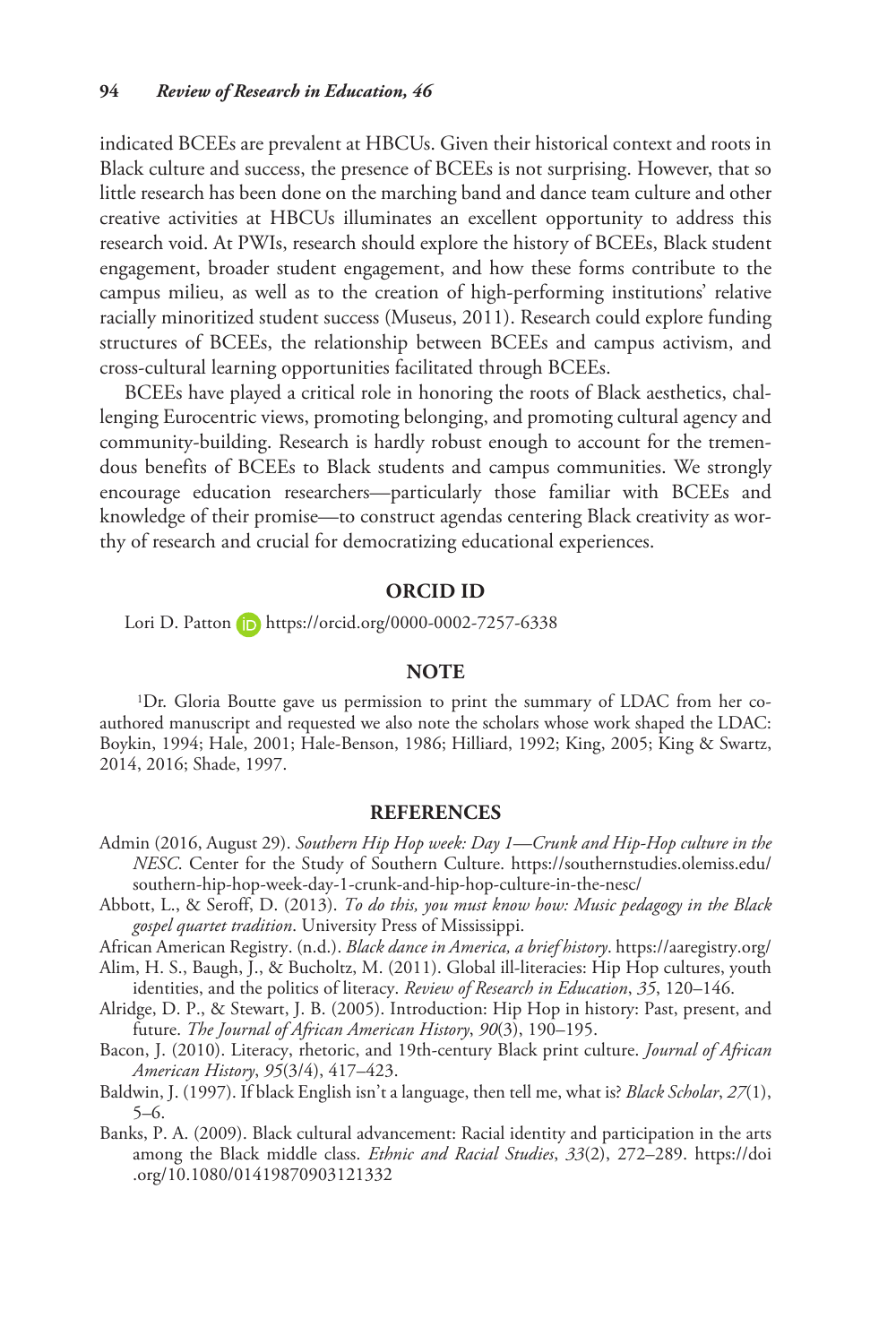indicated BCEEs are prevalent at HBCUs. Given their historical context and roots in Black culture and success, the presence of BCEEs is not surprising. However, that so little research has been done on the marching band and dance team culture and other creative activities at HBCUs illuminates an excellent opportunity to address this research void. At PWIs, research should explore the history of BCEEs, Black student engagement, broader student engagement, and how these forms contribute to the campus milieu, as well as to the creation of high-performing institutions' relative racially minoritized student success (Museus, 2011). Research could explore funding structures of BCEEs, the relationship between BCEEs and campus activism, and cross-cultural learning opportunities facilitated through BCEEs.

BCEEs have played a critical role in honoring the roots of Black aesthetics, challenging Eurocentric views, promoting belonging, and promoting cultural agency and community-building. Research is hardly robust enough to account for the tremendous benefits of BCEEs to Black students and campus communities. We strongly encourage education researchers—particularly those familiar with BCEEs and knowledge of their promise—to construct agendas centering Black creativity as worthy of research and crucial for democratizing educational experiences.

## ORCID ID

Lori D. Patton https://orcid.org/0000-0002-7257-6338

## NOTE

[1]Dr. Gloria Boutte gave us permission to print the summary of LDAC from her co-authored manuscript and requested we also note the scholars whose work shaped the LDAC: Boykin, 1994; Hale, 2001; Hale-Benson, 1986; Hilliard, 1992; King, 2005; King & Swartz, 2014, 2016; Shade, 1997.

## REFERENCES

Admin (2016, August 29). *Southern Hip Hop week: Day 1—Crunk and Hip-Hop culture in the NESC*. Center for the Study of Southern Culture. https://southernstudies.olemiss.edu/southern-hip-hop-week-day-1-crunk-and-hip-hop-culture-in-the-nesc/

Abbott, L., & Seroff, D. (2013). *To do this, you must know how: Music pedagogy in the Black gospel quartet tradition*. University Press of Mississippi.

African American Registry. (n.d.). *Black dance in America, a brief history*. https://aaregistry.org/

Alim, H. S., Baugh, J., & Bucholtz, M. (2011). Global ill-literacies: Hip Hop cultures, youth identities, and the politics of literacy. *Review of Research in Education*, *35*, 120–146.

Alridge, D. P., & Stewart, J. B. (2005). Introduction: Hip Hop in history: Past, present, and future. *The Journal of African American History*, *90*(3), 190–195.

Bacon, J. (2010). Literacy, rhetoric, and 19th-century Black print culture. *Journal of African American History*, *95*(3/4), 417–423.

Baldwin, J. (1997). If black English isn't a language, then tell me, what is? *Black Scholar*, *27*(1), 5–6.

Banks, P. A. (2009). Black cultural advancement: Racial identity and participation in the arts among the Black middle class. *Ethnic and Racial Studies*, *33*(2), 272–289. https://doi.org/10.1080/01419870903121332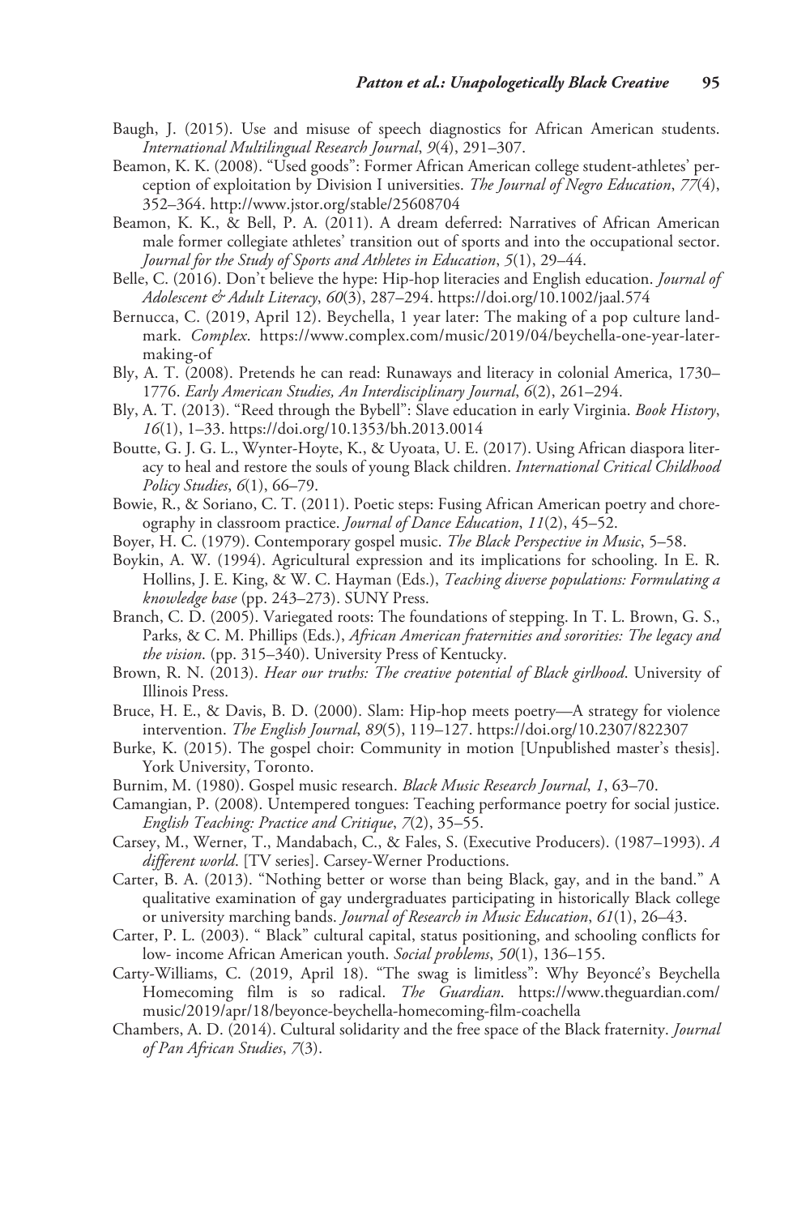Baugh, J. (2015). Use and misuse of speech diagnostics for African American students. *International Multilingual Research Journal*, *9*(4), 291–307.

Beamon, K. K. (2008). "Used goods": Former African American college student-athletes' perception of exploitation by Division I universities. *The Journal of Negro Education*, *77*(4), 352–364. http://www.jstor.org/stable/25608704

Beamon, K. K., & Bell, P. A. (2011). A dream deferred: Narratives of African American male former collegiate athletes' transition out of sports and into the occupational sector. *Journal for the Study of Sports and Athletes in Education*, *5*(1), 29–44.

Belle, C. (2016). Don't believe the hype: Hip-hop literacies and English education. *Journal of Adolescent & Adult Literacy*, *60*(3), 287–294. https://doi.org/10.1002/jaal.574

Bernucca, C. (2019, April 12). Beychella, 1 year later: The making of a pop culture landmark. *Complex*. https://www.complex.com/music/2019/04/beychella-one-year-later-making-of

Bly, A. T. (2008). Pretends he can read: Runaways and literacy in colonial America, 1730–1776. *Early American Studies, An Interdisciplinary Journal*, *6*(2), 261–294.

Bly, A. T. (2013). "Reed through the Bybell": Slave education in early Virginia. *Book History*, *16*(1), 1–33. https://doi.org/10.1353/bh.2013.0014

Boutte, G. J. G. L., Wynter-Hoyte, K., & Uyoata, U. E. (2017). Using African diaspora literacy to heal and restore the souls of young Black children. *International Critical Childhood Policy Studies*, *6*(1), 66–79.

Bowie, R., & Soriano, C. T. (2011). Poetic steps: Fusing African American poetry and choreography in classroom practice. *Journal of Dance Education*, *11*(2), 45–52.

Boyer, H. C. (1979). Contemporary gospel music. *The Black Perspective in Music*, 5–58.

Boykin, A. W. (1994). Agricultural expression and its implications for schooling. In E. R. Hollins, J. E. King, & W. C. Hayman (Eds.), *Teaching diverse populations: Formulating a knowledge base* (pp. 243–273). SUNY Press.

Branch, C. D. (2005). Variegated roots: The foundations of stepping. In T. L. Brown, G. S., Parks, & C. M. Phillips (Eds.), *African American fraternities and sororities: The legacy and the vision*. (pp. 315–340). University Press of Kentucky.

Brown, R. N. (2013). *Hear our truths: The creative potential of Black girlhood*. University of Illinois Press.

Bruce, H. E., & Davis, B. D. (2000). Slam: Hip-hop meets poetry—A strategy for violence intervention. *The English Journal*, *89*(5), 119–127. https://doi.org/10.2307/822307

Burke, K. (2015). The gospel choir: Community in motion [Unpublished master's thesis]. York University, Toronto.

Burnim, M. (1980). Gospel music research. *Black Music Research Journal*, *1*, 63–70.

Camangian, P. (2008). Untempered tongues: Teaching performance poetry for social justice. *English Teaching: Practice and Critique*, *7*(2), 35–55.

Carsey, M., Werner, T., Mandabach, C., & Fales, S. (Executive Producers). (1987–1993). *A different world*. [TV series]. Carsey-Werner Productions.

Carter, B. A. (2013). "Nothing better or worse than being Black, gay, and in the band." A qualitative examination of gay undergraduates participating in historically Black college or university marching bands. *Journal of Research in Music Education*, *61*(1), 26–43.

Carter, P. L. (2003). " Black" cultural capital, status positioning, and schooling conflicts for low- income African American youth. *Social problems*, *50*(1), 136–155.

Carty-Williams, C. (2019, April 18). "The swag is limitless": Why Beyoncé's Beychella Homecoming film is so radical. *The Guardian*. https://www.theguardian.com/music/2019/apr/18/beyonce-beychella-homecoming-film-coachella

Chambers, A. D. (2014). Cultural solidarity and the free space of the Black fraternity. *Journal of Pan African Studies*, *7*(3).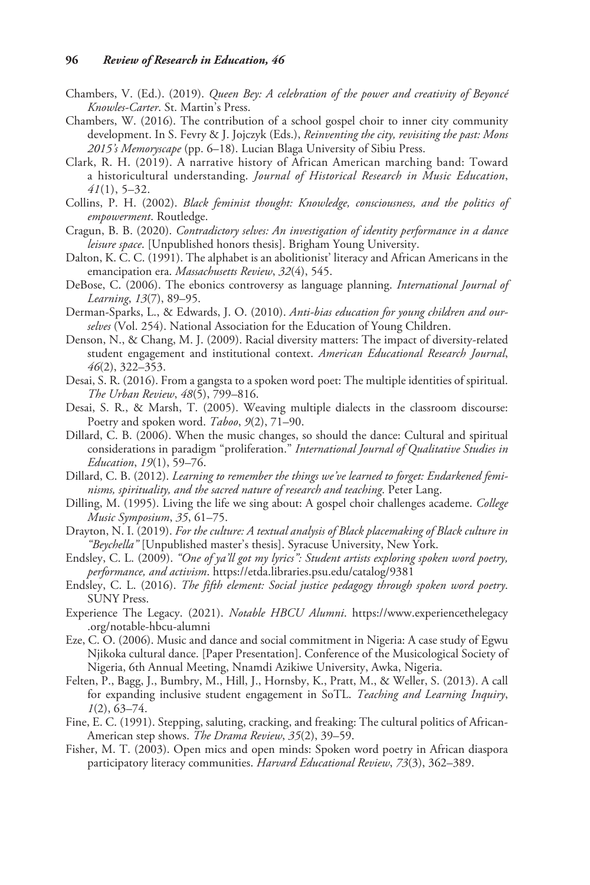Chambers, V. (Ed.). (2019). *Queen Bey: A celebration of the power and creativity of Beyoncé Knowles-Carter*. St. Martin's Press.

Chambers, W. (2016). The contribution of a school gospel choir to inner city community development. In S. Fevry & J. Jojczyk (Eds.), *Reinventing the city, revisiting the past: Mons 2015's Memoryscape* (pp. 6–18). Lucian Blaga University of Sibiu Press.

Clark, R. H. (2019). A narrative history of African American marching band: Toward a historicultural understanding. *Journal of Historical Research in Music Education*, *41*(1), 5–32.

Collins, P. H. (2002). *Black feminist thought: Knowledge, consciousness, and the politics of empowerment*. Routledge.

Cragun, B. B. (2020). *Contradictory selves: An investigation of identity performance in a dance leisure space*. [Unpublished honors thesis]. Brigham Young University.

Dalton, K. C. C. (1991). The alphabet is an abolitionist' literacy and African Americans in the emancipation era. *Massachusetts Review*, *32*(4), 545.

DeBose, C. (2006). The ebonics controversy as language planning. *International Journal of Learning*, *13*(7), 89–95.

Derman-Sparks, L., & Edwards, J. O. (2010). *Anti-bias education for young children and ourselves* (Vol. 254). National Association for the Education of Young Children.

Denson, N., & Chang, M. J. (2009). Racial diversity matters: The impact of diversity-related student engagement and institutional context. *American Educational Research Journal*, *46*(2), 322–353.

Desai, S. R. (2016). From a gangsta to a spoken word poet: The multiple identities of spiritual. *The Urban Review*, *48*(5), 799–816.

Desai, S. R., & Marsh, T. (2005). Weaving multiple dialects in the classroom discourse: Poetry and spoken word. *Taboo*, *9*(2), 71–90.

Dillard, C. B. (2006). When the music changes, so should the dance: Cultural and spiritual considerations in paradigm "proliferation." *International Journal of Qualitative Studies in Education*, *19*(1), 59–76.

Dillard, C. B. (2012). *Learning to remember the things we've learned to forget: Endarkened feminisms, spirituality, and the sacred nature of research and teaching*. Peter Lang.

Dilling, M. (1995). Living the life we sing about: A gospel choir challenges academe. *College Music Symposium*, *35*, 61–75.

Drayton, N. I. (2019). *For the culture: A textual analysis of Black placemaking of Black culture in "Beychella"* [Unpublished master's thesis]. Syracuse University, New York.

Endsley, C. L. (2009). *"One of ya'll got my lyrics": Student artists exploring spoken word poetry, performance, and activism*. https://etda.libraries.psu.edu/catalog/9381

Endsley, C. L. (2016). *The fifth element: Social justice pedagogy through spoken word poetry*. SUNY Press.

Experience The Legacy. (2021). *Notable HBCU Alumni*. https://www.experiencethelegacy.org/notable-hbcu-alumni

Eze, C. O. (2006). Music and dance and social commitment in Nigeria: A case study of Egwu Njikoka cultural dance. [Paper Presentation]. Conference of the Musicological Society of Nigeria, 6th Annual Meeting, Nnamdi Azikiwe University, Awka, Nigeria.

Felten, P., Bagg, J., Bumbry, M., Hill, J., Hornsby, K., Pratt, M., & Weller, S. (2013). A call for expanding inclusive student engagement in SoTL. *Teaching and Learning Inquiry*, *1*(2), 63–74.

Fine, E. C. (1991). Stepping, saluting, cracking, and freaking: The cultural politics of African-American step shows. *The Drama Review*, *35*(2), 39–59.

Fisher, M. T. (2003). Open mics and open minds: Spoken word poetry in African diaspora participatory literacy communities. *Harvard Educational Review*, *73*(3), 362–389.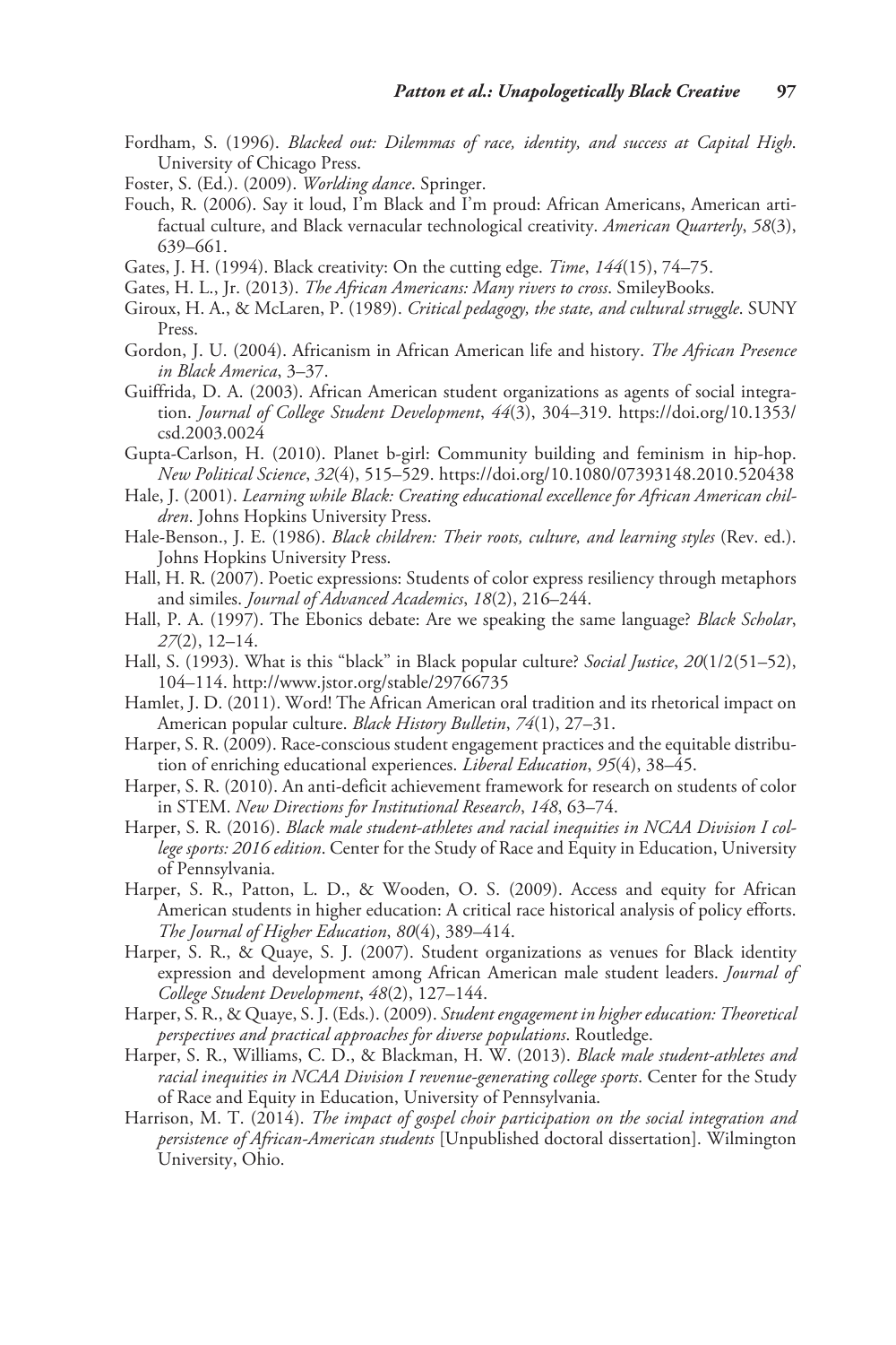Fordham, S. (1996). *Blacked out: Dilemmas of race, identity, and success at Capital High*. University of Chicago Press.

Foster, S. (Ed.). (2009). *Worlding dance*. Springer.

Fouch, R. (2006). Say it loud, I'm Black and I'm proud: African Americans, American artifactual culture, and Black vernacular technological creativity. *American Quarterly*, *58*(3), 639–661.

Gates, J. H. (1994). Black creativity: On the cutting edge. *Time*, *144*(15), 74–75.

Gates, H. L., Jr. (2013). *The African Americans: Many rivers to cross*. SmileyBooks.

Giroux, H. A., & McLaren, P. (1989). *Critical pedagogy, the state, and cultural struggle*. SUNY Press.

Gordon, J. U. (2004). Africanism in African American life and history. *The African Presence in Black America*, 3–37.

Guiffrida, D. A. (2003). African American student organizations as agents of social integration. *Journal of College Student Development*, *44*(3), 304–319. https://doi.org/10.1353/csd.2003.0024

Gupta-Carlson, H. (2010). Planet b-girl: Community building and feminism in hip-hop. *New Political Science*, *32*(4), 515–529. https://doi.org/10.1080/07393148.2010.520438

Hale, J. (2001). *Learning while Black: Creating educational excellence for African American children*. Johns Hopkins University Press.

Hale-Benson., J. E. (1986). *Black children: Their roots, culture, and learning styles* (Rev. ed.). Johns Hopkins University Press.

Hall, H. R. (2007). Poetic expressions: Students of color express resiliency through metaphors and similes. *Journal of Advanced Academics*, *18*(2), 216–244.

Hall, P. A. (1997). The Ebonics debate: Are we speaking the same language? *Black Scholar*, *27*(2), 12–14.

Hall, S. (1993). What is this "black" in Black popular culture? *Social Justice*, *20*(1/2(51–52), 104–114. http://www.jstor.org/stable/29766735

Hamlet, J. D. (2011). Word! The African American oral tradition and its rhetorical impact on American popular culture. *Black History Bulletin*, *74*(1), 27–31.

Harper, S. R. (2009). Race-conscious student engagement practices and the equitable distribution of enriching educational experiences. *Liberal Education*, *95*(4), 38–45.

Harper, S. R. (2010). An anti-deficit achievement framework for research on students of color in STEM. *New Directions for Institutional Research*, *148*, 63–74.

Harper, S. R. (2016). *Black male student-athletes and racial inequities in NCAA Division I college sports: 2016 edition*. Center for the Study of Race and Equity in Education, University of Pennsylvania.

Harper, S. R., Patton, L. D., & Wooden, O. S. (2009). Access and equity for African American students in higher education: A critical race historical analysis of policy efforts. *The Journal of Higher Education*, *80*(4), 389–414.

Harper, S. R., & Quaye, S. J. (2007). Student organizations as venues for Black identity expression and development among African American male student leaders. *Journal of College Student Development*, *48*(2), 127–144.

Harper, S. R., & Quaye, S. J. (Eds.). (2009). *Student engagement in higher education: Theoretical perspectives and practical approaches for diverse populations*. Routledge.

Harper, S. R., Williams, C. D., & Blackman, H. W. (2013). *Black male student-athletes and racial inequities in NCAA Division I revenue-generating college sports*. Center for the Study of Race and Equity in Education, University of Pennsylvania.

Harrison, M. T. (2014). *The impact of gospel choir participation on the social integration and persistence of African-American students* [Unpublished doctoral dissertation]. Wilmington University, Ohio.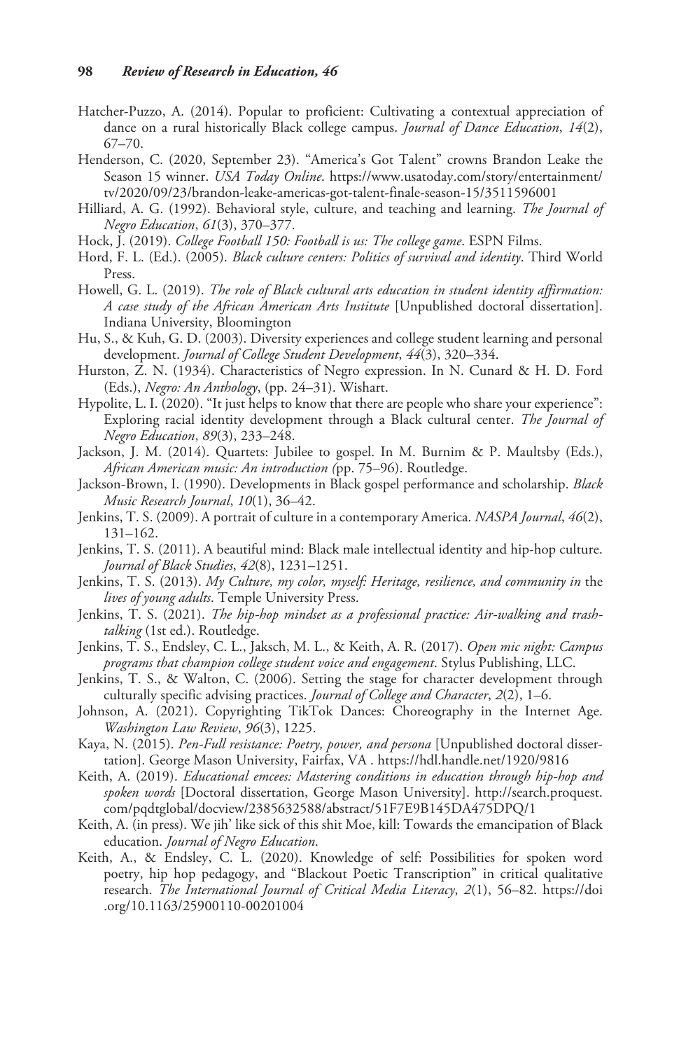Hatcher-Puzzo, A. (2014). Popular to proficient: Cultivating a contextual appreciation of dance on a rural historically Black college campus. *Journal of Dance Education*, *14*(2), 67–70.

Henderson, C. (2020, September 23). "America's Got Talent" crowns Brandon Leake the Season 15 winner. *USA Today Online*. https://www.usatoday.com/story/entertainment/tv/2020/09/23/brandon-leake-americas-got-talent-finale-season-15/3511596001

Hilliard, A. G. (1992). Behavioral style, culture, and teaching and learning. *The Journal of Negro Education*, *61*(3), 370–377.

Hock, J. (2019). *College Football 150: Football is us: The college game*. ESPN Films.

Hord, F. L. (Ed.). (2005). *Black culture centers: Politics of survival and identity*. Third World Press.

Howell, G. L. (2019). *The role of Black cultural arts education in student identity affirmation: A case study of the African American Arts Institute* [Unpublished doctoral dissertation]. Indiana University, Bloomington

Hu, S., & Kuh, G. D. (2003). Diversity experiences and college student learning and personal development. *Journal of College Student Development*, *44*(3), 320–334.

Hurston, Z. N. (1934). Characteristics of Negro expression. In N. Cunard & H. D. Ford (Eds.), *Negro: An Anthology*, (pp. 24–31). Wishart.

Hypolite, L. I. (2020). "It just helps to know that there are people who share your experience": Exploring racial identity development through a Black cultural center. *The Journal of Negro Education*, *89*(3), 233–248.

Jackson, J. M. (2014). Quartets: Jubilee to gospel. In M. Burnim & P. Maultsby (Eds.), *African American music: An introduction (*pp. 75–96). Routledge.

Jackson-Brown, I. (1990). Developments in Black gospel performance and scholarship. *Black Music Research Journal*, *10*(1), 36–42.

Jenkins, T. S. (2009). A portrait of culture in a contemporary America. *NASPA Journal*, *46*(2), 131–162.

Jenkins, T. S. (2011). A beautiful mind: Black male intellectual identity and hip-hop culture. *Journal of Black Studies*, *42*(8), 1231–1251.

Jenkins, T. S. (2013). *My Culture, my color, myself: Heritage, resilience, and community in* the *lives of young adults*. Temple University Press.

Jenkins, T. S. (2021). *The hip-hop mindset as a professional practice: Air-walking and trash-talking* (1st ed.). Routledge.

Jenkins, T. S., Endsley, C. L., Jaksch, M. L., & Keith, A. R. (2017). *Open mic night: Campus programs that champion college student voice and engagement*. Stylus Publishing, LLC.

Jenkins, T. S., & Walton, C. (2006). Setting the stage for character development through culturally specific advising practices. *Journal of College and Character*, *2*(2), 1–6.

Johnson, A. (2021). Copyrighting TikTok Dances: Choreography in the Internet Age. *Washington Law Review*, *96*(3), 1225.

Kaya, N. (2015). *Pen-Full resistance: Poetry, power, and persona* [Unpublished doctoral dissertation]. George Mason University, Fairfax, VA . https://hdl.handle.net/1920/9816

Keith, A. (2019). *Educational emcees: Mastering conditions in education through hip-hop and spoken words* [Doctoral dissertation, George Mason University]. http://search.proquest.com/pqdtglobal/docview/2385632588/abstract/51F7E9B145DA475DPQ/1

Keith, A. (in press). We jih' like sick of this shit Moe, kill: Towards the emancipation of Black education. *Journal of Negro Education*.

Keith, A., & Endsley, C. L. (2020). Knowledge of self: Possibilities for spoken word poetry, hip hop pedagogy, and "Blackout Poetic Transcription" in critical qualitative research. *The International Journal of Critical Media Literacy*, *2*(1), 56–82. https://doi.org/10.1163/25900110-00201004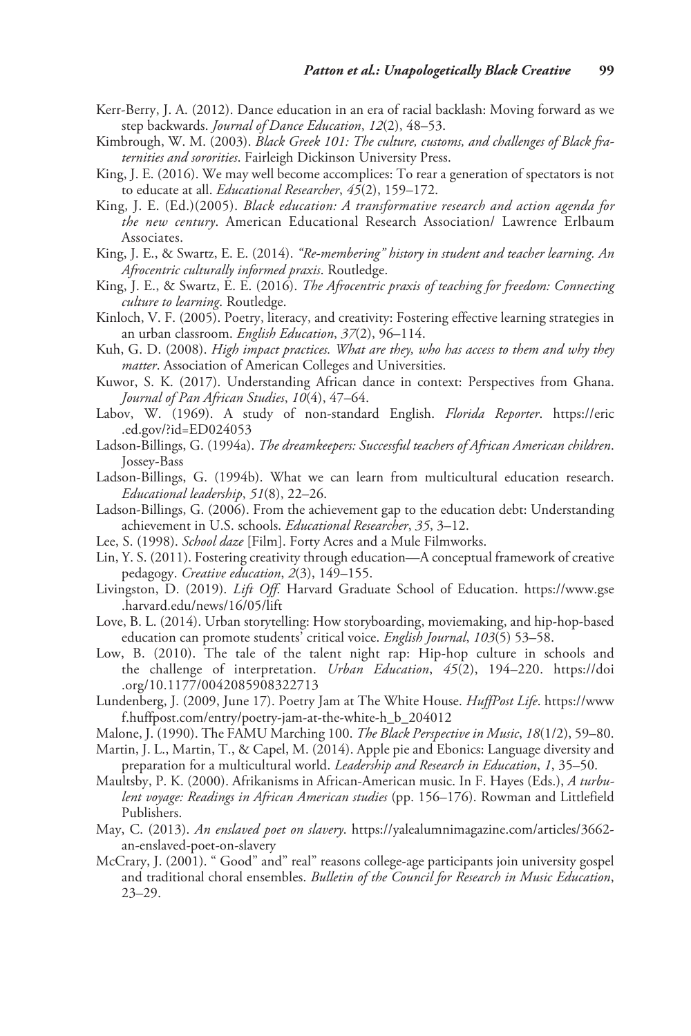Kerr-Berry, J. A. (2012). Dance education in an era of racial backlash: Moving forward as we step backwards. *Journal of Dance Education*, *12*(2), 48–53.

Kimbrough, W. M. (2003). *Black Greek 101: The culture, customs, and challenges of Black fraternities and sororities*. Fairleigh Dickinson University Press.

King, J. E. (2016). We may well become accomplices: To rear a generation of spectators is not to educate at all. *Educational Researcher*, *45*(2), 159–172.

King, J. E. (Ed.)(2005). *Black education: A transformative research and action agenda for the new century*. American Educational Research Association/ Lawrence Erlbaum Associates.

King, J. E., & Swartz, E. E. (2014). *"Re-membering" history in student and teacher learning. An Afrocentric culturally informed praxis*. Routledge.

King, J. E., & Swartz, E. E. (2016). *The Afrocentric praxis of teaching for freedom: Connecting culture to learning*. Routledge.

Kinloch, V. F. (2005). Poetry, literacy, and creativity: Fostering effective learning strategies in an urban classroom. *English Education*, *37*(2), 96–114.

Kuh, G. D. (2008). *High impact practices. What are they, who has access to them and why they matter*. Association of American Colleges and Universities.

Kuwor, S. K. (2017). Understanding African dance in context: Perspectives from Ghana. *Journal of Pan African Studies*, *10*(4), 47–64.

Labov, W. (1969). A study of non-standard English. *Florida Reporter*. https://eric.ed.gov/?id=ED024053

Ladson-Billings, G. (1994a). *The dreamkeepers: Successful teachers of African American children*. Jossey-Bass

Ladson-Billings, G. (1994b). What we can learn from multicultural education research. *Educational leadership*, *51*(8), 22–26.

Ladson-Billings, G. (2006). From the achievement gap to the education debt: Understanding achievement in U.S. schools. *Educational Researcher*, *35*, 3–12.

Lee, S. (1998). *School daze* [Film]. Forty Acres and a Mule Filmworks.

Lin, Y. S. (2011). Fostering creativity through education—A conceptual framework of creative pedagogy. *Creative education*, *2*(3), 149–155.

Livingston, D. (2019). *Lift Off*. Harvard Graduate School of Education. https://www.gse.harvard.edu/news/16/05/lift

Love, B. L. (2014). Urban storytelling: How storyboarding, moviemaking, and hip-hop-based education can promote students' critical voice. *English Journal*, *103*(5) 53–58.

Low, B. (2010). The tale of the talent night rap: Hip-hop culture in schools and the challenge of interpretation. *Urban Education*, *45*(2), 194–220. https://doi.org/10.1177/0042085908322713

Lundenberg, J. (2009, June 17). Poetry Jam at The White House. *HuffPost Life*. https://www f.huffpost.com/entry/poetry-jam-at-the-white-h_b_204012

Malone, J. (1990). The FAMU Marching 100. *The Black Perspective in Music*, *18*(1/2), 59–80.

Martin, J. L., Martin, T., & Capel, M. (2014). Apple pie and Ebonics: Language diversity and preparation for a multicultural world. *Leadership and Research in Education*, *1*, 35–50.

Maultsby, P. K. (2000). Afrikanisms in African-American music. In F. Hayes (Eds.), *A turbulent voyage: Readings in African American studies* (pp. 156–176). Rowman and Littlefield Publishers.

May, C. (2013). *An enslaved poet on slavery*. https://yalealumnimagazine.com/articles/3662-an-enslaved-poet-on-slavery

McCrary, J. (2001). " Good" and" real" reasons college-age participants join university gospel and traditional choral ensembles. *Bulletin of the Council for Research in Music Education*, 23–29.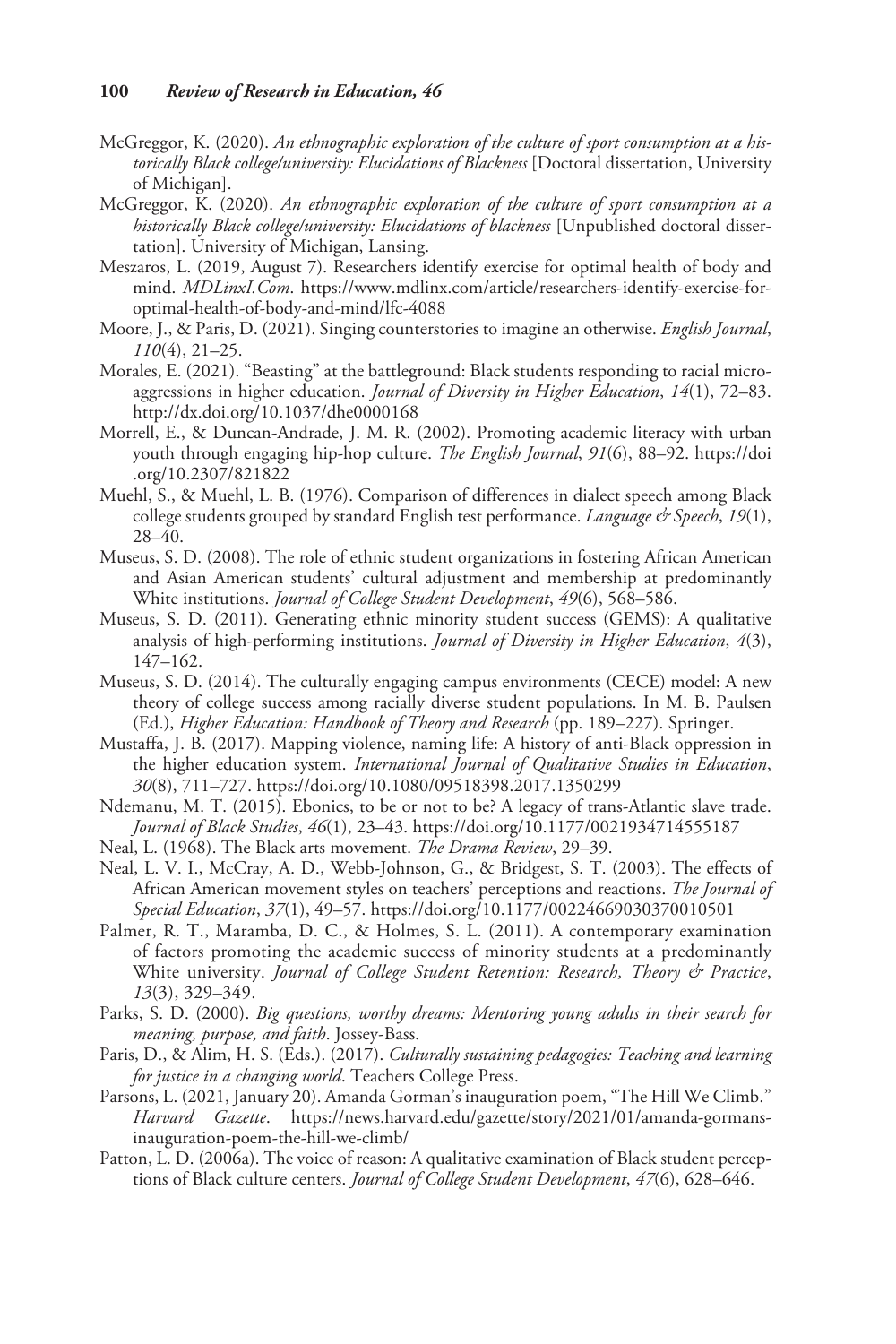McGreggor, K. (2020). *An ethnographic exploration of the culture of sport consumption at a historically Black college/university: Elucidations of Blackness* [Doctoral dissertation, University of Michigan].

McGreggor, K. (2020). *An ethnographic exploration of the culture of sport consumption at a historically Black college/university: Elucidations of blackness* [Unpublished doctoral dissertation]. University of Michigan, Lansing.

Meszaros, L. (2019, August 7). Researchers identify exercise for optimal health of body and mind. *MDLinxI.Com*. https://www.mdlinx.com/article/researchers-identify-exercise-for-optimal-health-of-body-and-mind/lfc-4088

Moore, J., & Paris, D. (2021). Singing counterstories to imagine an otherwise. *English Journal*, *110*(4), 21–25.

Morales, E. (2021). "Beasting" at the battleground: Black students responding to racial microaggressions in higher education. *Journal of Diversity in Higher Education*, *14*(1), 72–83. http://dx.doi.org/10.1037/dhe0000168

Morrell, E., & Duncan-Andrade, J. M. R. (2002). Promoting academic literacy with urban youth through engaging hip-hop culture. *The English Journal*, *91*(6), 88–92. https://doi.org/10.2307/821822

Muehl, S., & Muehl, L. B. (1976). Comparison of differences in dialect speech among Black college students grouped by standard English test performance. *Language & Speech*, *19*(1), 28–40.

Museus, S. D. (2008). The role of ethnic student organizations in fostering African American and Asian American students' cultural adjustment and membership at predominantly White institutions. *Journal of College Student Development*, *49*(6), 568–586.

Museus, S. D. (2011). Generating ethnic minority student success (GEMS): A qualitative analysis of high-performing institutions. *Journal of Diversity in Higher Education*, *4*(3), 147–162.

Museus, S. D. (2014). The culturally engaging campus environments (CECE) model: A new theory of college success among racially diverse student populations. In M. B. Paulsen (Ed.), *Higher Education: Handbook of Theory and Research* (pp. 189–227). Springer.

Mustaffa, J. B. (2017). Mapping violence, naming life: A history of anti-Black oppression in the higher education system. *International Journal of Qualitative Studies in Education*, *30*(8), 711–727. https://doi.org/10.1080/09518398.2017.1350299

Ndemanu, M. T. (2015). Ebonics, to be or not to be? A legacy of trans-Atlantic slave trade. *Journal of Black Studies*, *46*(1), 23–43. https://doi.org/10.1177/0021934714555187

Neal, L. (1968). The Black arts movement. *The Drama Review*, 29–39.

Neal, L. V. I., McCray, A. D., Webb-Johnson, G., & Bridgest, S. T. (2003). The effects of African American movement styles on teachers' perceptions and reactions. *The Journal of Special Education*, *37*(1), 49–57. https://doi.org/10.1177/00224669030370010501

Palmer, R. T., Maramba, D. C., & Holmes, S. L. (2011). A contemporary examination of factors promoting the academic success of minority students at a predominantly White university. *Journal of College Student Retention: Research, Theory & Practice*, *13*(3), 329–349.

Parks, S. D. (2000). *Big questions, worthy dreams: Mentoring young adults in their search for meaning, purpose, and faith*. Jossey-Bass.

Paris, D., & Alim, H. S. (Eds.). (2017). *Culturally sustaining pedagogies: Teaching and learning for justice in a changing world*. Teachers College Press.

Parsons, L. (2021, January 20). Amanda Gorman's inauguration poem, "The Hill We Climb." *Harvard Gazette*. https://news.harvard.edu/gazette/story/2021/01/amanda-gormans-inauguration-poem-the-hill-we-climb/

Patton, L. D. (2006a). The voice of reason: A qualitative examination of Black student perceptions of Black culture centers. *Journal of College Student Development*, *47*(6), 628–646.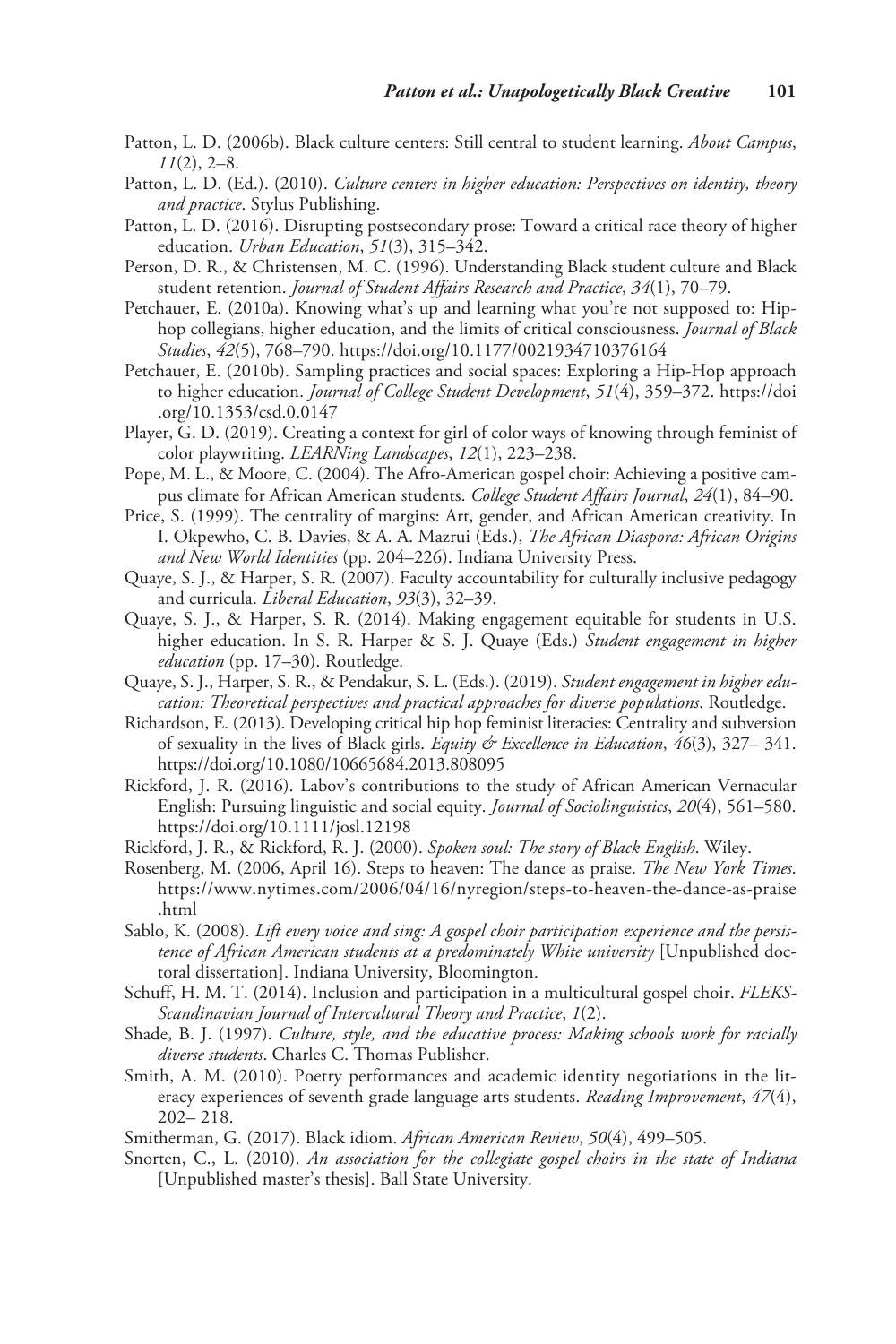Patton, L. D. (2006b). Black culture centers: Still central to student learning. *About Campus*, *11*(2), 2–8.

Patton, L. D. (Ed.). (2010). *Culture centers in higher education: Perspectives on identity, theory and practice*. Stylus Publishing.

Patton, L. D. (2016). Disrupting postsecondary prose: Toward a critical race theory of higher education. *Urban Education*, *51*(3), 315–342.

Person, D. R., & Christensen, M. C. (1996). Understanding Black student culture and Black student retention. *Journal of Student Affairs Research and Practice*, *34*(1), 70–79.

Petchauer, E. (2010a). Knowing what's up and learning what you're not supposed to: Hip-hop collegians, higher education, and the limits of critical consciousness. *Journal of Black Studies*, *42*(5), 768–790. https://doi.org/10.1177/0021934710376164

Petchauer, E. (2010b). Sampling practices and social spaces: Exploring a Hip-Hop approach to higher education. *Journal of College Student Development*, *51*(4), 359–372. https://doi.org/10.1353/csd.0.0147

Player, G. D. (2019). Creating a context for girl of color ways of knowing through feminist of color playwriting. *LEARNing Landscapes*, *12*(1), 223–238.

Pope, M. L., & Moore, C. (2004). The Afro-American gospel choir: Achieving a positive campus climate for African American students. *College Student Affairs Journal*, *24*(1), 84–90.

Price, S. (1999). The centrality of margins: Art, gender, and African American creativity. In I. Okpewho, C. B. Davies, & A. A. Mazrui (Eds.), *The African Diaspora: African Origins and New World Identities* (pp. 204–226). Indiana University Press.

Quaye, S. J., & Harper, S. R. (2007). Faculty accountability for culturally inclusive pedagogy and curricula. *Liberal Education*, *93*(3), 32–39.

Quaye, S. J., & Harper, S. R. (2014). Making engagement equitable for students in U.S. higher education. In S. R. Harper & S. J. Quaye (Eds.) *Student engagement in higher education* (pp. 17–30). Routledge.

Quaye, S. J., Harper, S. R., & Pendakur, S. L. (Eds.). (2019). *Student engagement in higher education: Theoretical perspectives and practical approaches for diverse populations*. Routledge.

Richardson, E. (2013). Developing critical hip hop feminist literacies: Centrality and subversion of sexuality in the lives of Black girls. *Equity & Excellence in Education*, *46*(3), 327– 341. https://doi.org/10.1080/10665684.2013.808095

Rickford, J. R. (2016). Labov's contributions to the study of African American Vernacular English: Pursuing linguistic and social equity. *Journal of Sociolinguistics*, *20*(4), 561–580. https://doi.org/10.1111/josl.12198

Rickford, J. R., & Rickford, R. J. (2000). *Spoken soul: The story of Black English*. Wiley.

Rosenberg, M. (2006, April 16). Steps to heaven: The dance as praise. *The New York Times*. https://www.nytimes.com/2006/04/16/nyregion/steps-to-heaven-the-dance-as-praise.html

Sablo, K. (2008). *Lift every voice and sing: A gospel choir participation experience and the persistence of African American students at a predominately White university* [Unpublished doctoral dissertation]. Indiana University, Bloomington.

Schuff, H. M. T. (2014). Inclusion and participation in a multicultural gospel choir. *FLEKS-Scandinavian Journal of Intercultural Theory and Practice*, *1*(2).

Shade, B. J. (1997). *Culture, style, and the educative process: Making schools work for racially diverse students*. Charles C. Thomas Publisher.

Smith, A. M. (2010). Poetry performances and academic identity negotiations in the literacy experiences of seventh grade language arts students. *Reading Improvement*, *47*(4), 202– 218.

Smitherman, G. (2017). Black idiom. *African American Review*, *50*(4), 499–505.

Snorten, C., L. (2010). *An association for the collegiate gospel choirs in the state of Indiana* [Unpublished master's thesis]. Ball State University.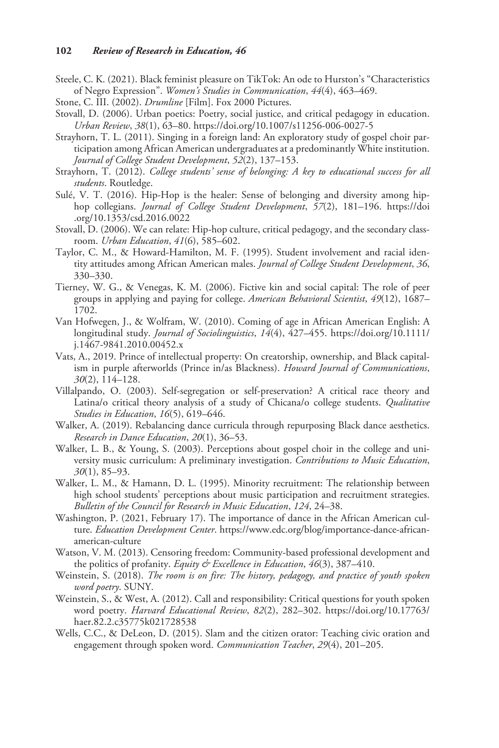Steele, C. K. (2021). Black feminist pleasure on TikTok: An ode to Hurston's "Characteristics of Negro Expression". *Women's Studies in Communication*, *44*(4), 463–469.

Stone, C. III. (2002). *Drumline* [Film]. Fox 2000 Pictures.

Stovall, D. (2006). Urban poetics: Poetry, social justice, and critical pedagogy in education. *Urban Review*, *38*(1), 63–80. https://doi.org/10.1007/s11256-006-0027-5

Strayhorn, T. L. (2011). Singing in a foreign land: An exploratory study of gospel choir participation among African American undergraduates at a predominantly White institution. *Journal of College Student Development*, *52*(2), 137–153.

Strayhorn, T. (2012). *College students' sense of belonging: A key to educational success for all students*. Routledge.

Sulé, V. T. (2016). Hip-Hop is the healer: Sense of belonging and diversity among hip-hop collegians. *Journal of College Student Development*, *57*(2), 181–196. https://doi.org/10.1353/csd.2016.0022

Stovall, D. (2006). We can relate: Hip-hop culture, critical pedagogy, and the secondary classroom. *Urban Education*, *41*(6), 585–602.

Taylor, C. M., & Howard-Hamilton, M. F. (1995). Student involvement and racial identity attitudes among African American males. *Journal of College Student Development*, *36*, 330–330.

Tierney, W. G., & Venegas, K. M. (2006). Fictive kin and social capital: The role of peer groups in applying and paying for college. *American Behavioral Scientist*, *49*(12), 1687–1702.

Van Hofwegen, J., & Wolfram, W. (2010). Coming of age in African American English: A longitudinal study. *Journal of Sociolinguistics*, *14*(4), 427–455. https://doi.org/10.1111/j.1467-9841.2010.00452.x

Vats, A., 2019. Prince of intellectual property: On creatorship, ownership, and Black capitalism in purple afterworlds (Prince in/as Blackness). *Howard Journal of Communications*, *30*(2), 114–128.

Villalpando, O. (2003). Self-segregation or self-preservation? A critical race theory and Latina/o critical theory analysis of a study of Chicana/o college students. *Qualitative Studies in Education*, *16*(5), 619–646.

Walker, A. (2019). Rebalancing dance curricula through repurposing Black dance aesthetics. *Research in Dance Education*, *20*(1), 36–53.

Walker, L. B., & Young, S. (2003). Perceptions about gospel choir in the college and university music curriculum: A preliminary investigation. *Contributions to Music Education*, *30*(1), 85–93.

Walker, L. M., & Hamann, D. L. (1995). Minority recruitment: The relationship between high school students' perceptions about music participation and recruitment strategies. *Bulletin of the Council for Research in Music Education*, *124*, 24–38.

Washington, P. (2021, February 17). The importance of dance in the African American culture. *Education Development Center*. https://www.edc.org/blog/importance-dance-african-american-culture

Watson, V. M. (2013). Censoring freedom: Community-based professional development and the politics of profanity. *Equity & Excellence in Education*, *46*(3), 387–410.

Weinstein, S. (2018). *The room is on fire: The history, pedagogy, and practice of youth spoken word poetry*. SUNY.

Weinstein, S., & West, A. (2012). Call and responsibility: Critical questions for youth spoken word poetry. *Harvard Educational Review*, *82*(2), 282–302. https://doi.org/10.17763/haer.82.2.c35775k021728538

Wells, C.C., & DeLeon, D. (2015). Slam and the citizen orator: Teaching civic oration and engagement through spoken word. *Communication Teacher*, *29*(4), 201–205.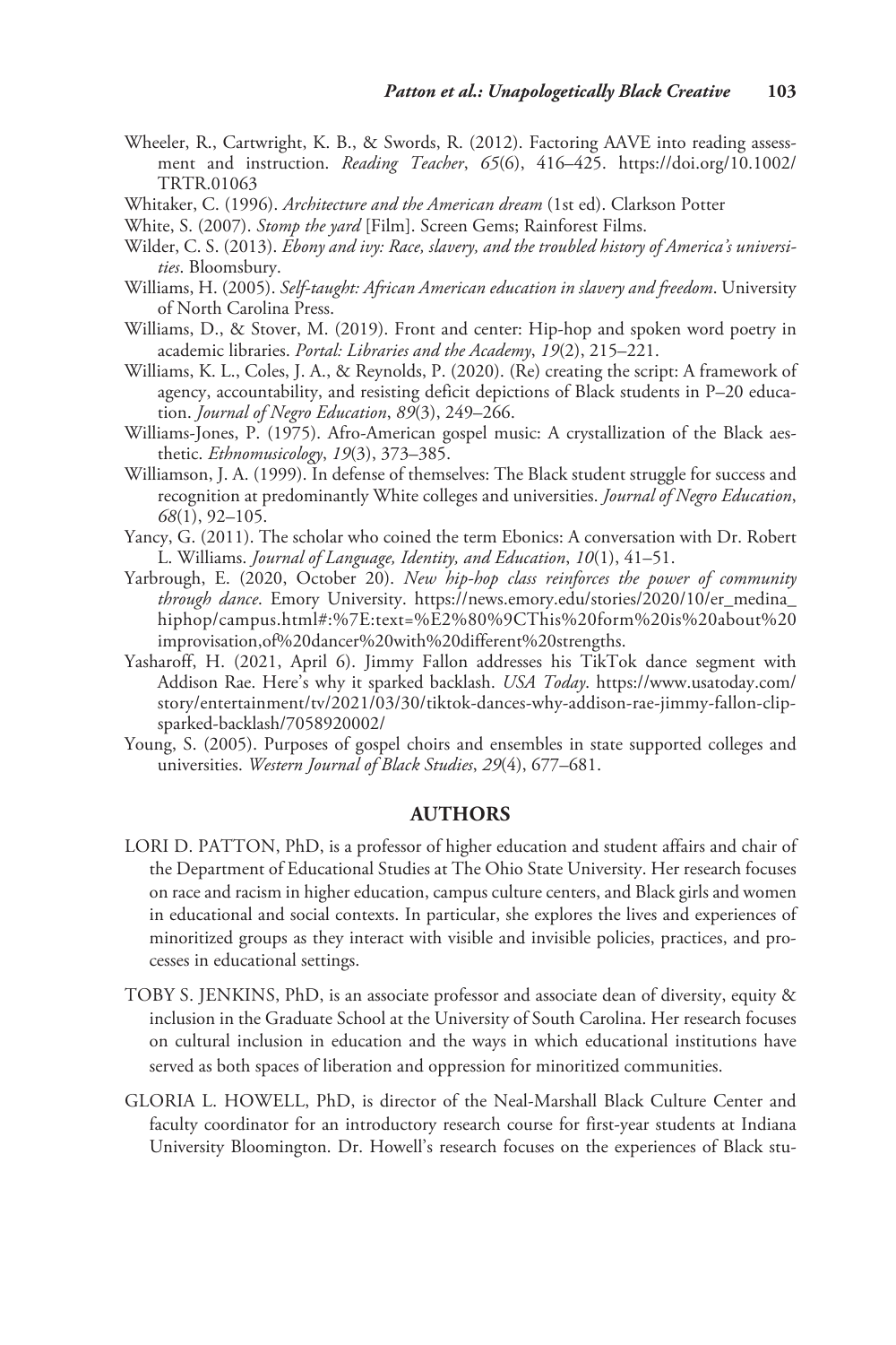Wheeler, R., Cartwright, K. B., & Swords, R. (2012). Factoring AAVE into reading assessment and instruction. *Reading Teacher*, *65*(6), 416–425. https://doi.org/10.1002/TRTR.01063

Whitaker, C. (1996). *Architecture and the American dream* (1st ed). Clarkson Potter

White, S. (2007). *Stomp the yard* [Film]. Screen Gems; Rainforest Films.

Wilder, C. S. (2013). *Ebony and ivy: Race, slavery, and the troubled history of America's universities*. Bloomsbury.

Williams, H. (2005). *Self-taught: African American education in slavery and freedom*. University of North Carolina Press.

Williams, D., & Stover, M. (2019). Front and center: Hip-hop and spoken word poetry in academic libraries. *Portal: Libraries and the Academy*, *19*(2), 215–221.

Williams, K. L., Coles, J. A., & Reynolds, P. (2020). (Re) creating the script: A framework of agency, accountability, and resisting deficit depictions of Black students in P–20 education. *Journal of Negro Education*, *89*(3), 249–266.

Williams-Jones, P. (1975). Afro-American gospel music: A crystallization of the Black aesthetic. *Ethnomusicology*, *19*(3), 373–385.

Williamson, J. A. (1999). In defense of themselves: The Black student struggle for success and recognition at predominantly White colleges and universities. *Journal of Negro Education*, *68*(1), 92–105.

Yancy, G. (2011). The scholar who coined the term Ebonics: A conversation with Dr. Robert L. Williams. *Journal of Language, Identity, and Education*, *10*(1), 41–51.

Yarbrough, E. (2020, October 20). *New hip-hop class reinforces the power of community through dance*. Emory University. https://news.emory.edu/stories/2020/10/er_medina_hiphop/campus.html#:%7E:text=%E2%80%9CThis%20form%20is%20about%20improvisation,of%20dancer%20with%20different%20strengths.

Yasharoff, H. (2021, April 6). Jimmy Fallon addresses his TikTok dance segment with Addison Rae. Here's why it sparked backlash. *USA Today*. https://www.usatoday.com/story/entertainment/tv/2021/03/30/tiktok-dances-why-addison-rae-jimmy-fallon-clip-sparked-backlash/7058920002/

Young, S. (2005). Purposes of gospel choirs and ensembles in state supported colleges and universities. *Western Journal of Black Studies*, *29*(4), 677–681.

## AUTHORS

LORI D. PATTON, PhD, is a professor of higher education and student affairs and chair of the Department of Educational Studies at The Ohio State University. Her research focuses on race and racism in higher education, campus culture centers, and Black girls and women in educational and social contexts. In particular, she explores the lives and experiences of minoritized groups as they interact with visible and invisible policies, practices, and processes in educational settings.

TOBY S. JENKINS, PhD, is an associate professor and associate dean of diversity, equity & inclusion in the Graduate School at the University of South Carolina. Her research focuses on cultural inclusion in education and the ways in which educational institutions have served as both spaces of liberation and oppression for minoritized communities.

GLORIA L. HOWELL, PhD, is director of the Neal-Marshall Black Culture Center and faculty coordinator for an introductory research course for first-year students at Indiana University Bloomington. Dr. Howell's research focuses on the experiences of Black stu-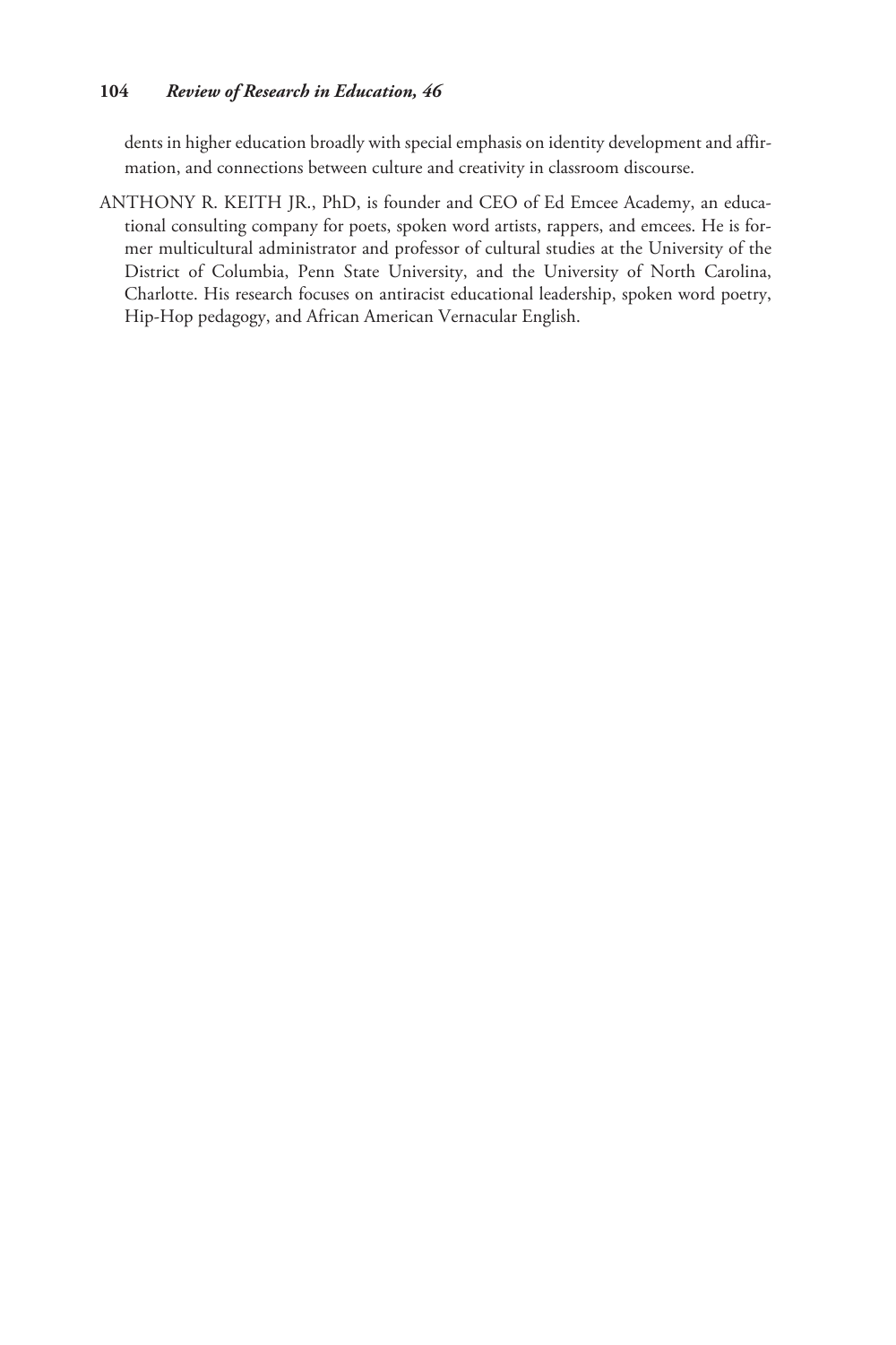dents in higher education broadly with special emphasis on identity development and affirmation, and connections between culture and creativity in classroom discourse.

ANTHONY R. KEITH JR., PhD, is founder and CEO of Ed Emcee Academy, an educational consulting company for poets, spoken word artists, rappers, and emcees. He is former multicultural administrator and professor of cultural studies at the University of the District of Columbia, Penn State University, and the University of North Carolina, Charlotte. His research focuses on antiracist educational leadership, spoken word poetry, Hip-Hop pedagogy, and African American Vernacular English.